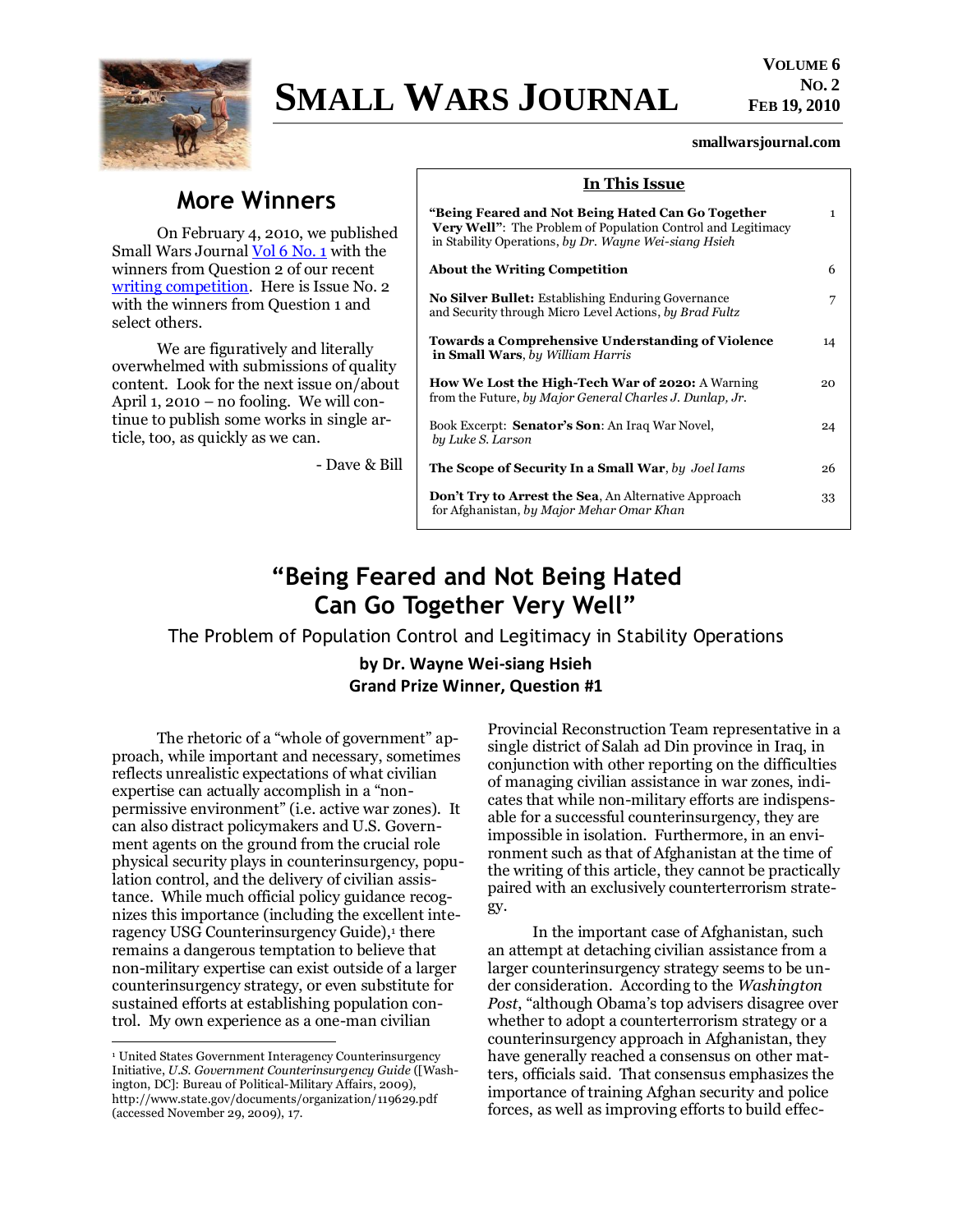# Small Wars Journal

**Volume 6**
**No. 2**
**Feb 19, 2010**

smallwarsjournal.com

## More Winners

On February 4, 2010, we published Small Wars Journal Vol 6 No. 1 with the winners from Question 2 of our recent writing competition. Here is Issue No. 2 with the winners from Question 1 and select others.

We are figuratively and literally overwhelmed with submissions of quality content. Look for the next issue on/about April 1, 2010 – no fooling. We will continue to publish some works in single article, too, as quickly as we can.

\- Dave & Bill

### In This Issue

| | |
|---|---|
| **"Being Feared and Not Being Hated Can Go Together Very Well"**: The Problem of Population Control and Legitimacy in Stability Operations, *by Dr. Wayne Wei-siang Hsieh* | 1 |
| **About the Writing Competition** | 6 |
| **No Silver Bullet:** Establishing Enduring Governance and Security through Micro Level Actions, *by Brad Fultz* | 7 |
| **Towards a Comprehensive Understanding of Violence in Small Wars**, *by William Harris* | 14 |
| **How We Lost the High-Tech War of 2020:** A Warning from the Future, *by Major General Charles J. Dunlap, Jr.* | 20 |
| Book Excerpt: **Senator's Son**: An Iraq War Novel, *by Luke S. Larson* | 24 |
| **The Scope of Security In a Small War**, *by Joel Iams* | 26 |
| **Don't Try to Arrest the Sea**, An Alternative Approach for Afghanistan, *by Major Mehar Omar Khan* | 33 |

## "Being Feared and Not Being Hated Can Go Together Very Well"

### The Problem of Population Control and Legitimacy in Stability Operations

**by Dr. Wayne Wei-siang Hsieh**
**Grand Prize Winner, Question #1**

The rhetoric of a "whole of government" approach, while important and necessary, sometimes reflects unrealistic expectations of what civilian expertise can actually accomplish in a "non-permissive environment" (i.e. active war zones). It can also distract policymakers and U.S. Government agents on the ground from the crucial role physical security plays in counterinsurgency, population control, and the delivery of civilian assistance. While much official policy guidance recognizes this importance (including the excellent interagency USG Counterinsurgency Guide),[1] there remains a dangerous temptation to believe that non-military expertise can exist outside of a larger counterinsurgency strategy, or even substitute for sustained efforts at establishing population control. My own experience as a one-man civilian Provincial Reconstruction Team representative in a single district of Salah ad Din province in Iraq, in conjunction with other reporting on the difficulties of managing civilian assistance in war zones, indicates that while non-military efforts are indispensable for a successful counterinsurgency, they are impossible in isolation. Furthermore, in an environment such as that of Afghanistan at the time of the writing of this article, they cannot be practically paired with an exclusively counterterrorism strategy.

In the important case of Afghanistan, such an attempt at detaching civilian assistance from a larger counterinsurgency strategy seems to be under consideration. According to the *Washington Post*, "although Obama's top advisers disagree over whether to adopt a counterterrorism strategy or a counterinsurgency approach in Afghanistan, they have generally reached a consensus on other matters, officials said. That consensus emphasizes the importance of training Afghan security and police forces, as well as improving efforts to build effec-

[1] United States Government Interagency Counterinsurgency Initiative, *U.S. Government Counterinsurgency Guide* ([Washington, DC]: Bureau of Political-Military Affairs, 2009), http://www.state.gov/documents/organization/119629.pdf (accessed November 29, 2009), 17.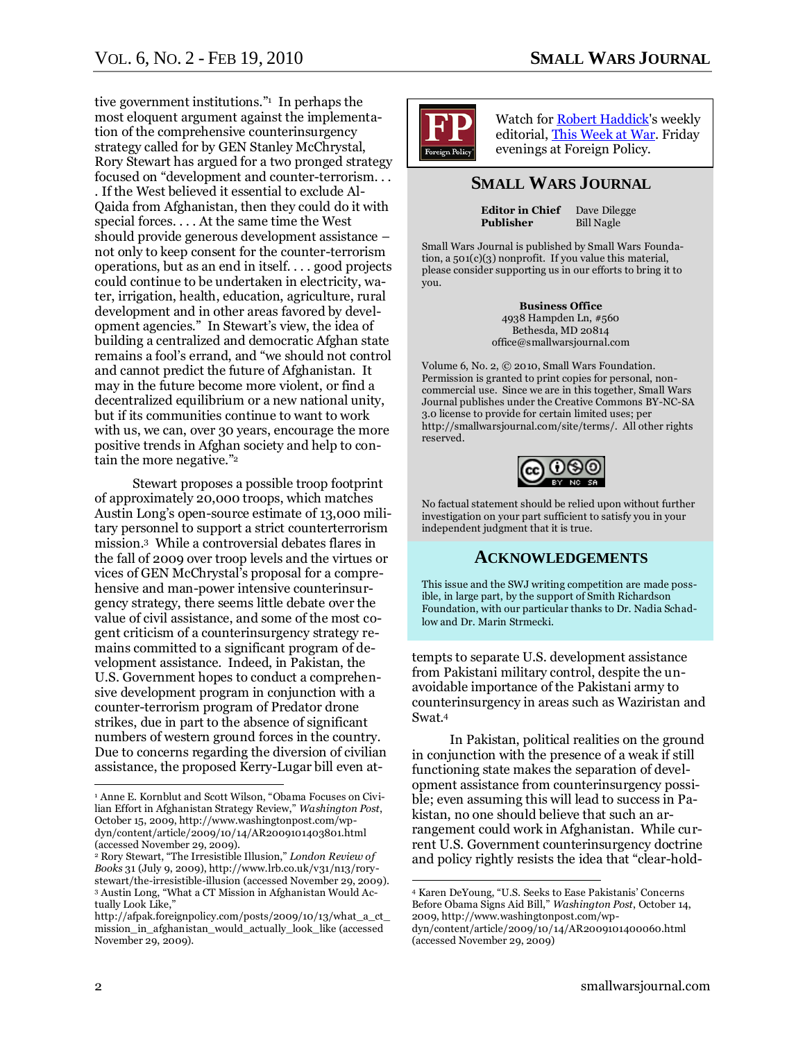tive government institutions."[1] In perhaps the most eloquent argument against the implementation of the comprehensive counterinsurgency strategy called for by GEN Stanley McChrystal, Rory Stewart has argued for a two pronged strategy focused on "development and counter-terrorism. . . . If the West believed it essential to exclude Al-Qaida from Afghanistan, then they could do it with special forces. . . . At the same time the West should provide generous development assistance – not only to keep consent for the counter-terrorism operations, but as an end in itself. . . . good projects could continue to be undertaken in electricity, water, irrigation, health, education, agriculture, rural development and in other areas favored by development agencies." In Stewart's view, the idea of building a centralized and democratic Afghan state remains a fool's errand, and "we should not control and cannot predict the future of Afghanistan. It may in the future become more violent, or find a decentralized equilibrium or a new national unity, but if its communities continue to want to work with us, we can, over 30 years, encourage the more positive trends in Afghan society and help to contain the more negative."[2]

Stewart proposes a possible troop footprint of approximately 20,000 troops, which matches Austin Long's open-source estimate of 13,000 military personnel to support a strict counterterrorism mission.[3] While a controversial debates flares in the fall of 2009 over troop levels and the virtues or vices of GEN McChrystal's proposal for a comprehensive and man-power intensive counterinsurgency strategy, there seems little debate over the value of civil assistance, and some of the most cogent criticism of a counterinsurgency strategy remains committed to a significant program of development assistance. Indeed, in Pakistan, the U.S. Government hopes to conduct a comprehensive development program in conjunction with a counter-terrorism program of Predator drone strikes, due in part to the absence of significant numbers of western ground forces in the country. Due to concerns regarding the diversion of civilian assistance, the proposed Kerry-Lugar bill even attempts to separate U.S. development assistance from Pakistani military control, despite the unavoidable importance of the Pakistani army to counterinsurgency in areas such as Waziristan and Swat.[4]

In Pakistan, political realities on the ground in conjunction with the presence of a weak if still functioning state makes the separation of development assistance from counterinsurgency possible; even assuming this will lead to success in Pakistan, no one should believe that such an arrangement could work in Afghanistan. While current U.S. Government counterinsurgency doctrine and policy rightly resists the idea that "clear-hold-

---

Watch for Robert Haddick's weekly editorial, This Week at War. Friday evenings at Foreign Policy.

## SMALL WARS JOURNAL

**Editor in Chief** Dave Dilegge
**Publisher** Bill Nagle

Small Wars Journal is published by Small Wars Foundation, a 501(c)(3) nonprofit. If you value this material, please consider supporting us in our efforts to bring it to you.

**Business Office**
4938 Hampden Ln, #560
Bethesda, MD 20814
office@smallwarsjournal.com

Volume 6, No. 2, © 2010, Small Wars Foundation. Permission is granted to print copies for personal, non-commercial use. Since we are in this together, Small Wars Journal publishes under the Creative Commons BY-NC-SA 3.0 license to provide for certain limited uses; per http://smallwarsjournal.com/site/terms/. All other rights reserved.

No factual statement should be relied upon without further investigation on your part sufficient to satisfy you in your independent judgment that it is true.

## ACKNOWLEDGEMENTS

This issue and the SWJ writing competition are made possible, in large part, by the support of Smith Richardson Foundation, with our particular thanks to Dr. Nadia Schadlow and Dr. Marin Strmecki.

---

[1] Anne E. Kornblut and Scott Wilson, "Obama Focuses on Civilian Effort in Afghanistan Strategy Review," *Washington Post*, October 15, 2009, http://www.washingtonpost.com/wp-dyn/content/article/2009/10/14/AR2009101403801.html (accessed November 29, 2009).

[2] Rory Stewart, "The Irresistible Illusion," *London Review of Books* 31 (July 9, 2009), http://www.lrb.co.uk/v31/n13/rory-stewart/the-irresistible-illusion (accessed November 29, 2009).

[3] Austin Long, "What a CT Mission in Afghanistan Would Actually Look Like," http://afpak.foreignpolicy.com/posts/2009/10/13/what_a_ct_mission_in_afghanistan_would_actually_look_like (accessed November 29, 2009).

[4] Karen DeYoung, "U.S. Seeks to Ease Pakistanis' Concerns Before Obama Signs Aid Bill," *Washington Post*, October 14, 2009, http://www.washingtonpost.com/wp-dyn/content/article/2009/10/14/AR2009101400060.html (accessed November 29, 2009)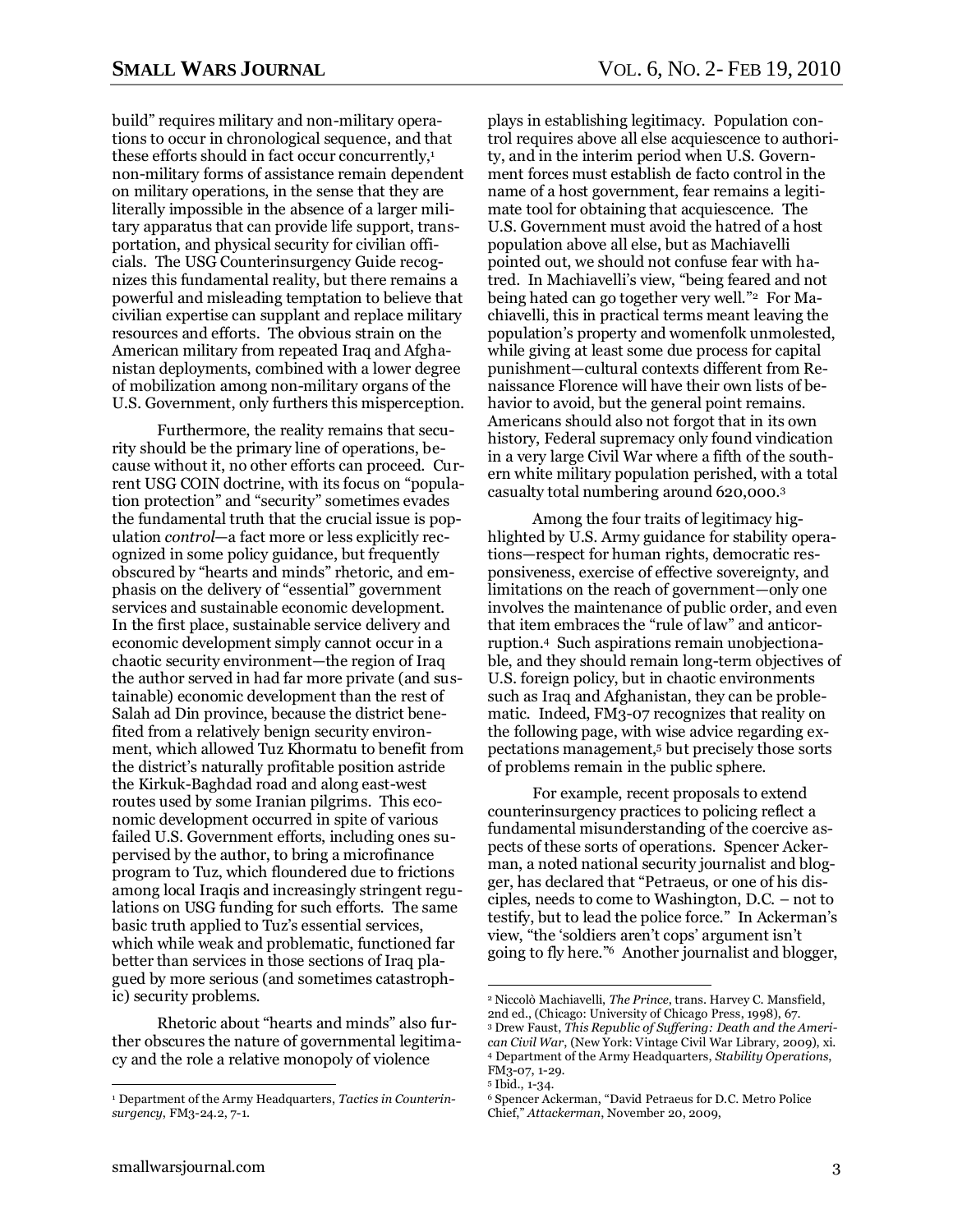build" requires military and non-military operations to occur in chronological sequence, and that these efforts should in fact occur concurrently,[1] non-military forms of assistance remain dependent on military operations, in the sense that they are literally impossible in the absence of a larger military apparatus that can provide life support, transportation, and physical security for civilian officials. The USG Counterinsurgency Guide recognizes this fundamental reality, but there remains a powerful and misleading temptation to believe that civilian expertise can supplant and replace military resources and efforts. The obvious strain on the American military from repeated Iraq and Afghanistan deployments, combined with a lower degree of mobilization among non-military organs of the U.S. Government, only furthers this misperception.

Furthermore, the reality remains that security should be the primary line of operations, because without it, no other efforts can proceed. Current USG COIN doctrine, with its focus on "population protection" and "security" sometimes evades the fundamental truth that the crucial issue is population *control*—a fact more or less explicitly recognized in some policy guidance, but frequently obscured by "hearts and minds" rhetoric, and emphasis on the delivery of "essential" government services and sustainable economic development. In the first place, sustainable service delivery and economic development simply cannot occur in a chaotic security environment—the region of Iraq the author served in had far more private (and sustainable) economic development than the rest of Salah ad Din province, because the district benefited from a relatively benign security environment, which allowed Tuz Khormatu to benefit from the district's naturally profitable position astride the Kirkuk-Baghdad road and along east-west routes used by some Iranian pilgrims. This economic development occurred in spite of various failed U.S. Government efforts, including ones supervised by the author, to bring a microfinance program to Tuz, which floundered due to frictions among local Iraqis and increasingly stringent regulations on USG funding for such efforts. The same basic truth applied to Tuz's essential services, which while weak and problematic, functioned far better than services in those sections of Iraq plagued by more serious (and sometimes catastrophic) security problems.

Rhetoric about "hearts and minds" also further obscures the nature of governmental legitimacy and the role a relative monopoly of violence plays in establishing legitimacy. Population control requires above all else acquiescence to authority, and in the interim period when U.S. Government forces must establish de facto control in the name of a host government, fear remains a legitimate tool for obtaining that acquiescence. The U.S. Government must avoid the hatred of a host population above all else, but as Machiavelli pointed out, we should not confuse fear with hatred. In Machiavelli's view, "being feared and not being hated can go together very well."[2] For Machiavelli, this in practical terms meant leaving the population's property and womenfolk unmolested, while giving at least some due process for capital punishment—cultural contexts different from Renaissance Florence will have their own lists of behavior to avoid, but the general point remains. Americans should also not forgot that in its own history, Federal supremacy only found vindication in a very large Civil War where a fifth of the southern white military population perished, with a total casualty total numbering around 620,000.[3]

Among the four traits of legitimacy highlighted by U.S. Army guidance for stability operations—respect for human rights, democratic responsiveness, exercise of effective sovereignty, and limitations on the reach of government—only one involves the maintenance of public order, and even that item embraces the "rule of law" and anticorruption.[4] Such aspirations remain unobjectionable, and they should remain long-term objectives of U.S. foreign policy, but in chaotic environments such as Iraq and Afghanistan, they can be problematic. Indeed, FM3-07 recognizes that reality on the following page, with wise advice regarding expectations management,[5] but precisely those sorts of problems remain in the public sphere.

For example, recent proposals to extend counterinsurgency practices to policing reflect a fundamental misunderstanding of the coercive aspects of these sorts of operations. Spencer Ackerman, a noted national security journalist and blogger, has declared that "Petraeus, or one of his disciples, needs to come to Washington, D.C. – not to testify, but to lead the police force." In Ackerman's view, "the 'soldiers aren't cops' argument isn't going to fly here."[6] Another journalist and blogger,

---

[1] Department of the Army Headquarters, *Tactics in Counterinsurgency*, FM3-24.2, 7-1.

[2] Niccolò Machiavelli, *The Prince*, trans. Harvey C. Mansfield, 2nd ed., (Chicago: University of Chicago Press, 1998), 67.

[3] Drew Faust, *This Republic of Suffering: Death and the American Civil War*, (New York: Vintage Civil War Library, 2009), xi.

[4] Department of the Army Headquarters, *Stability Operations*, FM3-07, 1-29.

[5] Ibid., 1-34.

[6] Spencer Ackerman, "David Petraeus for D.C. Metro Police Chief," *Attackerman*, November 20, 2009,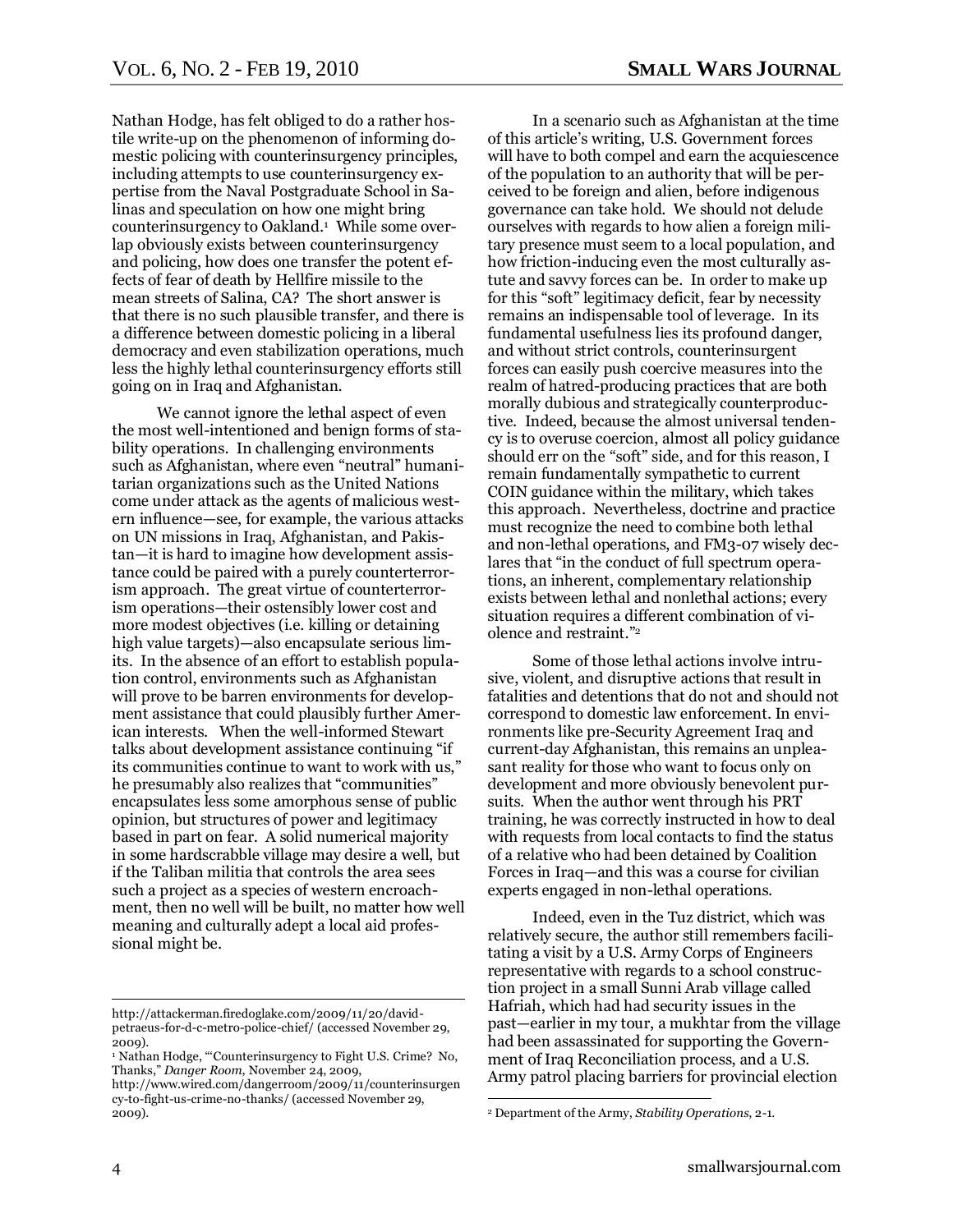Nathan Hodge, has felt obliged to do a rather hostile write-up on the phenomenon of informing domestic policing with counterinsurgency principles, including attempts to use counterinsurgency expertise from the Naval Postgraduate School in Salinas and speculation on how one might bring counterinsurgency to Oakland.[1] While some overlap obviously exists between counterinsurgency and policing, how does one transfer the potent effects of fear of death by Hellfire missile to the mean streets of Salina, CA? The short answer is that there is no such plausible transfer, and there is a difference between domestic policing in a liberal democracy and even stabilization operations, much less the highly lethal counterinsurgency efforts still going on in Iraq and Afghanistan.

We cannot ignore the lethal aspect of even the most well-intentioned and benign forms of stability operations. In challenging environments such as Afghanistan, where even "neutral" humanitarian organizations such as the United Nations come under attack as the agents of malicious western influence—see, for example, the various attacks on UN missions in Iraq, Afghanistan, and Pakistan—it is hard to imagine how development assistance could be paired with a purely counterterrorism approach. The great virtue of counterterrorism operations—their ostensibly lower cost and more modest objectives (i.e. killing or detaining high value targets)—also encapsulate serious limits. In the absence of an effort to establish population control, environments such as Afghanistan will prove to be barren environments for development assistance that could plausibly further American interests. When the well-informed Stewart talks about development assistance continuing "if its communities continue to want to work with us," he presumably also realizes that "communities" encapsulates less some amorphous sense of public opinion, but structures of power and legitimacy based in part on fear. A solid numerical majority in some hardscrabble village may desire a well, but if the Taliban militia that controls the area sees such a project as a species of western encroachment, then no well will be built, no matter how well meaning and culturally adept a local aid professional might be.

In a scenario such as Afghanistan at the time of this article's writing, U.S. Government forces will have to both compel and earn the acquiescence of the population to an authority that will be perceived to be foreign and alien, before indigenous governance can take hold. We should not delude ourselves with regards to how alien a foreign military presence must seem to a local population, and how friction-inducing even the most culturally astute and savvy forces can be. In order to make up for this "soft" legitimacy deficit, fear by necessity remains an indispensable tool of leverage. In its fundamental usefulness lies its profound danger, and without strict controls, counterinsurgent forces can easily push coercive measures into the realm of hatred-producing practices that are both morally dubious and strategically counterproductive. Indeed, because the almost universal tendency is to overuse coercion, almost all policy guidance should err on the "soft" side, and for this reason, I remain fundamentally sympathetic to current COIN guidance within the military, which takes this approach. Nevertheless, doctrine and practice must recognize the need to combine both lethal and non-lethal operations, and FM3-07 wisely declares that "in the conduct of full spectrum operations, an inherent, complementary relationship exists between lethal and nonlethal actions; every situation requires a different combination of violence and restraint."[2]

Some of those lethal actions involve intrusive, violent, and disruptive actions that result in fatalities and detentions that do not and should not correspond to domestic law enforcement. In environments like pre-Security Agreement Iraq and current-day Afghanistan, this remains an unpleasant reality for those who want to focus only on development and more obviously benevolent pursuits. When the author went through his PRT training, he was correctly instructed in how to deal with requests from local contacts to find the status of a relative who had been detained by Coalition Forces in Iraq—and this was a course for civilian experts engaged in non-lethal operations.

Indeed, even in the Tuz district, which was relatively secure, the author still remembers facilitating a visit by a U.S. Army Corps of Engineers representative with regards to a school construction project in a small Sunni Arab village called Hafriah, which had had security issues in the past—earlier in my tour, a mukhtar from the village had been assassinated for supporting the Government of Iraq Reconciliation process, and a U.S. Army patrol placing barriers for provincial election

---

http://attackerman.firedoglake.com/2009/11/20/david-petraeus-for-d-c-metro-police-chief/ (accessed November 29, 2009).

[1] Nathan Hodge, "'Counterinsurgency to Fight U.S. Crime? No, Thanks," *Danger Room*, November 24, 2009, http://www.wired.com/dangerroom/2009/11/counterinsurgency-to-fight-us-crime-no-thanks/ (accessed November 29, 2009).

[2] Department of the Army, *Stability Operations*, 2-1.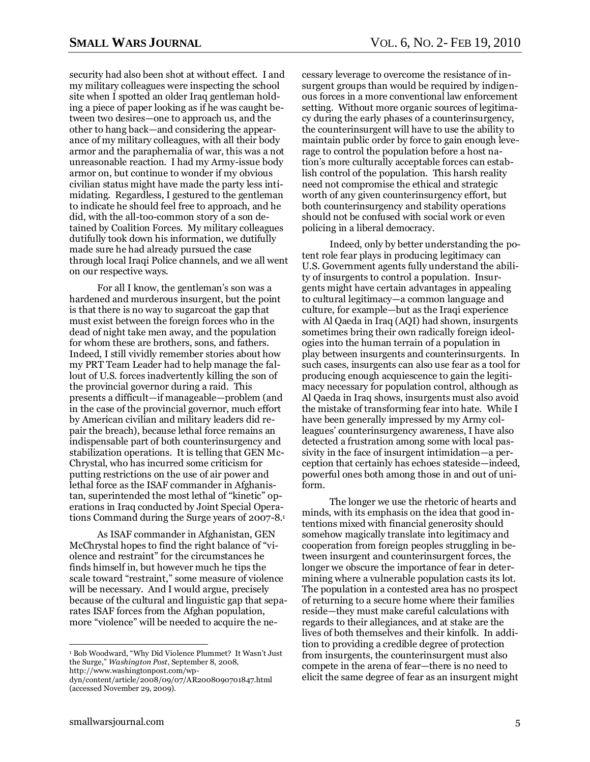security had also been shot at without effect. I and my military colleagues were inspecting the school site when I spotted an older Iraq gentleman holding a piece of paper looking as if he was caught between two desires—one to approach us, and the other to hang back—and considering the appearance of my military colleagues, with all their body armor and the paraphernalia of war, this was a not unreasonable reaction. I had my Army-issue body armor on, but continue to wonder if my obvious civilian status might have made the party less intimidating. Regardless, I gestured to the gentleman to indicate he should feel free to approach, and he did, with the all-too-common story of a son detained by Coalition Forces. My military colleagues dutifully took down his information, we dutifully made sure he had already pursued the case through local Iraqi Police channels, and we all went on our respective ways.

For all I know, the gentleman's son was a hardened and murderous insurgent, but the point is that there is no way to sugarcoat the gap that must exist between the foreign forces who in the dead of night take men away, and the population for whom these are brothers, sons, and fathers. Indeed, I still vividly remember stories about how my PRT Team Leader had to help manage the fallout of U.S. forces inadvertently killing the son of the provincial governor during a raid. This presents a difficult—if manageable—problem (and in the case of the provincial governor, much effort by American civilian and military leaders did repair the breach), because lethal force remains an indispensable part of both counterinsurgency and stabilization operations. It is telling that GEN McChrystal, who has incurred some criticism for putting restrictions on the use of air power and lethal force as the ISAF commander in Afghanistan, superintended the most lethal of "kinetic" operations in Iraq conducted by Joint Special Operations Command during the Surge years of 2007-8.[1]

As ISAF commander in Afghanistan, GEN McChrystal hopes to find the right balance of "violence and restraint" for the circumstances he finds himself in, but however much he tips the scale toward "restraint," some measure of violence will be necessary. And I would argue, precisely because of the cultural and linguistic gap that separates ISAF forces from the Afghan population, more "violence" will be needed to acquire the necessary leverage to overcome the resistance of insurgent groups than would be required by indigenous forces in a more conventional law enforcement setting. Without more organic sources of legitimacy during the early phases of a counterinsurgency, the counterinsurgent will have to use the ability to maintain public order by force to gain enough leverage to control the population before a host nation's more culturally acceptable forces can establish control of the population. This harsh reality need not compromise the ethical and strategic worth of any given counterinsurgency effort, but both counterinsurgency and stability operations should not be confused with social work or even policing in a liberal democracy.

Indeed, only by better understanding the potent role fear plays in producing legitimacy can U.S. Government agents fully understand the ability of insurgents to control a population. Insurgents might have certain advantages in appealing to cultural legitimacy—a common language and culture, for example—but as the Iraqi experience with Al Qaeda in Iraq (AQI) had shown, insurgents sometimes bring their own radically foreign ideologies into the human terrain of a population in play between insurgents and counterinsurgents. In such cases, insurgents can also use fear as a tool for producing enough acquiescence to gain the legitimacy necessary for population control, although as Al Qaeda in Iraq shows, insurgents must also avoid the mistake of transforming fear into hate. While I have been generally impressed by my Army colleagues' counterinsurgency awareness, I have also detected a frustration among some with local passivity in the face of insurgent intimidation—a perception that certainly has echoes stateside—indeed, powerful ones both among those in and out of uniform.

The longer we use the rhetoric of hearts and minds, with its emphasis on the idea that good intentions mixed with financial generosity should somehow magically translate into legitimacy and cooperation from foreign peoples struggling in between insurgent and counterinsurgent forces, the longer we obscure the importance of fear in determining where a vulnerable population casts its lot. The population in a contested area has no prospect of returning to a secure home where their families reside—they must make careful calculations with regards to their allegiances, and at stake are the lives of both themselves and their kinfolk. In addition to providing a credible degree of protection from insurgents, the counterinsurgent must also compete in the arena of fear—there is no need to elicit the same degree of fear as an insurgent might

---

[1] Bob Woodward, "Why Did Violence Plummet? It Wasn't Just the Surge," *Washington Post*, September 8, 2008, http://www.washingtonpost.com/wp-dyn/content/article/2008/09/07/AR2008090701847.html (accessed November 29, 2009).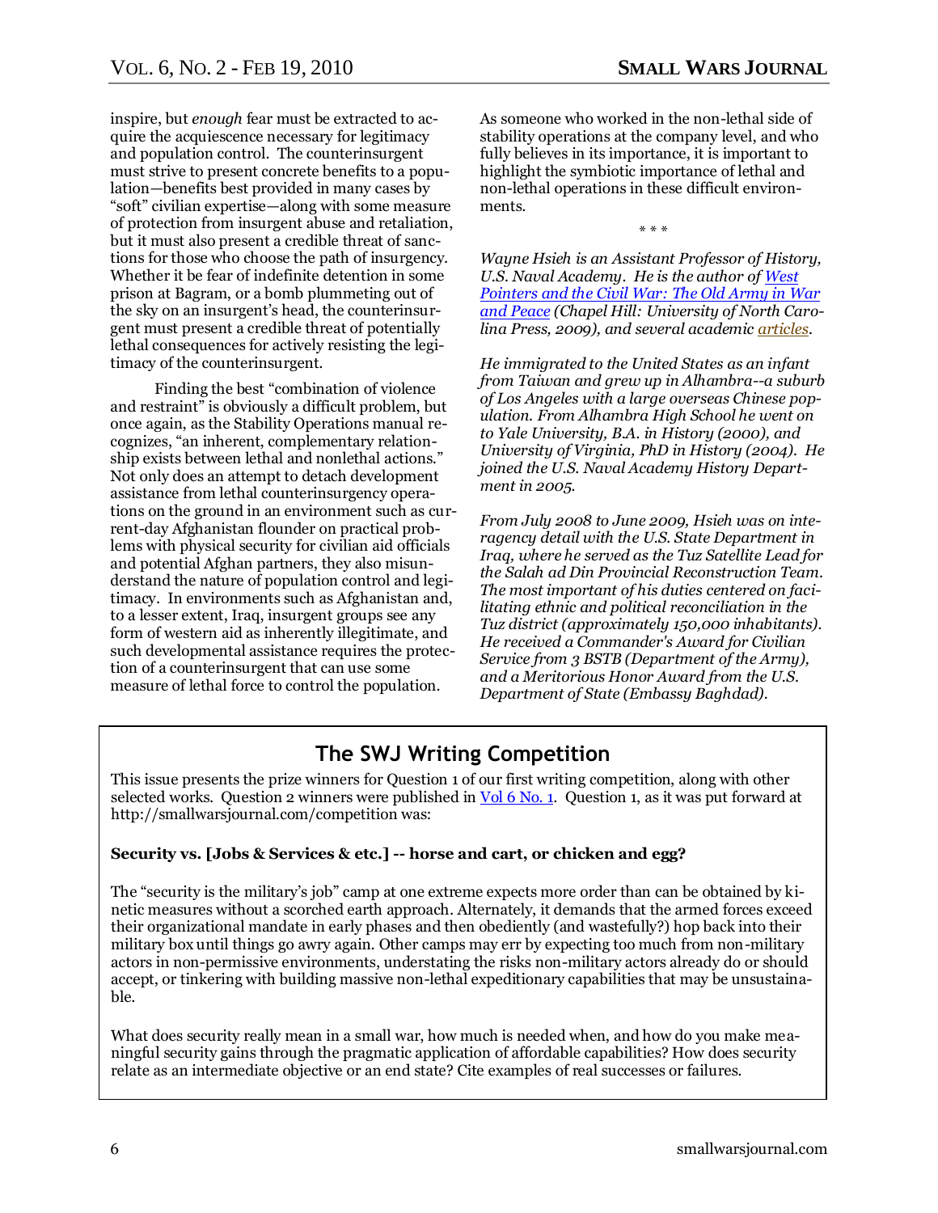inspire, but *enough* fear must be extracted to acquire the acquiescence necessary for legitimacy and population control. The counterinsurgent must strive to present concrete benefits to a population—benefits best provided in many cases by "soft" civilian expertise—along with some measure of protection from insurgent abuse and retaliation, but it must also present a credible threat of sanctions for those who choose the path of insurgency. Whether it be fear of indefinite detention in some prison at Bagram, or a bomb plummeting out of the sky on an insurgent's head, the counterinsurgent must present a credible threat of potentially lethal consequences for actively resisting the legitimacy of the counterinsurgent.

Finding the best "combination of violence and restraint" is obviously a difficult problem, but once again, as the Stability Operations manual recognizes, "an inherent, complementary relationship exists between lethal and nonlethal actions." Not only does an attempt to detach development assistance from lethal counterinsurgency operations on the ground in an environment such as current-day Afghanistan flounder on practical problems with physical security for civilian aid officials and potential Afghan partners, they also misunderstand the nature of population control and legitimacy. In environments such as Afghanistan and, to a lesser extent, Iraq, insurgent groups see any form of western aid as inherently illegitimate, and such developmental assistance requires the protection of a counterinsurgent that can use some measure of lethal force to control the population.

As someone who worked in the non-lethal side of stability operations at the company level, and who fully believes in its importance, it is important to highlight the symbiotic importance of lethal and non-lethal operations in these difficult environments.

\* \* \*

*Wayne Hsieh is an Assistant Professor of History, U.S. Naval Academy. He is the author of West Pointers and the Civil War: The Old Army in War and Peace (Chapel Hill: University of North Carolina Press, 2009), and several academic articles.*

*He immigrated to the United States as an infant from Taiwan and grew up in Alhambra--a suburb of Los Angeles with a large overseas Chinese population. From Alhambra High School he went on to Yale University, B.A. in History (2000), and University of Virginia, PhD in History (2004). He joined the U.S. Naval Academy History Department in 2005.*

*From July 2008 to June 2009, Hsieh was on interagency detail with the U.S. State Department in Iraq, where he served as the Tuz Satellite Lead for the Salah ad Din Provincial Reconstruction Team. The most important of his duties centered on facilitating ethnic and political reconciliation in the Tuz district (approximately 150,000 inhabitants). He received a Commander's Award for Civilian Service from 3 BSTB (Department of the Army), and a Meritorious Honor Award from the U.S. Department of State (Embassy Baghdad).*

## The SWJ Writing Competition

This issue presents the prize winners for Question 1 of our first writing competition, along with other selected works. Question 2 winners were published in Vol 6 No. 1. Question 1, as it was put forward at http://smallwarsjournal.com/competition was:

**Security vs. [Jobs & Services & etc.] -- horse and cart, or chicken and egg?**

The "security is the military's job" camp at one extreme expects more order than can be obtained by kinetic measures without a scorched earth approach. Alternately, it demands that the armed forces exceed their organizational mandate in early phases and then obediently (and wastefully?) hop back into their military box until things go awry again. Other camps may err by expecting too much from non-military actors in non-permissive environments, understating the risks non-military actors already do or should accept, or tinkering with building massive non-lethal expeditionary capabilities that may be unsustainable.

What does security really mean in a small war, how much is needed when, and how do you make meaningful security gains through the pragmatic application of affordable capabilities? How does security relate as an intermediate objective or an end state? Cite examples of real successes or failures.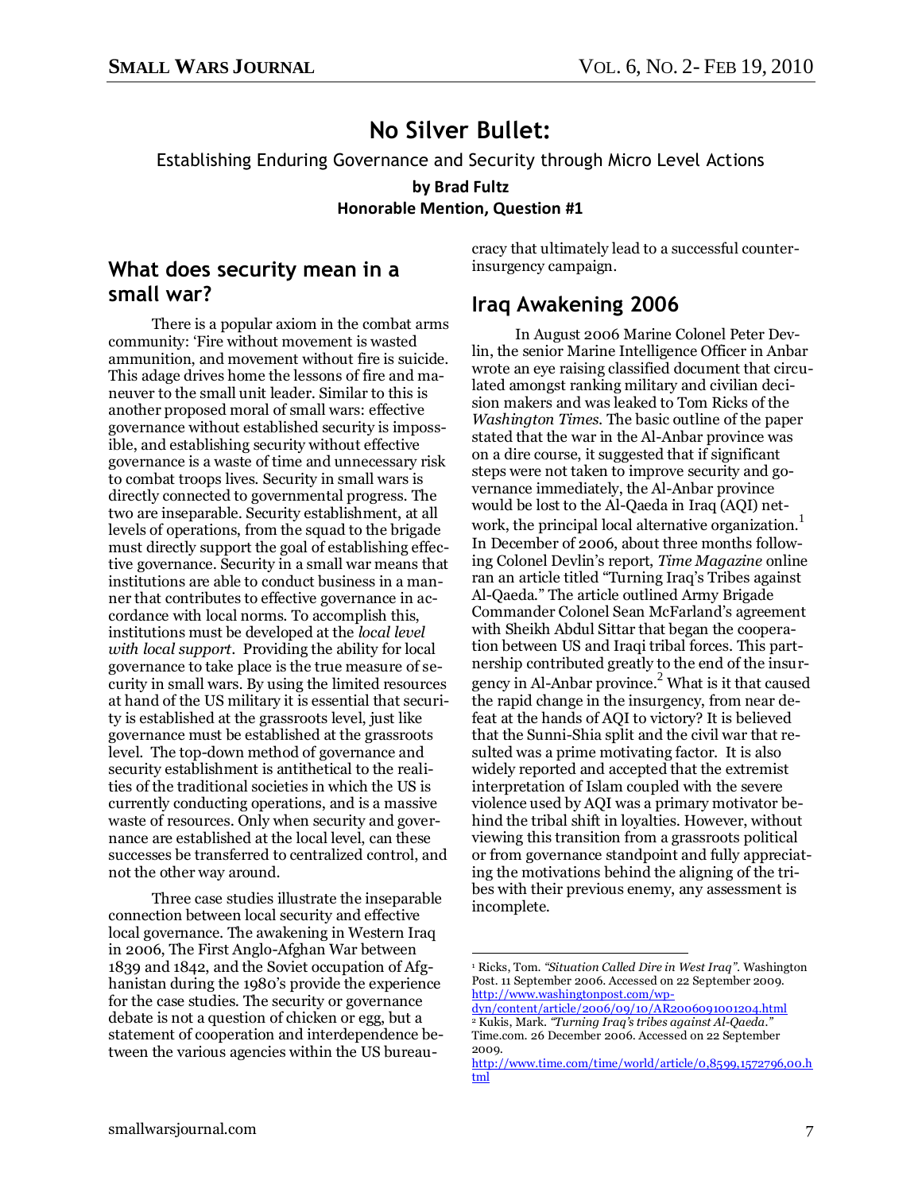# No Silver Bullet:

Establishing Enduring Governance and Security through Micro Level Actions

**by Brad Fultz**

**Honorable Mention, Question #1**

## What does security mean in a small war?

There is a popular axiom in the combat arms community: 'Fire without movement is wasted ammunition, and movement without fire is suicide. This adage drives home the lessons of fire and maneuver to the small unit leader. Similar to this is another proposed moral of small wars: effective governance without established security is impossible, and establishing security without effective governance is a waste of time and unnecessary risk to combat troops lives. Security in small wars is directly connected to governmental progress. The two are inseparable. Security establishment, at all levels of operations, from the squad to the brigade must directly support the goal of establishing effective governance. Security in a small war means that institutions are able to conduct business in a manner that contributes to effective governance in accordance with local norms. To accomplish this, institutions must be developed at the *local level with local support*. Providing the ability for local governance to take place is the true measure of security in small wars. By using the limited resources at hand of the US military it is essential that security is established at the grassroots level, just like governance must be established at the grassroots level. The top-down method of governance and security establishment is antithetical to the realities of the traditional societies in which the US is currently conducting operations, and is a massive waste of resources. Only when security and governance are established at the local level, can these successes be transferred to centralized control, and not the other way around.

Three case studies illustrate the inseparable connection between local security and effective local governance. The awakening in Western Iraq in 2006, The First Anglo-Afghan War between 1839 and 1842, and the Soviet occupation of Afghanistan during the 1980's provide the experience for the case studies. The security or governance debate is not a question of chicken or egg, but a statement of cooperation and interdependence between the various agencies within the US bureaucracy that ultimately lead to a successful counterinsurgency campaign.

## Iraq Awakening 2006

In August 2006 Marine Colonel Peter Devlin, the senior Marine Intelligence Officer in Anbar wrote an eye raising classified document that circulated amongst ranking military and civilian decision makers and was leaked to Tom Ricks of the *Washington Times*. The basic outline of the paper stated that the war in the Al-Anbar province was on a dire course, it suggested that if significant steps were not taken to improve security and governance immediately, the Al-Anbar province would be lost to the Al-Qaeda in Iraq (AQI) network, the principal local alternative organization.[1] In December of 2006, about three months following Colonel Devlin's report, *Time Magazine* online ran an article titled "Turning Iraq's Tribes against Al-Qaeda." The article outlined Army Brigade Commander Colonel Sean McFarland's agreement with Sheikh Abdul Sittar that began the cooperation between US and Iraqi tribal forces. This partnership contributed greatly to the end of the insurgency in Al-Anbar province.[2] What is it that caused the rapid change in the insurgency, from near defeat at the hands of AQI to victory? It is believed that the Sunni-Shia split and the civil war that resulted was a prime motivating factor. It is also widely reported and accepted that the extremist interpretation of Islam coupled with the severe violence used by AQI was a primary motivator behind the tribal shift in loyalties. However, without viewing this transition from a grassroots political or from governance standpoint and fully appreciating the motivations behind the aligning of the tribes with their previous enemy, any assessment is incomplete.

---

[1] Ricks, Tom. *"Situation Called Dire in West Iraq"*. Washington Post. 11 September 2006. Accessed on 22 September 2009. http://www.washingtonpost.com/wp-dyn/content/article/2006/09/10/AR2006091001204.html

[2] Kukis, Mark. *"Turning Iraq's tribes against Al-Qaeda."* Time.com. 26 December 2006. Accessed on 22 September 2009. http://www.time.com/time/world/article/0,8599,1572796,00.html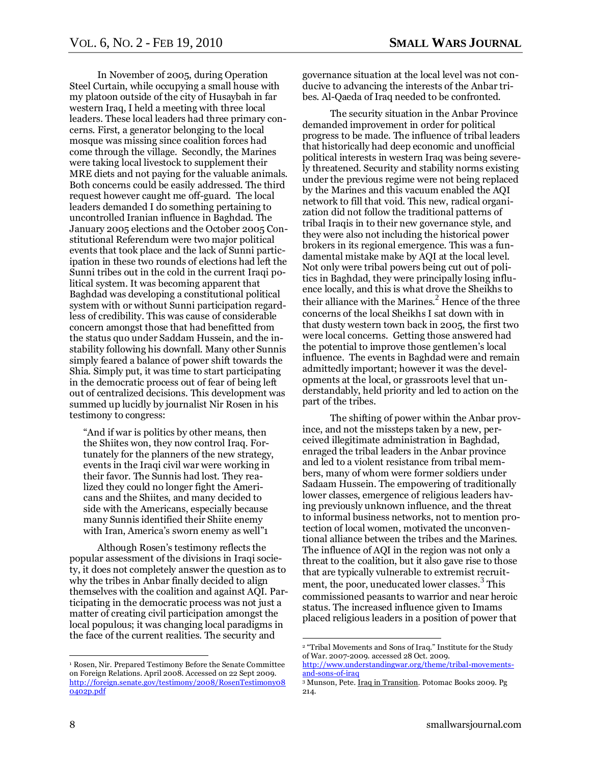In November of 2005, during Operation Steel Curtain, while occupying a small house with my platoon outside of the city of Husaybah in far western Iraq, I held a meeting with three local leaders. These local leaders had three primary concerns. First, a generator belonging to the local mosque was missing since coalition forces had come through the village. Secondly, the Marines were taking local livestock to supplement their MRE diets and not paying for the valuable animals. Both concerns could be easily addressed. The third request however caught me off-guard. The local leaders demanded I do something pertaining to uncontrolled Iranian influence in Baghdad. The January 2005 elections and the October 2005 Constitutional Referendum were two major political events that took place and the lack of Sunni participation in these two rounds of elections had left the Sunni tribes out in the cold in the current Iraqi political system. It was becoming apparent that Baghdad was developing a constitutional political system with or without Sunni participation regardless of credibility. This was cause of considerable concern amongst those that had benefitted from the status quo under Saddam Hussein, and the instability following his downfall. Many other Sunnis simply feared a balance of power shift towards the Shia. Simply put, it was time to start participating in the democratic process out of fear of being left out of centralized decisions. This development was summed up lucidly by journalist Nir Rosen in his testimony to congress:

> "And if war is politics by other means, then the Shiites won, they now control Iraq. Fortunately for the planners of the new strategy, events in the Iraqi civil war were working in their favor. The Sunnis had lost. They realized they could no longer fight the Americans and the Shiites, and many decided to side with the Americans, especially because many Sunnis identified their Shiite enemy with Iran, America's sworn enemy as well"[1]

Although Rosen's testimony reflects the popular assessment of the divisions in Iraqi society, it does not completely answer the question as to why the tribes in Anbar finally decided to align themselves with the coalition and against AQI. Participating in the democratic process was not just a matter of creating civil participation amongst the local populous; it was changing local paradigms in the face of the current realities. The security and governance situation at the local level was not conducive to advancing the interests of the Anbar tribes. Al-Qaeda of Iraq needed to be confronted.

The security situation in the Anbar Province demanded improvement in order for political progress to be made. The influence of tribal leaders that historically had deep economic and unofficial political interests in western Iraq was being severely threatened. Security and stability norms existing under the previous regime were not being replaced by the Marines and this vacuum enabled the AQI network to fill that void. This new, radical organization did not follow the traditional patterns of tribal Iraqis in to their new governance style, and they were also not including the historical power brokers in its regional emergence. This was a fundamental mistake make by AQI at the local level. Not only were tribal powers being cut out of politics in Baghdad, they were principally losing influence locally, and this is what drove the Sheikhs to their alliance with the Marines.[2] Hence of the three concerns of the local Sheikhs I sat down with in that dusty western town back in 2005, the first two were local concerns. Getting those answered had the potential to improve those gentlemen's local influence. The events in Baghdad were and remain admittedly important; however it was the developments at the local, or grassroots level that understandably, held priority and led to action on the part of the tribes.

The shifting of power within the Anbar province, and not the missteps taken by a new, perceived illegitimate administration in Baghdad, enraged the tribal leaders in the Anbar province and led to a violent resistance from tribal members, many of whom were former soldiers under Sadaam Hussein. The empowering of traditionally lower classes, emergence of religious leaders having previously unknown influence, and the threat to informal business networks, not to mention protection of local women, motivated the unconventional alliance between the tribes and the Marines. The influence of AQI in the region was not only a threat to the coalition, but it also gave rise to those that are typically vulnerable to extremist recruitment, the poor, uneducated lower classes.[3] This commissioned peasants to warrior and near heroic status. The increased influence given to Imams placed religious leaders in a position of power that

---

[1] Rosen, Nir. Prepared Testimony Before the Senate Committee on Foreign Relations. April 2008. Accessed on 22 Sept 2009. http://foreign.senate.gov/testimony/2008/RosenTestimony080402p.pdf

[2] "Tribal Movements and Sons of Iraq." Institute for the Study of War. 2007-2009. accessed 28 Oct. 2009. http://www.understandingwar.org/theme/tribal-movements-and-sons-of-iraq

[3] Munson, Pete. Iraq in Transition. Potomac Books 2009. Pg 214.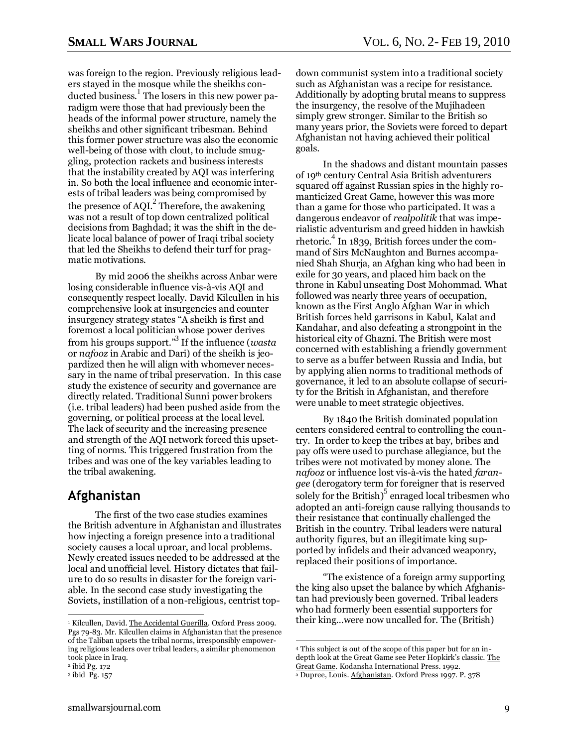was foreign to the region. Previously religious leaders stayed in the mosque while the sheikhs conducted business.[1] The losers in this new power paradigm were those that had previously been the heads of the informal power structure, namely the sheikhs and other significant tribesman. Behind this former power structure was also the economic well-being of those with clout, to include smuggling, protection rackets and business interests that the instability created by AQI was interfering in. So both the local influence and economic interests of tribal leaders was being compromised by the presence of AQI.[2] Therefore, the awakening was not a result of top down centralized political decisions from Baghdad; it was the shift in the delicate local balance of power of Iraqi tribal society that led the Sheikhs to defend their turf for pragmatic motivations.

By mid 2006 the sheikhs across Anbar were losing considerable influence vis-à-vis AQI and consequently respect locally. David Kilcullen in his comprehensive look at insurgencies and counter insurgency strategy states "A sheikh is first and foremost a local politician whose power derives from his groups support."[3] If the influence (*wasta* or *nafooz* in Arabic and Dari) of the sheikh is jeopardized then he will align with whomever necessary in the name of tribal preservation. In this case study the existence of security and governance are directly related. Traditional Sunni power brokers (i.e. tribal leaders) had been pushed aside from the governing, or political process at the local level. The lack of security and the increasing presence and strength of the AQI network forced this upsetting of norms. This triggered frustration from the tribes and was one of the key variables leading to the tribal awakening.

## Afghanistan

The first of the two case studies examines the British adventure in Afghanistan and illustrates how injecting a foreign presence into a traditional society causes a local uproar, and local problems. Newly created issues needed to be addressed at the local and unofficial level. History dictates that failure to do so results in disaster for the foreign variable. In the second case study investigating the Soviets, instillation of a non-religious, centrist top-down communist system into a traditional society such as Afghanistan was a recipe for resistance. Additionally by adopting brutal means to suppress the insurgency, the resolve of the Mujihadeen simply grew stronger. Similar to the British so many years prior, the Soviets were forced to depart Afghanistan not having achieved their political goals.

In the shadows and distant mountain passes of 19th century Central Asia British adventurers squared off against Russian spies in the highly romanticized Great Game, however this was more than a game for those who participated. It was a dangerous endeavor of *realpolitik* that was imperialistic adventurism and greed hidden in hawkish rhetoric.[4] In 1839, British forces under the command of Sirs McNaughton and Burnes accompanied Shah Shurja, an Afghan king who had been in exile for 30 years, and placed him back on the throne in Kabul unseating Dost Mohommad. What followed was nearly three years of occupation, known as the First Anglo Afghan War in which British forces held garrisons in Kabul, Kalat and Kandahar, and also defeating a strongpoint in the historical city of Ghazni. The British were most concerned with establishing a friendly government to serve as a buffer between Russia and India, but by applying alien norms to traditional methods of governance, it led to an absolute collapse of security for the British in Afghanistan, and therefore were unable to meet strategic objectives.

By 1840 the British dominated population centers considered central to controlling the country. In order to keep the tribes at bay, bribes and pay offs were used to purchase allegiance, but the tribes were not motivated by money alone. The *nafooz* or influence lost vis-à-vis the hated *farangee* (derogatory term for foreigner that is reserved solely for the British)[5] enraged local tribesmen who adopted an anti-foreign cause rallying thousands to their resistance that continually challenged the British in the country. Tribal leaders were natural authority figures, but an illegitimate king supported by infidels and their advanced weaponry, replaced their positions of importance.

"The existence of a foreign army supporting the king also upset the balance by which Afghanistan had previously been governed. Tribal leaders who had formerly been essential supporters for their king…were now uncalled for. The (British)

---

[1] Kilcullen, David. The Accidental Guerilla. Oxford Press 2009. Pgs 79-83. Mr. Kilcullen claims in Afghanistan that the presence of the Taliban upsets the tribal norms, irresponsibly empowering religious leaders over tribal leaders, a similar phenomenon took place in Iraq.

[2] ibid Pg. 172

[3] ibid Pg. 157

[4] This subject is out of the scope of this paper but for an in-depth look at the Great Game see Peter Hopkirk's classic. The Great Game. Kodansha International Press. 1992.

[5] Dupree, Louis. Afghanistan. Oxford Press 1997. P. 378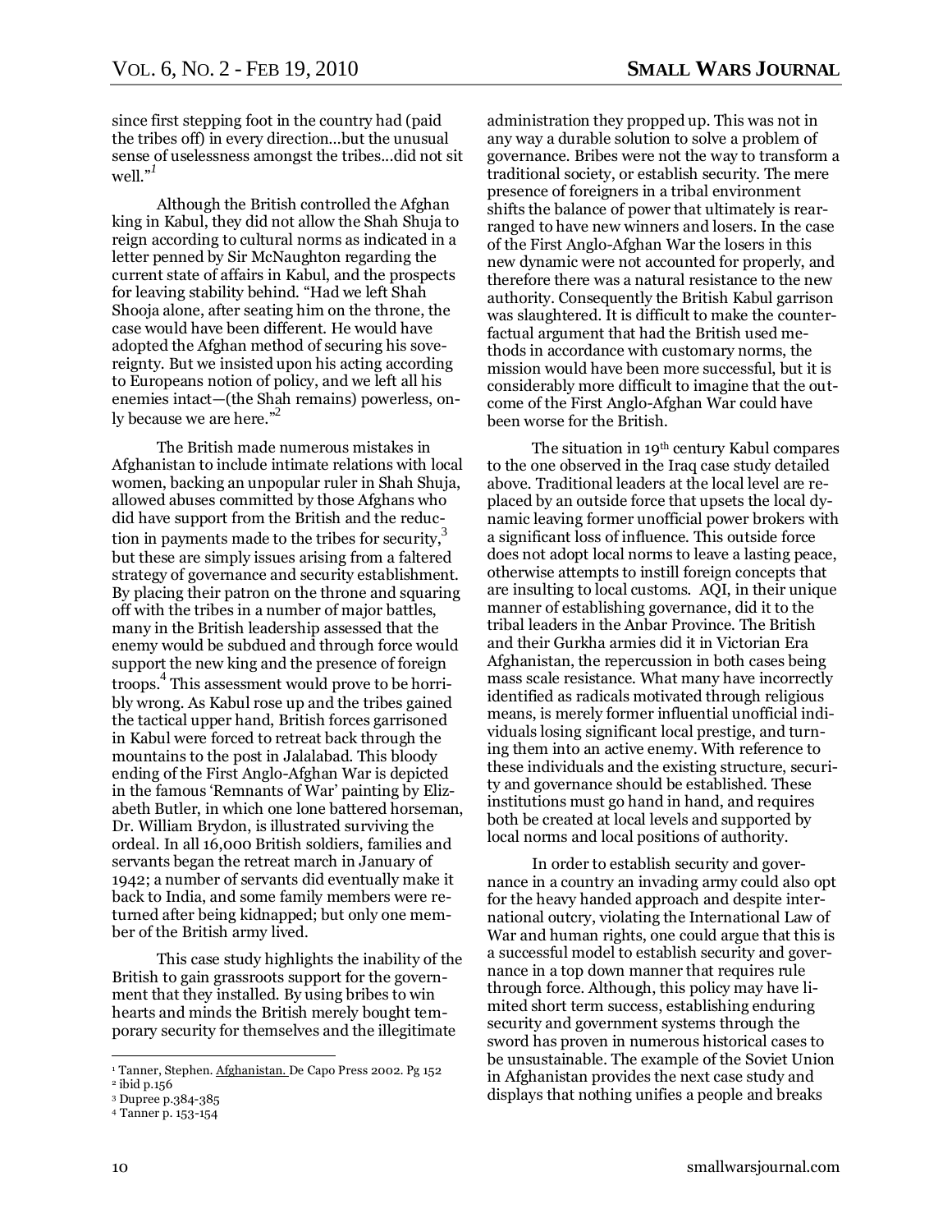since first stepping foot in the country had (paid the tribes off) in every direction…but the unusual sense of uselessness amongst the tribes…did not sit well."[1]

Although the British controlled the Afghan king in Kabul, they did not allow the Shah Shuja to reign according to cultural norms as indicated in a letter penned by Sir McNaughton regarding the current state of affairs in Kabul, and the prospects for leaving stability behind. "Had we left Shah Shooja alone, after seating him on the throne, the case would have been different. He would have adopted the Afghan method of securing his sovereignty. But we insisted upon his acting according to Europeans notion of policy, and we left all his enemies intact—(the Shah remains) powerless, only because we are here."[2]

The British made numerous mistakes in Afghanistan to include intimate relations with local women, backing an unpopular ruler in Shah Shuja, allowed abuses committed by those Afghans who did have support from the British and the reduction in payments made to the tribes for security,[3] but these are simply issues arising from a faltered strategy of governance and security establishment. By placing their patron on the throne and squaring off with the tribes in a number of major battles, many in the British leadership assessed that the enemy would be subdued and through force would support the new king and the presence of foreign troops.[4] This assessment would prove to be horribly wrong. As Kabul rose up and the tribes gained the tactical upper hand, British forces garrisoned in Kabul were forced to retreat back through the mountains to the post in Jalalabad. This bloody ending of the First Anglo-Afghan War is depicted in the famous 'Remnants of War' painting by Elizabeth Butler, in which one lone battered horseman, Dr. William Brydon, is illustrated surviving the ordeal. In all 16,000 British soldiers, families and servants began the retreat march in January of 1942; a number of servants did eventually make it back to India, and some family members were returned after being kidnapped; but only one member of the British army lived.

This case study highlights the inability of the British to gain grassroots support for the government that they installed. By using bribes to win hearts and minds the British merely bought temporary security for themselves and the illegitimate administration they propped up. This was not in any way a durable solution to solve a problem of governance. Bribes were not the way to transform a traditional society, or establish security. The mere presence of foreigners in a tribal environment shifts the balance of power that ultimately is rearranged to have new winners and losers. In the case of the First Anglo-Afghan War the losers in this new dynamic were not accounted for properly, and therefore there was a natural resistance to the new authority. Consequently the British Kabul garrison was slaughtered. It is difficult to make the counterfactual argument that had the British used methods in accordance with customary norms, the mission would have been more successful, but it is considerably more difficult to imagine that the outcome of the First Anglo-Afghan War could have been worse for the British.

The situation in 19th century Kabul compares to the one observed in the Iraq case study detailed above. Traditional leaders at the local level are replaced by an outside force that upsets the local dynamic leaving former unofficial power brokers with a significant loss of influence. This outside force does not adopt local norms to leave a lasting peace, otherwise attempts to instill foreign concepts that are insulting to local customs. AQI, in their unique manner of establishing governance, did it to the tribal leaders in the Anbar Province. The British and their Gurkha armies did it in Victorian Era Afghanistan, the repercussion in both cases being mass scale resistance. What many have incorrectly identified as radicals motivated through religious means, is merely former influential unofficial individuals losing significant local prestige, and turning them into an active enemy. With reference to these individuals and the existing structure, security and governance should be established. These institutions must go hand in hand, and requires both be created at local levels and supported by local norms and local positions of authority.

In order to establish security and governance in a country an invading army could also opt for the heavy handed approach and despite international outcry, violating the International Law of War and human rights, one could argue that this is a successful model to establish security and governance in a top down manner that requires rule through force. Although, this policy may have limited short term success, establishing enduring security and government systems through the sword has proven in numerous historical cases to be unsustainable. The example of the Soviet Union in Afghanistan provides the next case study and displays that nothing unifies a people and breaks

---

[1] Tanner, Stephen. Afghanistan. De Capo Press 2002. Pg 152

[2] ibid p.156

[3] Dupree p.384-385

[4] Tanner p. 153-154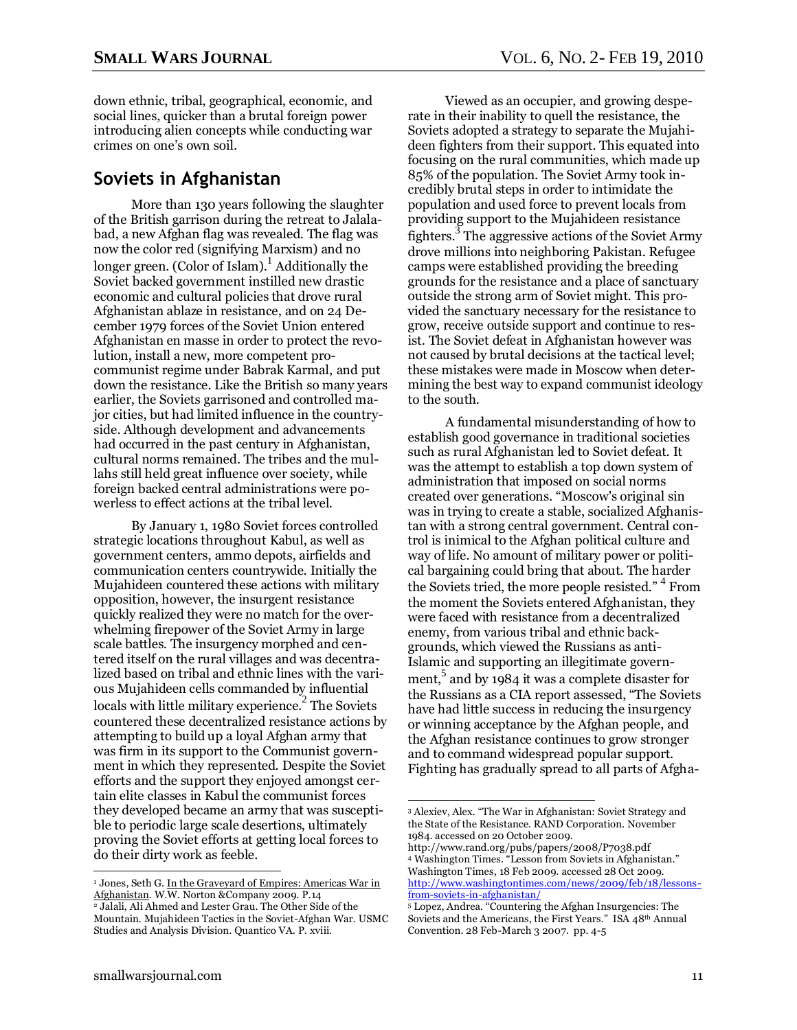down ethnic, tribal, geographical, economic, and social lines, quicker than a brutal foreign power introducing alien concepts while conducting war crimes on one's own soil.

## Soviets in Afghanistan

More than 130 years following the slaughter of the British garrison during the retreat to Jalalabad, a new Afghan flag was revealed. The flag was now the color red (signifying Marxism) and no longer green. (Color of Islam).[1] Additionally the Soviet backed government instilled new drastic economic and cultural policies that drove rural Afghanistan ablaze in resistance, and on 24 December 1979 forces of the Soviet Union entered Afghanistan en masse in order to protect the revolution, install a new, more competent pro-communist regime under Babrak Karmal, and put down the resistance. Like the British so many years earlier, the Soviets garrisoned and controlled major cities, but had limited influence in the countryside. Although development and advancements had occurred in the past century in Afghanistan, cultural norms remained. The tribes and the mullahs still held great influence over society, while foreign backed central administrations were powerless to effect actions at the tribal level.

By January 1, 1980 Soviet forces controlled strategic locations throughout Kabul, as well as government centers, ammo depots, airfields and communication centers countrywide. Initially the Mujahideen countered these actions with military opposition, however, the insurgent resistance quickly realized they were no match for the overwhelming firepower of the Soviet Army in large scale battles. The insurgency morphed and centered itself on the rural villages and was decentralized based on tribal and ethnic lines with the various Mujahideen cells commanded by influential locals with little military experience.[2] The Soviets countered these decentralized resistance actions by attempting to build up a loyal Afghan army that was firm in its support to the Communist government in which they represented. Despite the Soviet efforts and the support they enjoyed amongst certain elite classes in Kabul the communist forces they developed became an army that was susceptible to periodic large scale desertions, ultimately proving the Soviet efforts at getting local forces to do their dirty work as feeble.

Viewed as an occupier, and growing desperate in their inability to quell the resistance, the Soviets adopted a strategy to separate the Mujahideen fighters from their support. This equated into focusing on the rural communities, which made up 85% of the population. The Soviet Army took incredibly brutal steps in order to intimidate the population and used force to prevent locals from providing support to the Mujahideen resistance fighters.[3] The aggressive actions of the Soviet Army drove millions into neighboring Pakistan. Refugee camps were established providing the breeding grounds for the resistance and a place of sanctuary outside the strong arm of Soviet might. This provided the sanctuary necessary for the resistance to grow, receive outside support and continue to resist. The Soviet defeat in Afghanistan however was not caused by brutal decisions at the tactical level; these mistakes were made in Moscow when determining the best way to expand communist ideology to the south.

A fundamental misunderstanding of how to establish good governance in traditional societies such as rural Afghanistan led to Soviet defeat. It was the attempt to establish a top down system of administration that imposed on social norms created over generations. "Moscow's original sin was in trying to create a stable, socialized Afghanistan with a strong central government. Central control is inimical to the Afghan political culture and way of life. No amount of military power or political bargaining could bring that about. The harder the Soviets tried, the more people resisted." [4] From the moment the Soviets entered Afghanistan, they were faced with resistance from a decentralized enemy, from various tribal and ethnic backgrounds, which viewed the Russians as anti-Islamic and supporting an illegitimate government,[5] and by 1984 it was a complete disaster for the Russians as a CIA report assessed, "The Soviets have had little success in reducing the insurgency or winning acceptance by the Afghan people, and the Afghan resistance continues to grow stronger and to command widespread popular support. Fighting has gradually spread to all parts of Afgha-

---

[1] Jones, Seth G. In the Graveyard of Empires: Americas War in Afghanistan. W.W. Norton &Company 2009. P.14

[2] Jalali, Ali Ahmed and Lester Grau. The Other Side of the Mountain. Mujahideen Tactics in the Soviet-Afghan War. USMC Studies and Analysis Division. Quantico VA. P. xviii.

[3] Alexiev, Alex. "The War in Afghanistan: Soviet Strategy and the State of the Resistance. RAND Corporation. November 1984. accessed on 20 October 2009. http://www.rand.org/pubs/papers/2008/P7038.pdf

[4] Washington Times. "Lesson from Soviets in Afghanistan." Washington Times, 18 Feb 2009. accessed 28 Oct 2009. http://www.washingtontimes.com/news/2009/feb/18/lessons-from-soviets-in-afghanistan/

[5] Lopez, Andrea. "Countering the Afghan Insurgencies: The Soviets and the Americans, the First Years." ISA 48th Annual Convention. 28 Feb-March 3 2007. pp. 4-5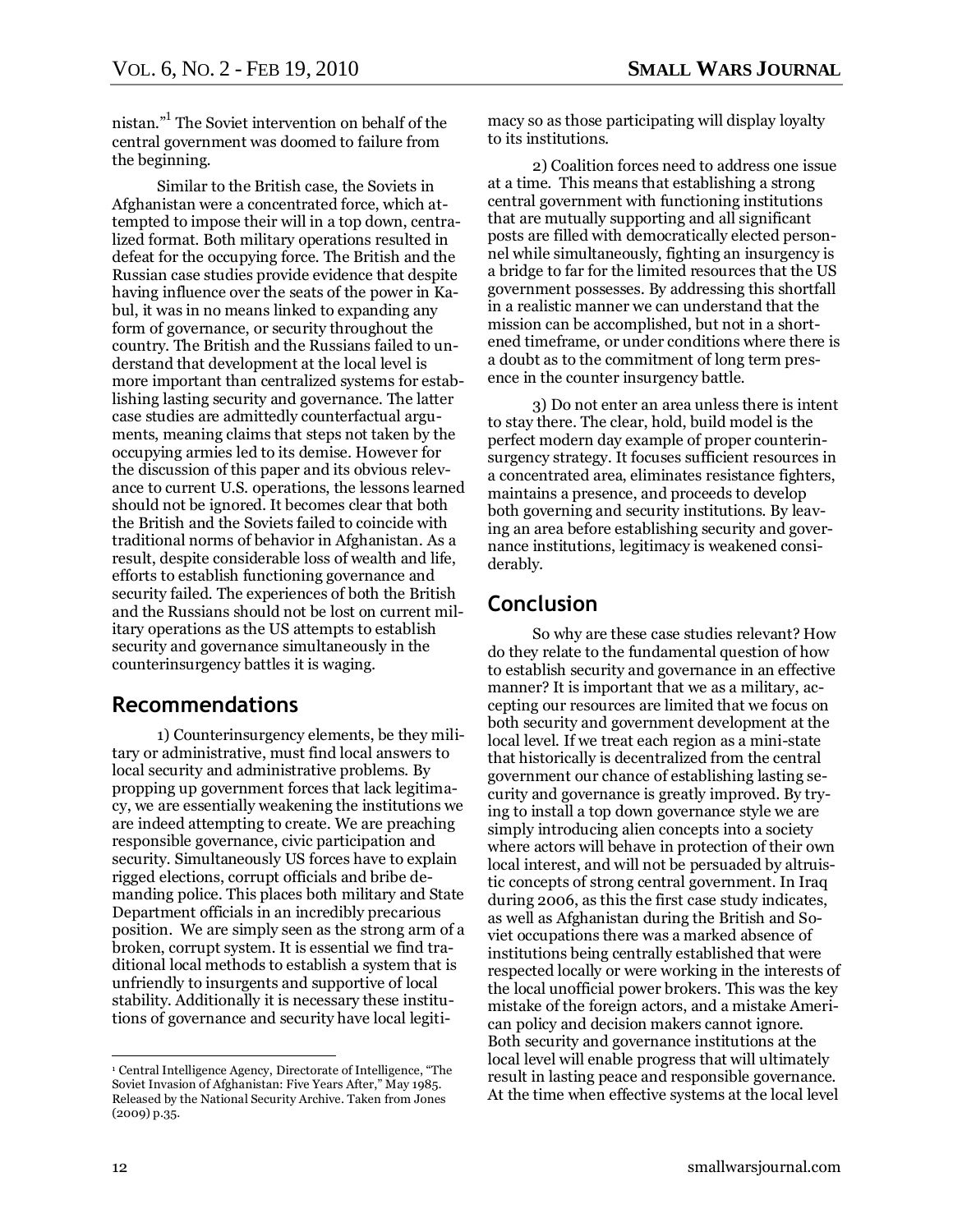nistan."[1] The Soviet intervention on behalf of the central government was doomed to failure from the beginning.

Similar to the British case, the Soviets in Afghanistan were a concentrated force, which attempted to impose their will in a top down, centralized format. Both military operations resulted in defeat for the occupying force. The British and the Russian case studies provide evidence that despite having influence over the seats of the power in Kabul, it was in no means linked to expanding any form of governance, or security throughout the country. The British and the Russians failed to understand that development at the local level is more important than centralized systems for establishing lasting security and governance. The latter case studies are admittedly counterfactual arguments, meaning claims that steps not taken by the occupying armies led to its demise. However for the discussion of this paper and its obvious relevance to current U.S. operations, the lessons learned should not be ignored. It becomes clear that both the British and the Soviets failed to coincide with traditional norms of behavior in Afghanistan. As a result, despite considerable loss of wealth and life, efforts to establish functioning governance and security failed. The experiences of both the British and the Russians should not be lost on current military operations as the US attempts to establish security and governance simultaneously in the counterinsurgency battles it is waging.

## Recommendations

1) Counterinsurgency elements, be they military or administrative, must find local answers to local security and administrative problems. By propping up government forces that lack legitimacy, we are essentially weakening the institutions we are indeed attempting to create. We are preaching responsible governance, civic participation and security. Simultaneously US forces have to explain rigged elections, corrupt officials and bribe demanding police. This places both military and State Department officials in an incredibly precarious position. We are simply seen as the strong arm of a broken, corrupt system. It is essential we find traditional local methods to establish a system that is unfriendly to insurgents and supportive of local stability. Additionally it is necessary these institutions of governance and security have local legitimacy so as those participating will display loyalty to its institutions.

2) Coalition forces need to address one issue at a time. This means that establishing a strong central government with functioning institutions that are mutually supporting and all significant posts are filled with democratically elected personnel while simultaneously, fighting an insurgency is a bridge to far for the limited resources that the US government possesses. By addressing this shortfall in a realistic manner we can understand that the mission can be accomplished, but not in a shortened timeframe, or under conditions where there is a doubt as to the commitment of long term presence in the counter insurgency battle.

3) Do not enter an area unless there is intent to stay there. The clear, hold, build model is the perfect modern day example of proper counterinsurgency strategy. It focuses sufficient resources in a concentrated area, eliminates resistance fighters, maintains a presence, and proceeds to develop both governing and security institutions. By leaving an area before establishing security and governance institutions, legitimacy is weakened considerably.

## Conclusion

So why are these case studies relevant? How do they relate to the fundamental question of how to establish security and governance in an effective manner? It is important that we as a military, accepting our resources are limited that we focus on both security and government development at the local level. If we treat each region as a mini-state that historically is decentralized from the central government our chance of establishing lasting security and governance is greatly improved. By trying to install a top down governance style we are simply introducing alien concepts into a society where actors will behave in protection of their own local interest, and will not be persuaded by altruistic concepts of strong central government. In Iraq during 2006, as this the first case study indicates, as well as Afghanistan during the British and Soviet occupations there was a marked absence of institutions being centrally established that were respected locally or were working in the interests of the local unofficial power brokers. This was the key mistake of the foreign actors, and a mistake American policy and decision makers cannot ignore. Both security and governance institutions at the local level will enable progress that will ultimately result in lasting peace and responsible governance. At the time when effective systems at the local level

[1] Central Intelligence Agency, Directorate of Intelligence, "The Soviet Invasion of Afghanistan: Five Years After," May 1985. Released by the National Security Archive. Taken from Jones (2009) p.35.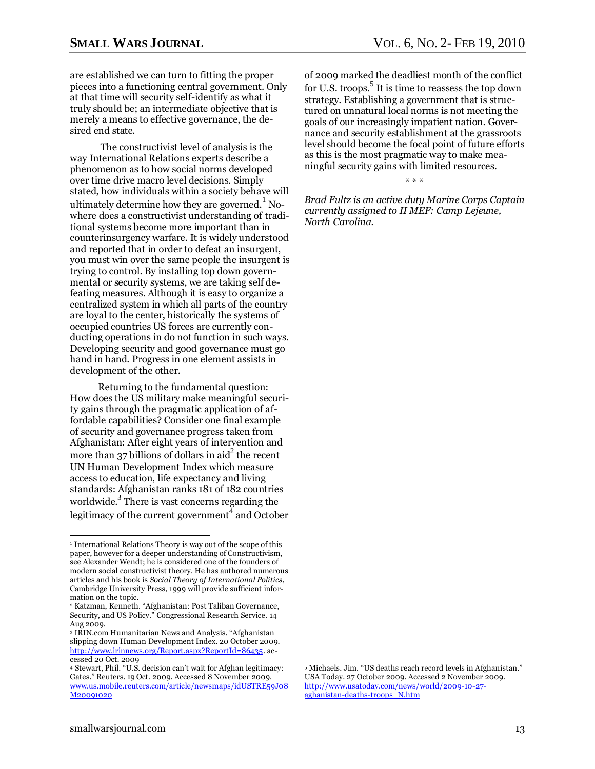are established we can turn to fitting the proper pieces into a functioning central government. Only at that time will security self-identify as what it truly should be; an intermediate objective that is merely a means to effective governance, the desired end state.

The constructivist level of analysis is the way International Relations experts describe a phenomenon as to how social norms developed over time drive macro level decisions. Simply stated, how individuals within a society behave will ultimately determine how they are governed.[1] Nowhere does a constructivist understanding of traditional systems become more important than in counterinsurgency warfare. It is widely understood and reported that in order to defeat an insurgent, you must win over the same people the insurgent is trying to control. By installing top down governmental or security systems, we are taking self defeating measures. Although it is easy to organize a centralized system in which all parts of the country are loyal to the center, historically the systems of occupied countries US forces are currently conducting operations in do not function in such ways. Developing security and good governance must go hand in hand. Progress in one element assists in development of the other.

Returning to the fundamental question: How does the US military make meaningful security gains through the pragmatic application of affordable capabilities? Consider one final example of security and governance progress taken from Afghanistan: After eight years of intervention and more than 37 billions of dollars in aid[2] the recent UN Human Development Index which measure access to education, life expectancy and living standards: Afghanistan ranks 181 of 182 countries worldwide.[3] There is vast concerns regarding the legitimacy of the current government[4] and October of 2009 marked the deadliest month of the conflict for U.S. troops.[5] It is time to reassess the top down strategy. Establishing a government that is structured on unnatural local norms is not meeting the goals of our increasingly impatient nation. Governance and security establishment at the grassroots level should become the focal point of future efforts as this is the most pragmatic way to make meaningful security gains with limited resources.

\* \* \*

*Brad Fultz is an active duty Marine Corps Captain currently assigned to II MEF: Camp Lejeune, North Carolina.*

---

[1] International Relations Theory is way out of the scope of this paper, however for a deeper understanding of Constructivism, see Alexander Wendt; he is considered one of the founders of modern social constructivist theory. He has authored numerous articles and his book is *Social Theory of International Politics*, Cambridge University Press, 1999 will provide sufficient information on the topic.

[2] Katzman, Kenneth. "Afghanistan: Post Taliban Governance, Security, and US Policy." Congressional Research Service. 14 Aug 2009.

[3] IRIN.com Humanitarian News and Analysis. "Afghanistan slipping down Human Development Index. 20 October 2009. http://www.irinnews.org/Report.aspx?ReportId=86435. accessed 20 Oct. 2009

[4] Stewart, Phil. "U.S. decision can't wait for Afghan legitimacy: Gates." Reuters. 19 Oct. 2009. Accessed 8 November 2009. www.us.mobile.reuters.com/article/newsmaps/idUSTRE59J08M20091020

[5] Michaels. Jim. "US deaths reach record levels in Afghanistan." USA Today. 27 October 2009. Accessed 2 November 2009. http://www.usatoday.com/news/world/2009-10-27-aghanistan-deaths-troops_N.htm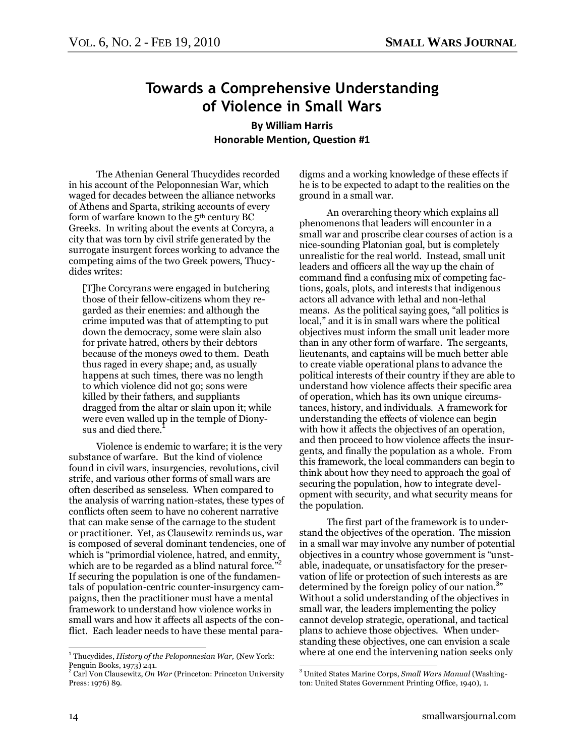# Towards a Comprehensive Understanding of Violence in Small Wars

**By William Harris**
**Honorable Mention, Question #1**

The Athenian General Thucydides recorded in his account of the Peloponnesian War, which waged for decades between the alliance networks of Athens and Sparta, striking accounts of every form of warfare known to the 5th century BC Greeks. In writing about the events at Corcyra, a city that was torn by civil strife generated by the surrogate insurgent forces working to advance the competing aims of the two Greek powers, Thucydides writes:

> [T]he Corcyrans were engaged in butchering those of their fellow-citizens whom they regarded as their enemies: and although the crime imputed was that of attempting to put down the democracy, some were slain also for private hatred, others by their debtors because of the moneys owed to them. Death thus raged in every shape; and, as usually happens at such times, there was no length to which violence did not go; sons were killed by their fathers, and suppliants dragged from the altar or slain upon it; while were even walled up in the temple of Dionysus and died there.[1]

Violence is endemic to warfare; it is the very substance of warfare. But the kind of violence found in civil wars, insurgencies, revolutions, civil strife, and various other forms of small wars are often described as senseless. When compared to the analysis of warring nation-states, these types of conflicts often seem to have no coherent narrative that can make sense of the carnage to the student or practitioner. Yet, as Clausewitz reminds us, war is composed of several dominant tendencies, one of which is "primordial violence, hatred, and enmity, which are to be regarded as a blind natural force."[2] If securing the population is one of the fundamentals of population-centric counter-insurgency campaigns, then the practitioner must have a mental framework to understand how violence works in small wars and how it affects all aspects of the conflict. Each leader needs to have these mental paradigms and a working knowledge of these effects if he is to be expected to adapt to the realities on the ground in a small war.

An overarching theory which explains all phenomenons that leaders will encounter in a small war and proscribe clear courses of action is a nice-sounding Platonian goal, but is completely unrealistic for the real world. Instead, small unit leaders and officers all the way up the chain of command find a confusing mix of competing factions, goals, plots, and interests that indigenous actors all advance with lethal and non-lethal means. As the political saying goes, "all politics is local," and it is in small wars where the political objectives must inform the small unit leader more than in any other form of warfare. The sergeants, lieutenants, and captains will be much better able to create viable operational plans to advance the political interests of their country if they are able to understand how violence affects their specific area of operation, which has its own unique circumstances, history, and individuals. A framework for understanding the effects of violence can begin with how it affects the objectives of an operation, and then proceed to how violence affects the insurgents, and finally the population as a whole. From this framework, the local commanders can begin to think about how they need to approach the goal of securing the population, how to integrate development with security, and what security means for the population.

The first part of the framework is to understand the objectives of the operation. The mission in a small war may involve any number of potential objectives in a country whose government is "unstable, inadequate, or unsatisfactory for the preservation of life or protection of such interests as are determined by the foreign policy of our nation.[3]" Without a solid understanding of the objectives in small war, the leaders implementing the policy cannot develop strategic, operational, and tactical plans to achieve those objectives. When understanding these objectives, one can envision a scale where at one end the intervening nation seeks only

---

[1] Thucydides, *History of the Peloponnesian War,* (New York: Penguin Books, 1973) 241.

[2] Carl Von Clausewitz, *On War* (Princeton: Princeton University Press: 1976) 89.

[3] United States Marine Corps, *Small Wars Manual* (Washington: United States Government Printing Office, 1940), 1.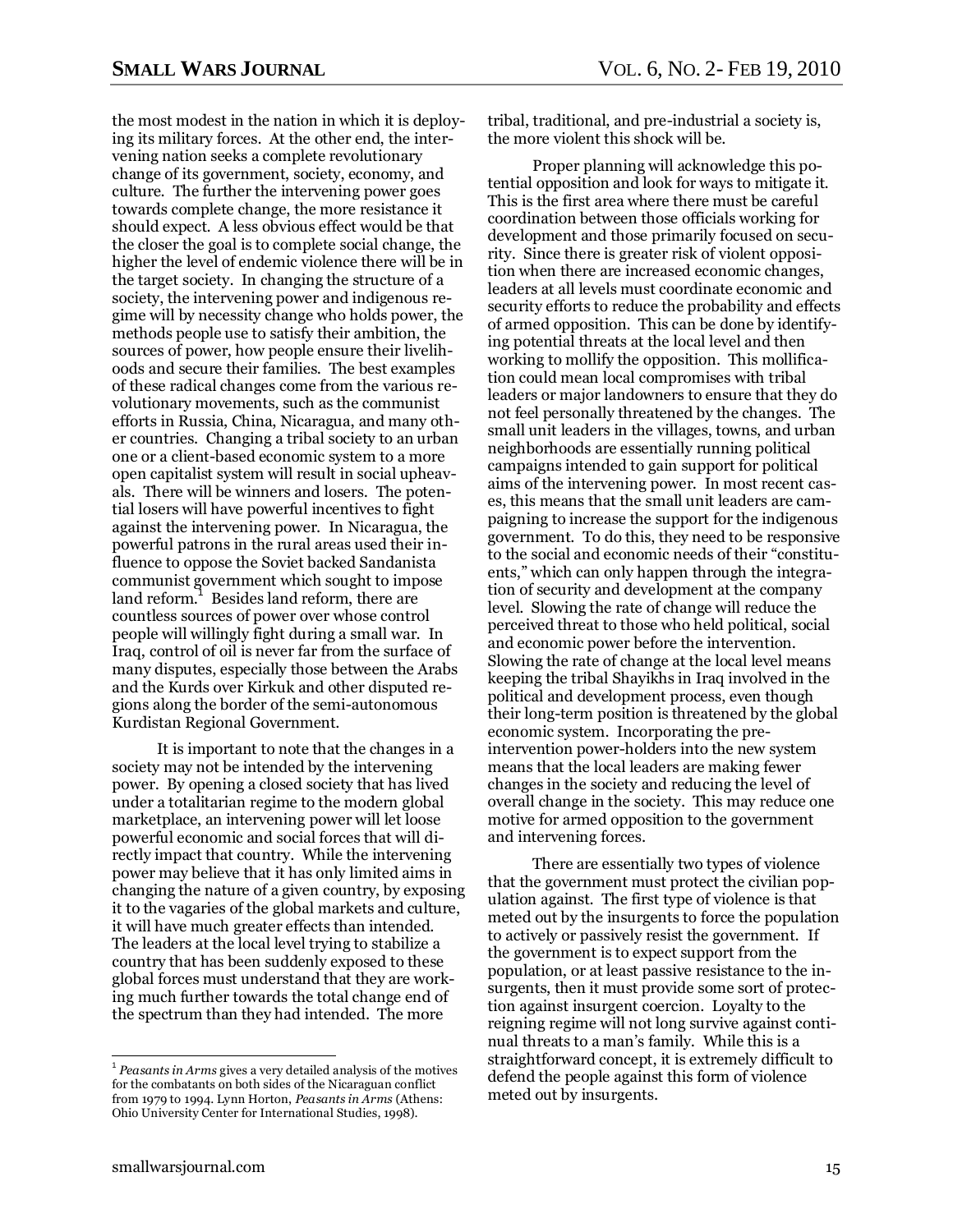the most modest in the nation in which it is deploying its military forces. At the other end, the intervening nation seeks a complete revolutionary change of its government, society, economy, and culture. The further the intervening power goes towards complete change, the more resistance it should expect. A less obvious effect would be that the closer the goal is to complete social change, the higher the level of endemic violence there will be in the target society. In changing the structure of a society, the intervening power and indigenous regime will by necessity change who holds power, the methods people use to satisfy their ambition, the sources of power, how people ensure their livelihoods and secure their families. The best examples of these radical changes come from the various revolutionary movements, such as the communist efforts in Russia, China, Nicaragua, and many other countries. Changing a tribal society to an urban one or a client-based economic system to a more open capitalist system will result in social upheavals. There will be winners and losers. The potential losers will have powerful incentives to fight against the intervening power. In Nicaragua, the powerful patrons in the rural areas used their influence to oppose the Soviet backed Sandanista communist government which sought to impose land reform.[1] Besides land reform, there are countless sources of power over whose control people will willingly fight during a small war. In Iraq, control of oil is never far from the surface of many disputes, especially those between the Arabs and the Kurds over Kirkuk and other disputed regions along the border of the semi-autonomous Kurdistan Regional Government.

It is important to note that the changes in a society may not be intended by the intervening power. By opening a closed society that has lived under a totalitarian regime to the modern global marketplace, an intervening power will let loose powerful economic and social forces that will directly impact that country. While the intervening power may believe that it has only limited aims in changing the nature of a given country, by exposing it to the vagaries of the global markets and culture, it will have much greater effects than intended. The leaders at the local level trying to stabilize a country that has been suddenly exposed to these global forces must understand that they are working much further towards the total change end of the spectrum than they had intended. The more tribal, traditional, and pre-industrial a society is, the more violent this shock will be.

Proper planning will acknowledge this potential opposition and look for ways to mitigate it. This is the first area where there must be careful coordination between those officials working for development and those primarily focused on security. Since there is greater risk of violent opposition when there are increased economic changes, leaders at all levels must coordinate economic and security efforts to reduce the probability and effects of armed opposition. This can be done by identifying potential threats at the local level and then working to mollify the opposition. This mollification could mean local compromises with tribal leaders or major landowners to ensure that they do not feel personally threatened by the changes. The small unit leaders in the villages, towns, and urban neighborhoods are essentially running political campaigns intended to gain support for political aims of the intervening power. In most recent cases, this means that the small unit leaders are campaigning to increase the support for the indigenous government. To do this, they need to be responsive to the social and economic needs of their "constituents," which can only happen through the integration of security and development at the company level. Slowing the rate of change will reduce the perceived threat to those who held political, social and economic power before the intervention. Slowing the rate of change at the local level means keeping the tribal Shayikhs in Iraq involved in the political and development process, even though their long-term position is threatened by the global economic system. Incorporating the pre-intervention power-holders into the new system means that the local leaders are making fewer changes in the society and reducing the level of overall change in the society. This may reduce one motive for armed opposition to the government and intervening forces.

There are essentially two types of violence that the government must protect the civilian population against. The first type of violence is that meted out by the insurgents to force the population to actively or passively resist the government. If the government is to expect support from the population, or at least passive resistance to the insurgents, then it must provide some sort of protection against insurgent coercion. Loyalty to the reigning regime will not long survive against continual threats to a man's family. While this is a straightforward concept, it is extremely difficult to defend the people against this form of violence meted out by insurgents.

---

[1] *Peasants in Arms* gives a very detailed analysis of the motives for the combatants on both sides of the Nicaraguan conflict from 1979 to 1994. Lynn Horton, *Peasants in Arms* (Athens: Ohio University Center for International Studies, 1998).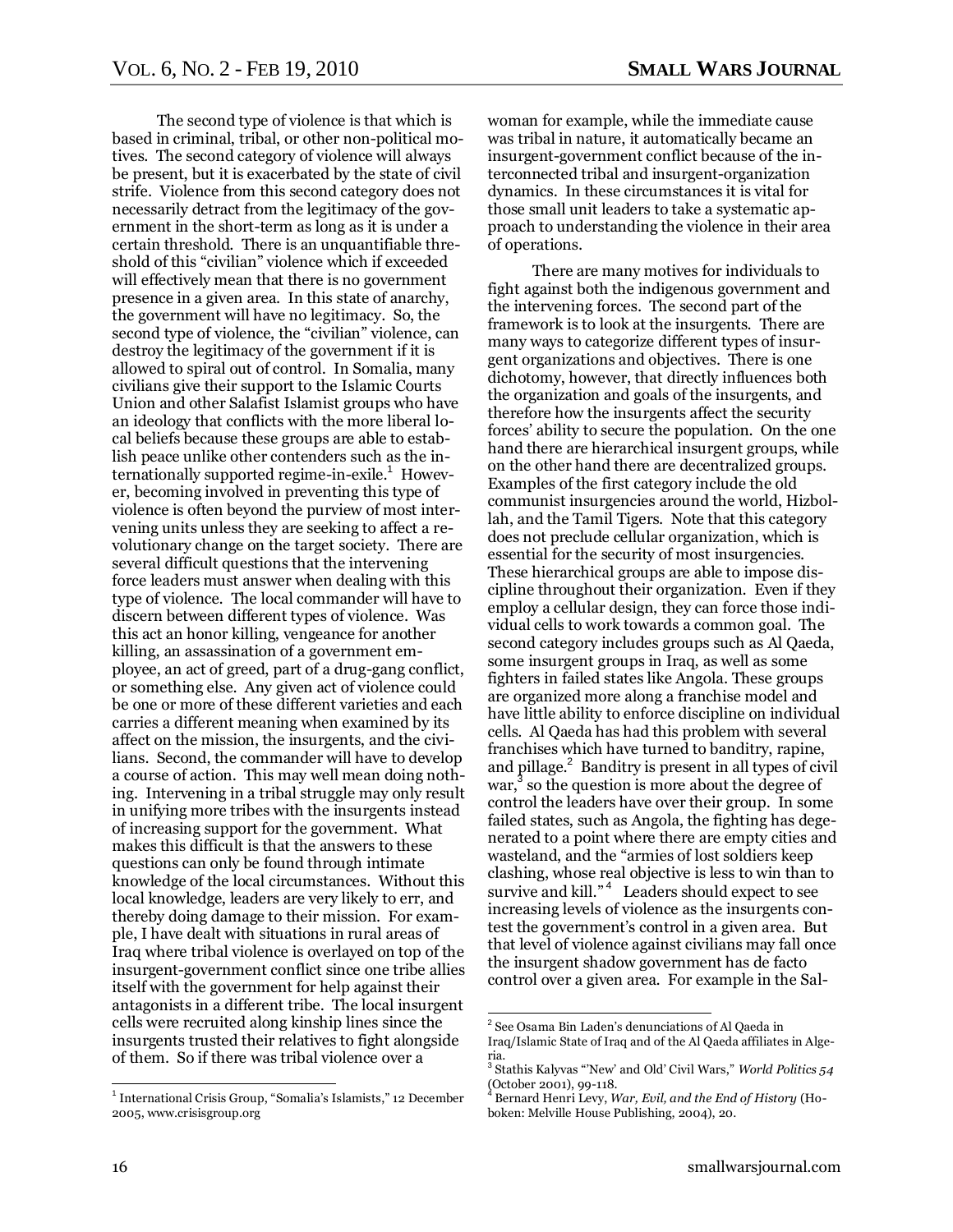The second type of violence is that which is based in criminal, tribal, or other non-political motives. The second category of violence will always be present, but it is exacerbated by the state of civil strife. Violence from this second category does not necessarily detract from the legitimacy of the government in the short-term as long as it is under a certain threshold. There is an unquantifiable threshold of this "civilian" violence which if exceeded will effectively mean that there is no government presence in a given area. In this state of anarchy, the government will have no legitimacy. So, the second type of violence, the "civilian" violence, can destroy the legitimacy of the government if it is allowed to spiral out of control. In Somalia, many civilians give their support to the Islamic Courts Union and other Salafist Islamist groups who have an ideology that conflicts with the more liberal local beliefs because these groups are able to establish peace unlike other contenders such as the internationally supported regime-in-exile.[1] However, becoming involved in preventing this type of violence is often beyond the purview of most intervening units unless they are seeking to affect a revolutionary change on the target society. There are several difficult questions that the intervening force leaders must answer when dealing with this type of violence. The local commander will have to discern between different types of violence. Was this act an honor killing, vengeance for another killing, an assassination of a government employee, an act of greed, part of a drug-gang conflict, or something else. Any given act of violence could be one or more of these different varieties and each carries a different meaning when examined by its affect on the mission, the insurgents, and the civilians. Second, the commander will have to develop a course of action. This may well mean doing nothing. Intervening in a tribal struggle may only result in unifying more tribes with the insurgents instead of increasing support for the government. What makes this difficult is that the answers to these questions can only be found through intimate knowledge of the local circumstances. Without this local knowledge, leaders are very likely to err, and thereby doing damage to their mission. For example, I have dealt with situations in rural areas of Iraq where tribal violence is overlayed on top of the insurgent-government conflict since one tribe allies itself with the government for help against their antagonists in a different tribe. The local insurgent cells were recruited along kinship lines since the insurgents trusted their relatives to fight alongside of them. So if there was tribal violence over a woman for example, while the immediate cause was tribal in nature, it automatically became an insurgent-government conflict because of the interconnected tribal and insurgent-organization dynamics. In these circumstances it is vital for those small unit leaders to take a systematic approach to understanding the violence in their area of operations.

There are many motives for individuals to fight against both the indigenous government and the intervening forces. The second part of the framework is to look at the insurgents. There are many ways to categorize different types of insurgent organizations and objectives. There is one dichotomy, however, that directly influences both the organization and goals of the insurgents, and therefore how the insurgents affect the security forces' ability to secure the population. On the one hand there are hierarchical insurgent groups, while on the other hand there are decentralized groups. Examples of the first category include the old communist insurgencies around the world, Hizbollah, and the Tamil Tigers. Note that this category does not preclude cellular organization, which is essential for the security of most insurgencies. These hierarchical groups are able to impose discipline throughout their organization. Even if they employ a cellular design, they can force those individual cells to work towards a common goal. The second category includes groups such as Al Qaeda, some insurgent groups in Iraq, as well as some fighters in failed states like Angola. These groups are organized more along a franchise model and have little ability to enforce discipline on individual cells. Al Qaeda has had this problem with several franchises which have turned to banditry, rapine, and pillage.[2] Banditry is present in all types of civil war,[3] so the question is more about the degree of control the leaders have over their group. In some failed states, such as Angola, the fighting has degenerated to a point where there are empty cities and wasteland, and the "armies of lost soldiers keep clashing, whose real objective is less to win than to survive and kill."[4] Leaders should expect to see increasing levels of violence as the insurgents contest the government's control in a given area. But that level of violence against civilians may fall once the insurgent shadow government has de facto control over a given area. For example in the Sal-

---

[1] International Crisis Group, "Somalia's Islamists," 12 December 2005, www.crisisgroup.org

[2] See Osama Bin Laden's denunciations of Al Qaeda in Iraq/Islamic State of Iraq and of the Al Qaeda affiliates in Algeria.

[3] Stathis Kalyvas "'New' and Old' Civil Wars," *World Politics 54* (October 2001), 99-118.

[4] Bernard Henri Levy, *War, Evil, and the End of History* (Hoboken: Melville House Publishing, 2004), 20.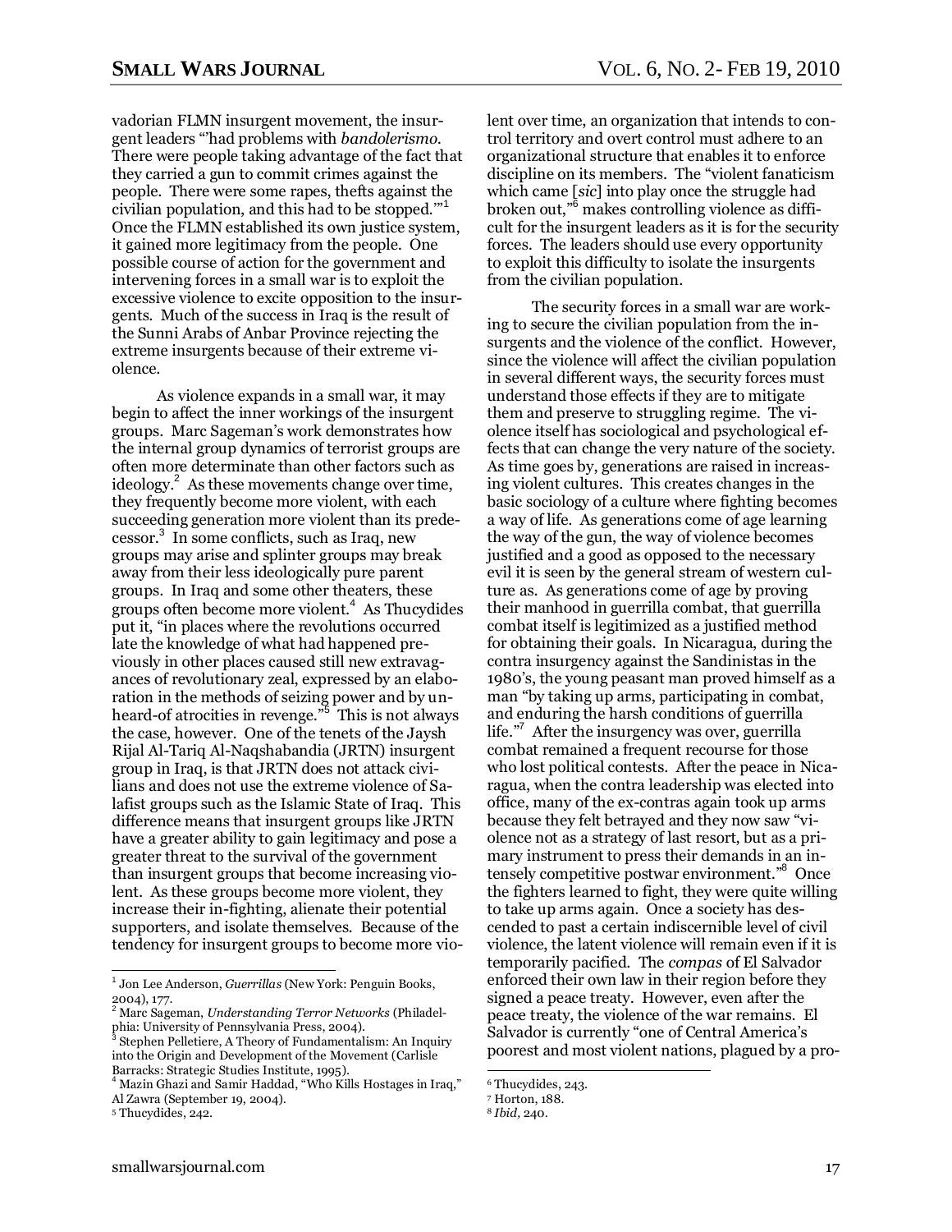vadorian FLMN insurgent movement, the insurgent leaders "'had problems with *bandolerismo*. There were people taking advantage of the fact that they carried a gun to commit crimes against the people. There were some rapes, thefts against the civilian population, and this had to be stopped.'"[1] Once the FLMN established its own justice system, it gained more legitimacy from the people. One possible course of action for the government and intervening forces in a small war is to exploit the excessive violence to excite opposition to the insurgents. Much of the success in Iraq is the result of the Sunni Arabs of Anbar Province rejecting the extreme insurgents because of their extreme violence.

As violence expands in a small war, it may begin to affect the inner workings of the insurgent groups. Marc Sageman's work demonstrates how the internal group dynamics of terrorist groups are often more determinate than other factors such as ideology.[2] As these movements change over time, they frequently become more violent, with each succeeding generation more violent than its predecessor.[3] In some conflicts, such as Iraq, new groups may arise and splinter groups may break away from their less ideologically pure parent groups. In Iraq and some other theaters, these groups often become more violent.[4] As Thucydides put it, "in places where the revolutions occurred late the knowledge of what had happened previously in other places caused still new extravagances of revolutionary zeal, expressed by an elaboration in the methods of seizing power and by unheard-of atrocities in revenge."[5] This is not always the case, however. One of the tenets of the Jaysh Rijal Al-Tariq Al-Naqshabandia (JRTN) insurgent group in Iraq, is that JRTN does not attack civilians and does not use the extreme violence of Salafist groups such as the Islamic State of Iraq. This difference means that insurgent groups like JRTN have a greater ability to gain legitimacy and pose a greater threat to the survival of the government than insurgent groups that become increasing violent. As these groups become more violent, they increase their in-fighting, alienate their potential supporters, and isolate themselves. Because of the tendency for insurgent groups to become more violent over time, an organization that intends to control territory and overt control must adhere to an organizational structure that enables it to enforce discipline on its members. The "violent fanaticism which came [*sic*] into play once the struggle had broken out,"[6] makes controlling violence as difficult for the insurgent leaders as it is for the security forces. The leaders should use every opportunity to exploit this difficulty to isolate the insurgents from the civilian population.

The security forces in a small war are working to secure the civilian population from the insurgents and the violence of the conflict. However, since the violence will affect the civilian population in several different ways, the security forces must understand those effects if they are to mitigate them and preserve to struggling regime. The violence itself has sociological and psychological effects that can change the very nature of the society. As time goes by, generations are raised in increasing violent cultures. This creates changes in the basic sociology of a culture where fighting becomes a way of life. As generations come of age learning the way of the gun, the way of violence becomes justified and a good as opposed to the necessary evil it is seen by the general stream of western culture as. As generations come of age by proving their manhood in guerrilla combat, that guerrilla combat itself is legitimized as a justified method for obtaining their goals. In Nicaragua, during the contra insurgency against the Sandinistas in the 1980's, the young peasant man proved himself as a man "by taking up arms, participating in combat, and enduring the harsh conditions of guerrilla life."[7] After the insurgency was over, guerrilla combat remained a frequent recourse for those who lost political contests. After the peace in Nicaragua, when the contra leadership was elected into office, many of the ex-contras again took up arms because they felt betrayed and they now saw "violence not as a strategy of last resort, but as a primary instrument to press their demands in an intensely competitive postwar environment."[8] Once the fighters learned to fight, they were quite willing to take up arms again. Once a society has descended to past a certain indiscernible level of civil violence, the latent violence will remain even if it is temporarily pacified. The *compas* of El Salvador enforced their own law in their region before they signed a peace treaty. However, even after the peace treaty, the violence of the war remains. El Salvador is currently "one of Central America's poorest and most violent nations, plagued by a pro-

---

[1] Jon Lee Anderson, *Guerrillas* (New York: Penguin Books, 2004), 177.

[2] Marc Sageman, *Understanding Terror Networks* (Philadelphia: University of Pennsylvania Press, 2004).

[3] Stephen Pelletiere, A Theory of Fundamentalism: An Inquiry into the Origin and Development of the Movement (Carlisle Barracks: Strategic Studies Institute, 1995).

[4] Mazin Ghazi and Samir Haddad, "Who Kills Hostages in Iraq," Al Zawra (September 19, 2004).

[5] Thucydides, 242.

[6] Thucydides, 243.

[7] Horton, 188.

[8] *Ibid*, 240.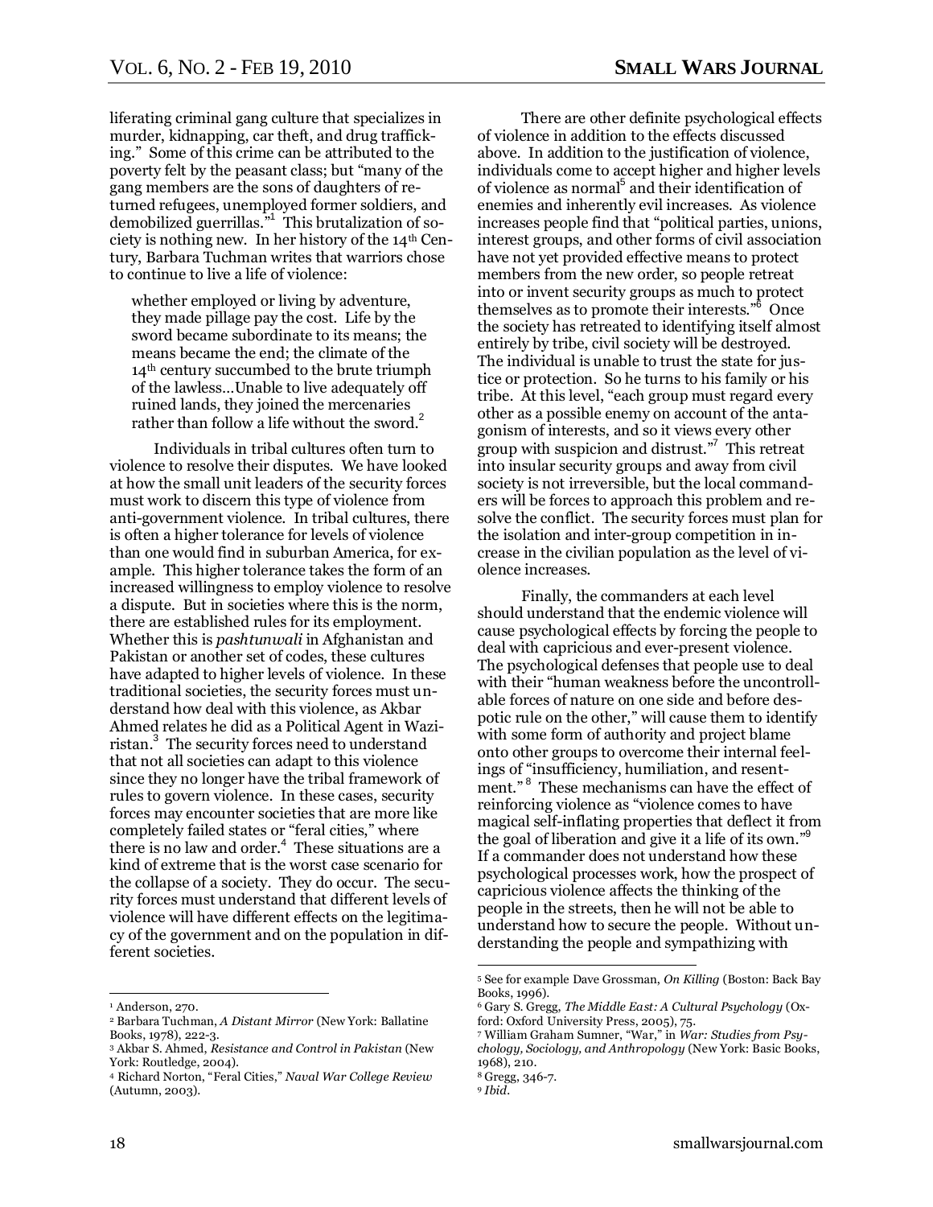liferating criminal gang culture that specializes in murder, kidnapping, car theft, and drug trafficking." Some of this crime can be attributed to the poverty felt by the peasant class; but "many of the gang members are the sons of daughters of returned refugees, unemployed former soldiers, and demobilized guerrillas."[1] This brutalization of society is nothing new. In her history of the 14th Century, Barbara Tuchman writes that warriors chose to continue to live a life of violence:

> whether employed or living by adventure, they made pillage pay the cost. Life by the sword became subordinate to its means; the means became the end; the climate of the 14th century succumbed to the brute triumph of the lawless…Unable to live adequately off ruined lands, they joined the mercenaries rather than follow a life without the sword.[2]

Individuals in tribal cultures often turn to violence to resolve their disputes. We have looked at how the small unit leaders of the security forces must work to discern this type of violence from anti-government violence. In tribal cultures, there is often a higher tolerance for levels of violence than one would find in suburban America, for example. This higher tolerance takes the form of an increased willingness to employ violence to resolve a dispute. But in societies where this is the norm, there are established rules for its employment. Whether this is *pashtunwali* in Afghanistan and Pakistan or another set of codes, these cultures have adapted to higher levels of violence. In these traditional societies, the security forces must understand how deal with this violence, as Akbar Ahmed relates he did as a Political Agent in Waziristan.[3] The security forces need to understand that not all societies can adapt to this violence since they no longer have the tribal framework of rules to govern violence. In these cases, security forces may encounter societies that are more like completely failed states or "feral cities," where there is no law and order.[4] These situations are a kind of extreme that is the worst case scenario for the collapse of a society. They do occur. The security forces must understand that different levels of violence will have different effects on the legitimacy of the government and on the population in different societies.

There are other definite psychological effects of violence in addition to the effects discussed above. In addition to the justification of violence, individuals come to accept higher and higher levels of violence as normal[5] and their identification of enemies and inherently evil increases. As violence increases people find that "political parties, unions, interest groups, and other forms of civil association have not yet provided effective means to protect members from the new order, so people retreat into or invent security groups as much to protect themselves as to promote their interests."[6] Once the society has retreated to identifying itself almost entirely by tribe, civil society will be destroyed. The individual is unable to trust the state for justice or protection. So he turns to his family or his tribe. At this level, "each group must regard every other as a possible enemy on account of the antagonism of interests, and so it views every other group with suspicion and distrust."[7] This retreat into insular security groups and away from civil society is not irreversible, but the local commanders will be forces to approach this problem and resolve the conflict. The security forces must plan for the isolation and inter-group competition in increase in the civilian population as the level of violence increases.

Finally, the commanders at each level should understand that the endemic violence will cause psychological effects by forcing the people to deal with capricious and ever-present violence. The psychological defenses that people use to deal with their "human weakness before the uncontrollable forces of nature on one side and before despotic rule on the other," will cause them to identify with some form of authority and project blame onto other groups to overcome their internal feelings of "insufficiency, humiliation, and resentment."[8] These mechanisms can have the effect of reinforcing violence as "violence comes to have magical self-inflating properties that deflect it from the goal of liberation and give it a life of its own."[9] If a commander does not understand how these psychological processes work, how the prospect of capricious violence affects the thinking of the people in the streets, then he will not be able to understand how to secure the people. Without understanding the people and sympathizing with

---

[1] Anderson, 270.

[2] Barbara Tuchman, *A Distant Mirror* (New York: Ballatine Books, 1978), 222-3.

[3] Akbar S. Ahmed, *Resistance and Control in Pakistan* (New York: Routledge, 2004).

[4] Richard Norton, "Feral Cities," *Naval War College Review* (Autumn, 2003).

[5] See for example Dave Grossman, *On Killing* (Boston: Back Bay Books, 1996).

[6] Gary S. Gregg, *The Middle East: A Cultural Psychology* (Oxford: Oxford University Press, 2005), 75.

[7] William Graham Sumner, "War," in *War: Studies from Psychology, Sociology, and Anthropology* (New York: Basic Books, 1968), 210.

[8] Gregg, 346-7.

[9] *Ibid.*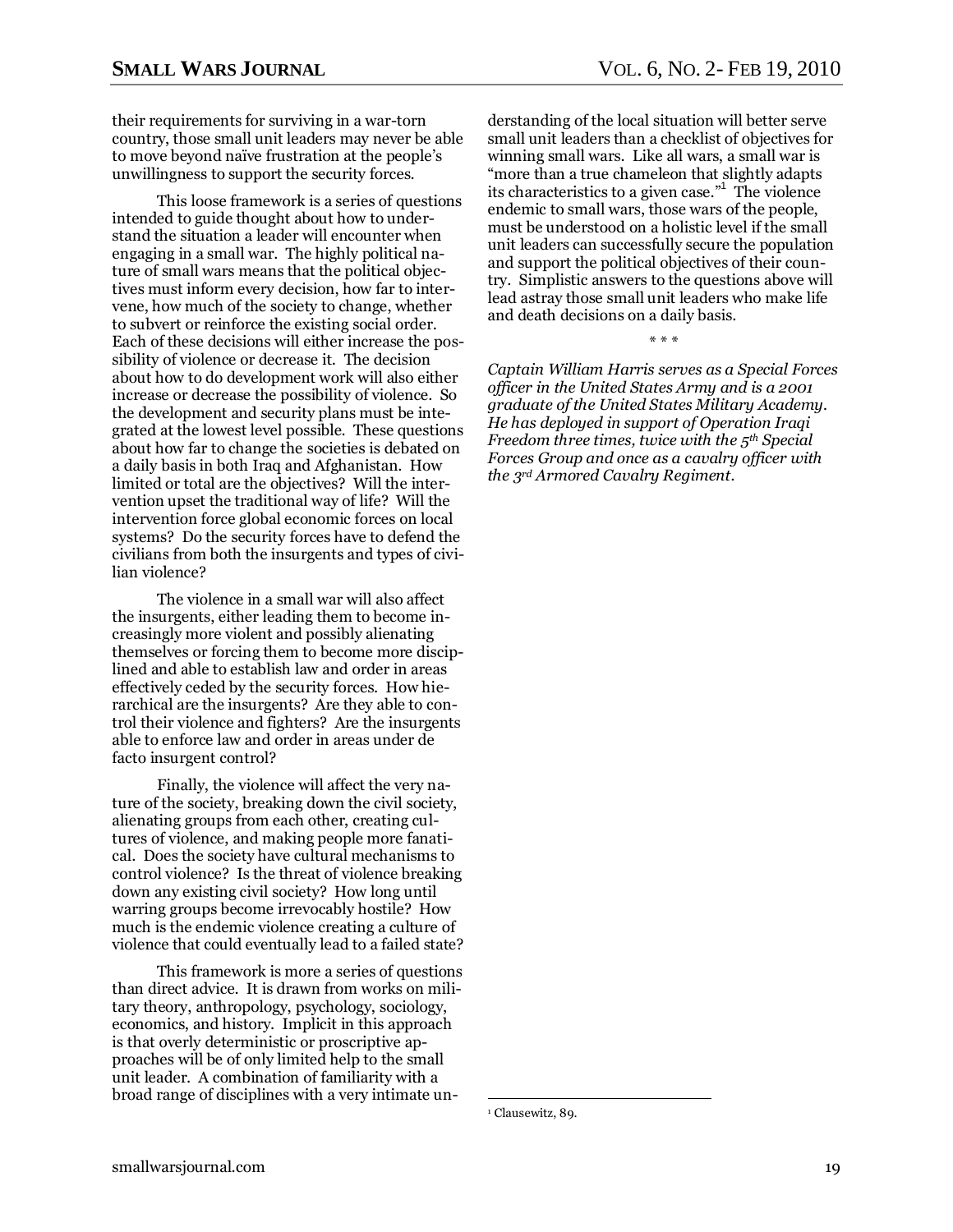their requirements for surviving in a war-torn country, those small unit leaders may never be able to move beyond naïve frustration at the people's unwillingness to support the security forces.

This loose framework is a series of questions intended to guide thought about how to understand the situation a leader will encounter when engaging in a small war. The highly political nature of small wars means that the political objectives must inform every decision, how far to intervene, how much of the society to change, whether to subvert or reinforce the existing social order. Each of these decisions will either increase the possibility of violence or decrease it. The decision about how to do development work will also either increase or decrease the possibility of violence. So the development and security plans must be integrated at the lowest level possible. These questions about how far to change the societies is debated on a daily basis in both Iraq and Afghanistan. How limited or total are the objectives? Will the intervention upset the traditional way of life? Will the intervention force global economic forces on local systems? Do the security forces have to defend the civilians from both the insurgents and types of civilian violence?

The violence in a small war will also affect the insurgents, either leading them to become increasingly more violent and possibly alienating themselves or forcing them to become more disciplined and able to establish law and order in areas effectively ceded by the security forces. How hierarchical are the insurgents? Are they able to control their violence and fighters? Are the insurgents able to enforce law and order in areas under de facto insurgent control?

Finally, the violence will affect the very nature of the society, breaking down the civil society, alienating groups from each other, creating cultures of violence, and making people more fanatical. Does the society have cultural mechanisms to control violence? Is the threat of violence breaking down any existing civil society? How long until warring groups become irrevocably hostile? How much is the endemic violence creating a culture of violence that could eventually lead to a failed state?

This framework is more a series of questions than direct advice. It is drawn from works on military theory, anthropology, psychology, sociology, economics, and history. Implicit in this approach is that overly deterministic or proscriptive approaches will be of only limited help to the small unit leader. A combination of familiarity with a broad range of disciplines with a very intimate understanding of the local situation will better serve small unit leaders than a checklist of objectives for winning small wars. Like all wars, a small war is "more than a true chameleon that slightly adapts its characteristics to a given case."[1] The violence endemic to small wars, those wars of the people, must be understood on a holistic level if the small unit leaders can successfully secure the population and support the political objectives of their country. Simplistic answers to the questions above will lead astray those small unit leaders who make life and death decisions on a daily basis.

\* \* \*

*Captain William Harris serves as a Special Forces officer in the United States Army and is a 2001 graduate of the United States Military Academy. He has deployed in support of Operation Iraqi Freedom three times, twice with the 5th Special Forces Group and once as a cavalry officer with the 3rd Armored Cavalry Regiment.*

---

[1] Clausewitz, 89.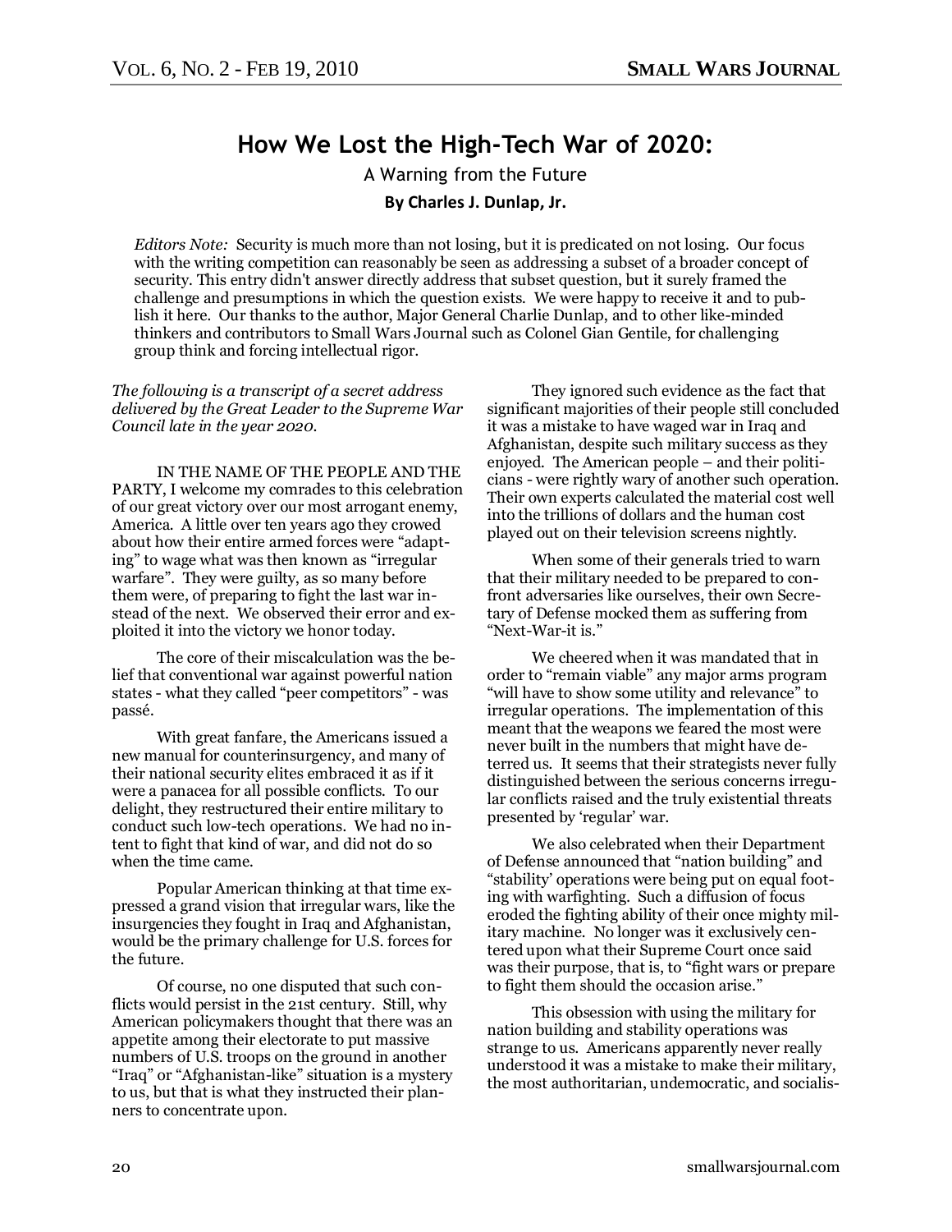# How We Lost the High-Tech War of 2020:

A Warning from the Future

**By Charles J. Dunlap, Jr.**

*Editors Note:* Security is much more than not losing, but it is predicated on not losing. Our focus with the writing competition can reasonably be seen as addressing a subset of a broader concept of security. This entry didn't answer directly address that subset question, but it surely framed the challenge and presumptions in which the question exists. We were happy to receive it and to publish it here. Our thanks to the author, Major General Charlie Dunlap, and to other like-minded thinkers and contributors to Small Wars Journal such as Colonel Gian Gentile, for challenging group think and forcing intellectual rigor.

*The following is a transcript of a secret address delivered by the Great Leader to the Supreme War Council late in the year 2020.*

IN THE NAME OF THE PEOPLE AND THE PARTY, I welcome my comrades to this celebration of our great victory over our most arrogant enemy, America. A little over ten years ago they crowed about how their entire armed forces were "adapting" to wage what was then known as "irregular warfare". They were guilty, as so many before them were, of preparing to fight the last war instead of the next. We observed their error and exploited it into the victory we honor today.

The core of their miscalculation was the belief that conventional war against powerful nation states - what they called "peer competitors" - was passé.

With great fanfare, the Americans issued a new manual for counterinsurgency, and many of their national security elites embraced it as if it were a panacea for all possible conflicts. To our delight, they restructured their entire military to conduct such low-tech operations. We had no intent to fight that kind of war, and did not do so when the time came.

Popular American thinking at that time expressed a grand vision that irregular wars, like the insurgencies they fought in Iraq and Afghanistan, would be the primary challenge for U.S. forces for the future.

Of course, no one disputed that such conflicts would persist in the 21st century. Still, why American policymakers thought that there was an appetite among their electorate to put massive numbers of U.S. troops on the ground in another "Iraq" or "Afghanistan-like" situation is a mystery to us, but that is what they instructed their planners to concentrate upon.

They ignored such evidence as the fact that significant majorities of their people still concluded it was a mistake to have waged war in Iraq and Afghanistan, despite such military success as they enjoyed. The American people – and their politicians - were rightly wary of another such operation. Their own experts calculated the material cost well into the trillions of dollars and the human cost played out on their television screens nightly.

When some of their generals tried to warn that their military needed to be prepared to confront adversaries like ourselves, their own Secretary of Defense mocked them as suffering from "Next-War-it is."

We cheered when it was mandated that in order to "remain viable" any major arms program "will have to show some utility and relevance" to irregular operations. The implementation of this meant that the weapons we feared the most were never built in the numbers that might have deterred us. It seems that their strategists never fully distinguished between the serious concerns irregular conflicts raised and the truly existential threats presented by 'regular' war.

We also celebrated when their Department of Defense announced that "nation building" and "stability' operations were being put on equal footing with warfighting. Such a diffusion of focus eroded the fighting ability of their once mighty military machine. No longer was it exclusively centered upon what their Supreme Court once said was their purpose, that is, to "fight wars or prepare to fight them should the occasion arise."

This obsession with using the military for nation building and stability operations was strange to us. Americans apparently never really understood it was a mistake to make their military, the most authoritarian, undemocratic, and socialis-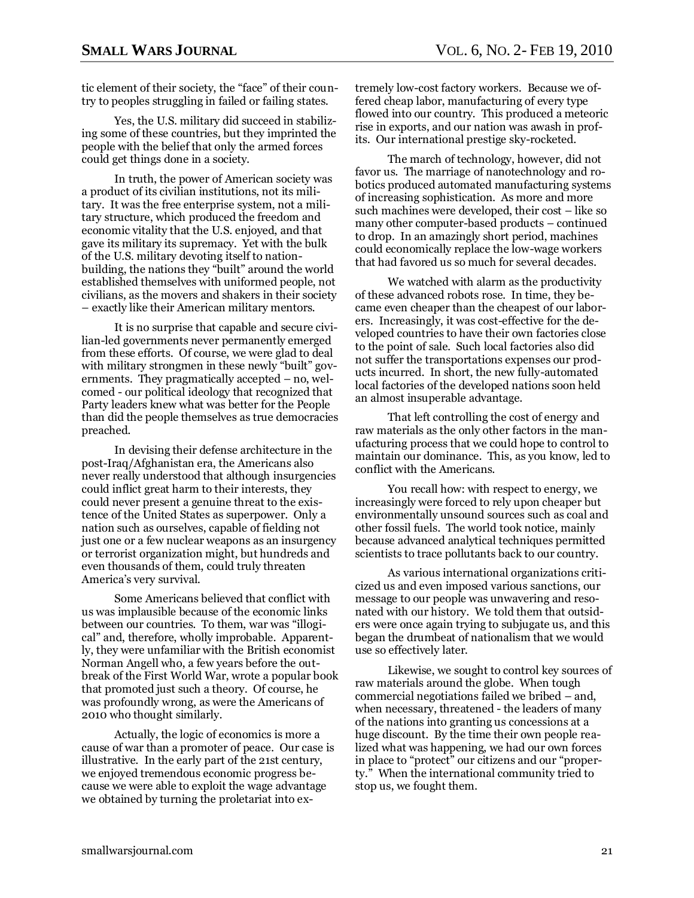tic element of their society, the "face" of their country to peoples struggling in failed or failing states.

Yes, the U.S. military did succeed in stabilizing some of these countries, but they imprinted the people with the belief that only the armed forces could get things done in a society.

In truth, the power of American society was a product of its civilian institutions, not its military. It was the free enterprise system, not a military structure, which produced the freedom and economic vitality that the U.S. enjoyed, and that gave its military its supremacy. Yet with the bulk of the U.S. military devoting itself to nation-building, the nations they "built" around the world established themselves with uniformed people, not civilians, as the movers and shakers in their society – exactly like their American military mentors.

It is no surprise that capable and secure civilian-led governments never permanently emerged from these efforts. Of course, we were glad to deal with military strongmen in these newly "built" governments. They pragmatically accepted – no, welcomed - our political ideology that recognized that Party leaders knew what was better for the People than did the people themselves as true democracies preached.

In devising their defense architecture in the post-Iraq/Afghanistan era, the Americans also never really understood that although insurgencies could inflict great harm to their interests, they could never present a genuine threat to the existence of the United States as superpower. Only a nation such as ourselves, capable of fielding not just one or a few nuclear weapons as an insurgency or terrorist organization might, but hundreds and even thousands of them, could truly threaten America's very survival.

Some Americans believed that conflict with us was implausible because of the economic links between our countries. To them, war was "illogical" and, therefore, wholly improbable. Apparently, they were unfamiliar with the British economist Norman Angell who, a few years before the outbreak of the First World War, wrote a popular book that promoted just such a theory. Of course, he was profoundly wrong, as were the Americans of 2010 who thought similarly.

Actually, the logic of economics is more a cause of war than a promoter of peace. Our case is illustrative. In the early part of the 21st century, we enjoyed tremendous economic progress because we were able to exploit the wage advantage we obtained by turning the proletariat into extremely low-cost factory workers. Because we offered cheap labor, manufacturing of every type flowed into our country. This produced a meteoric rise in exports, and our nation was awash in profits. Our international prestige sky-rocketed.

The march of technology, however, did not favor us. The marriage of nanotechnology and robotics produced automated manufacturing systems of increasing sophistication. As more and more such machines were developed, their cost – like so many other computer-based products – continued to drop. In an amazingly short period, machines could economically replace the low-wage workers that had favored us so much for several decades.

We watched with alarm as the productivity of these advanced robots rose. In time, they became even cheaper than the cheapest of our laborers. Increasingly, it was cost-effective for the developed countries to have their own factories close to the point of sale. Such local factories also did not suffer the transportations expenses our products incurred. In short, the new fully-automated local factories of the developed nations soon held an almost insuperable advantage.

That left controlling the cost of energy and raw materials as the only other factors in the manufacturing process that we could hope to control to maintain our dominance. This, as you know, led to conflict with the Americans.

You recall how: with respect to energy, we increasingly were forced to rely upon cheaper but environmentally unsound sources such as coal and other fossil fuels. The world took notice, mainly because advanced analytical techniques permitted scientists to trace pollutants back to our country.

As various international organizations criticized us and even imposed various sanctions, our message to our people was unwavering and resonated with our history. We told them that outsiders were once again trying to subjugate us, and this began the drumbeat of nationalism that we would use so effectively later.

Likewise, we sought to control key sources of raw materials around the globe. When tough commercial negotiations failed we bribed – and, when necessary, threatened - the leaders of many of the nations into granting us concessions at a huge discount. By the time their own people realized what was happening, we had our own forces in place to "protect" our citizens and our "property." When the international community tried to stop us, we fought them.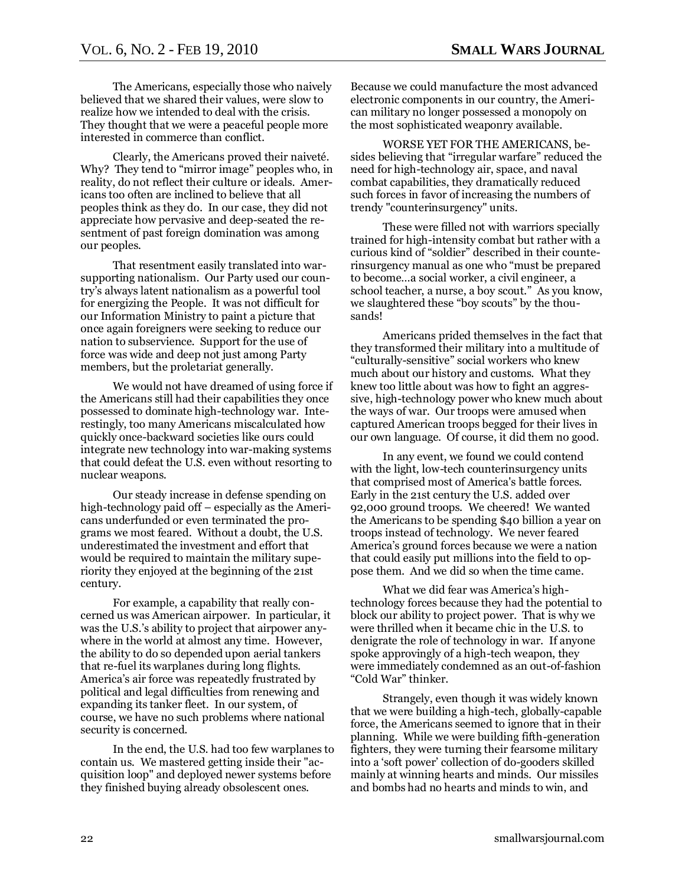The Americans, especially those who naively believed that we shared their values, were slow to realize how we intended to deal with the crisis. They thought that we were a peaceful people more interested in commerce than conflict.

Clearly, the Americans proved their naiveté. Why? They tend to "mirror image" peoples who, in reality, do not reflect their culture or ideals. Americans too often are inclined to believe that all peoples think as they do. In our case, they did not appreciate how pervasive and deep-seated the resentment of past foreign domination was among our peoples.

That resentment easily translated into war-supporting nationalism. Our Party used our country's always latent nationalism as a powerful tool for energizing the People. It was not difficult for our Information Ministry to paint a picture that once again foreigners were seeking to reduce our nation to subservience. Support for the use of force was wide and deep not just among Party members, but the proletariat generally.

We would not have dreamed of using force if the Americans still had their capabilities they once possessed to dominate high-technology war. Interestingly, too many Americans miscalculated how quickly once-backward societies like ours could integrate new technology into war-making systems that could defeat the U.S. even without resorting to nuclear weapons.

Our steady increase in defense spending on high-technology paid off – especially as the Americans underfunded or even terminated the programs we most feared. Without a doubt, the U.S. underestimated the investment and effort that would be required to maintain the military superiority they enjoyed at the beginning of the 21st century.

For example, a capability that really concerned us was American airpower. In particular, it was the U.S.'s ability to project that airpower anywhere in the world at almost any time. However, the ability to do so depended upon aerial tankers that re-fuel its warplanes during long flights. America's air force was repeatedly frustrated by political and legal difficulties from renewing and expanding its tanker fleet. In our system, of course, we have no such problems where national security is concerned.

In the end, the U.S. had too few warplanes to contain us. We mastered getting inside their "acquisition loop" and deployed newer systems before they finished buying already obsolescent ones. Because we could manufacture the most advanced electronic components in our country, the American military no longer possessed a monopoly on the most sophisticated weaponry available.

WORSE YET FOR THE AMERICANS, besides believing that "irregular warfare" reduced the need for high-technology air, space, and naval combat capabilities, they dramatically reduced such forces in favor of increasing the numbers of trendy "counterinsurgency" units.

These were filled not with warriors specially trained for high-intensity combat but rather with a curious kind of "soldier" described in their counterinsurgency manual as one who "must be prepared to become…a social worker, a civil engineer, a school teacher, a nurse, a boy scout." As you know, we slaughtered these "boy scouts" by the thousands!

Americans prided themselves in the fact that they transformed their military into a multitude of "culturally-sensitive" social workers who knew much about our history and customs. What they knew too little about was how to fight an aggressive, high-technology power who knew much about the ways of war. Our troops were amused when captured American troops begged for their lives in our own language. Of course, it did them no good.

In any event, we found we could contend with the light, low-tech counterinsurgency units that comprised most of America's battle forces. Early in the 21st century the U.S. added over 92,000 ground troops. We cheered! We wanted the Americans to be spending $40 billion a year on troops instead of technology. We never feared America's ground forces because we were a nation that could easily put millions into the field to oppose them. And we did so when the time came.

What we did fear was America's high-technology forces because they had the potential to block our ability to project power. That is why we were thrilled when it became chic in the U.S. to denigrate the role of technology in war. If anyone spoke approvingly of a high-tech weapon, they were immediately condemned as an out-of-fashion "Cold War" thinker.

Strangely, even though it was widely known that we were building a high-tech, globally-capable force, the Americans seemed to ignore that in their planning. While we were building fifth-generation fighters, they were turning their fearsome military into a 'soft power' collection of do-gooders skilled mainly at winning hearts and minds. Our missiles and bombs had no hearts and minds to win, and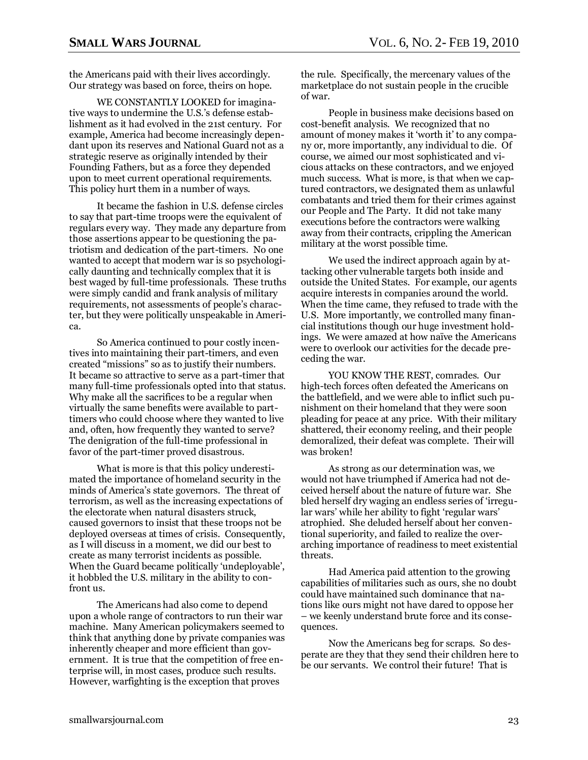the Americans paid with their lives accordingly. Our strategy was based on force, theirs on hope.

WE CONSTANTLY LOOKED for imaginative ways to undermine the U.S.'s defense establishment as it had evolved in the 21st century. For example, America had become increasingly dependant upon its reserves and National Guard not as a strategic reserve as originally intended by their Founding Fathers, but as a force they depended upon to meet current operational requirements. This policy hurt them in a number of ways.

It became the fashion in U.S. defense circles to say that part-time troops were the equivalent of regulars every way. They made any departure from those assertions appear to be questioning the patriotism and dedication of the part-timers. No one wanted to accept that modern war is so psychologically daunting and technically complex that it is best waged by full-time professionals. These truths were simply candid and frank analysis of military requirements, not assessments of people's character, but they were politically unspeakable in America.

So America continued to pour costly incentives into maintaining their part-timers, and even created "missions" so as to justify their numbers. It became so attractive to serve as a part-timer that many full-time professionals opted into that status. Why make all the sacrifices to be a regular when virtually the same benefits were available to part-timers who could choose where they wanted to live and, often, how frequently they wanted to serve? The denigration of the full-time professional in favor of the part-timer proved disastrous.

What is more is that this policy underestimated the importance of homeland security in the minds of America's state governors. The threat of terrorism, as well as the increasing expectations of the electorate when natural disasters struck, caused governors to insist that these troops not be deployed overseas at times of crisis. Consequently, as I will discuss in a moment, we did our best to create as many terrorist incidents as possible. When the Guard became politically 'undeployable', it hobbled the U.S. military in the ability to confront us.

The Americans had also come to depend upon a whole range of contractors to run their war machine. Many American policymakers seemed to think that anything done by private companies was inherently cheaper and more efficient than government. It is true that the competition of free enterprise will, in most cases, produce such results. However, warfighting is the exception that proves the rule. Specifically, the mercenary values of the marketplace do not sustain people in the crucible of war.

People in business make decisions based on cost-benefit analysis. We recognized that no amount of money makes it 'worth it' to any company or, more importantly, any individual to die. Of course, we aimed our most sophisticated and vicious attacks on these contractors, and we enjoyed much success. What is more, is that when we captured contractors, we designated them as unlawful combatants and tried them for their crimes against our People and The Party. It did not take many executions before the contractors were walking away from their contracts, crippling the American military at the worst possible time.

We used the indirect approach again by attacking other vulnerable targets both inside and outside the United States. For example, our agents acquire interests in companies around the world. When the time came, they refused to trade with the U.S. More importantly, we controlled many financial institutions though our huge investment holdings. We were amazed at how naïve the Americans were to overlook our activities for the decade preceding the war.

YOU KNOW THE REST, comrades. Our high-tech forces often defeated the Americans on the battlefield, and we were able to inflict such punishment on their homeland that they were soon pleading for peace at any price. With their military shattered, their economy reeling, and their people demoralized, their defeat was complete. Their will was broken!

As strong as our determination was, we would not have triumphed if America had not deceived herself about the nature of future war. She bled herself dry waging an endless series of 'irregular wars' while her ability to fight 'regular wars' atrophied. She deluded herself about her conventional superiority, and failed to realize the overarching importance of readiness to meet existential threats.

Had America paid attention to the growing capabilities of militaries such as ours, she no doubt could have maintained such dominance that nations like ours might not have dared to oppose her – we keenly understand brute force and its consequences.

Now the Americans beg for scraps. So desperate are they that they send their children here to be our servants. We control their future! That is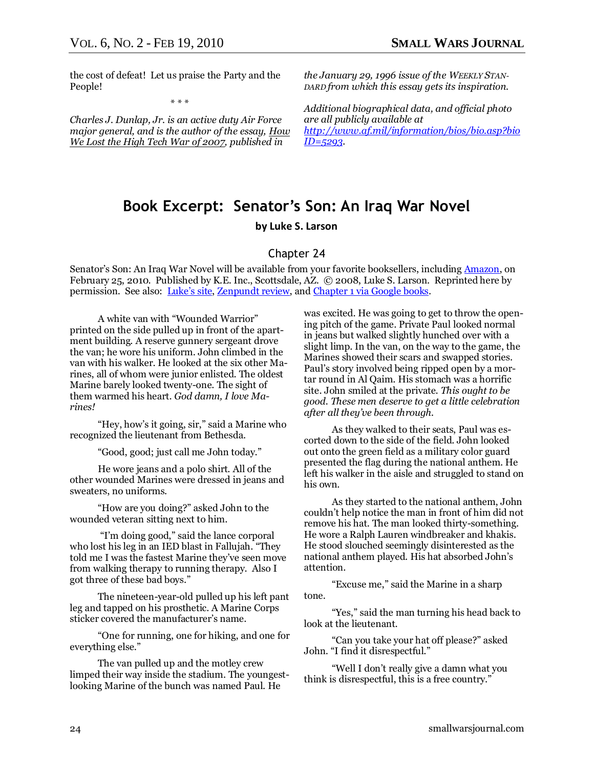the cost of defeat! Let us praise the Party and the People!

\* \* \*

*Charles J. Dunlap, Jr. is an active duty Air Force major general, and is the author of the essay, How We Lost the High Tech War of 2007, published in the January 29, 1996 issue of the WEEKLY STANDARD from which this essay gets its inspiration.*

*Additional biographical data, and official photo are all publicly available at [http://www.af.mil/information/bios/bio.asp?bioID=5293](http://www.af.mil/information/bios/bio.asp?bioID=5293).*

# Book Excerpt: Senator's Son: An Iraq War Novel

**by Luke S. Larson**

## Chapter 24

Senator's Son: An Iraq War Novel will be available from your favorite booksellers, including Amazon, on February 25, 2010. Published by K.E. Inc., Scottsdale, AZ. © 2008, Luke S. Larson. Reprinted here by permission. See also: Luke's site, Zenpundt review, and Chapter 1 via Google books.

A white van with "Wounded Warrior" printed on the side pulled up in front of the apartment building. A reserve gunnery sergeant drove the van; he wore his uniform. John climbed in the van with his walker. He looked at the six other Marines, all of whom were junior enlisted. The oldest Marine barely looked twenty-one. The sight of them warmed his heart. *God damn, I love Marines!*

"Hey, how's it going, sir," said a Marine who recognized the lieutenant from Bethesda.

"Good, good; just call me John today."

He wore jeans and a polo shirt. All of the other wounded Marines were dressed in jeans and sweaters, no uniforms.

"How are you doing?" asked John to the wounded veteran sitting next to him.

"I'm doing good," said the lance corporal who lost his leg in an IED blast in Fallujah. "They told me I was the fastest Marine they've seen move from walking therapy to running therapy. Also I got three of these bad boys."

The nineteen-year-old pulled up his left pant leg and tapped on his prosthetic. A Marine Corps sticker covered the manufacturer's name.

"One for running, one for hiking, and one for everything else."

The van pulled up and the motley crew limped their way inside the stadium. The youngest-looking Marine of the bunch was named Paul. He was excited. He was going to get to throw the opening pitch of the game. Private Paul looked normal in jeans but walked slightly hunched over with a slight limp. In the van, on the way to the game, the Marines showed their scars and swapped stories. Paul's story involved being ripped open by a mortar round in Al Qaim. His stomach was a horrific site. John smiled at the private. *This ought to be good. These men deserve to get a little celebration after all they've been through.*

As they walked to their seats, Paul was escorted down to the side of the field. John looked out onto the green field as a military color guard presented the flag during the national anthem. He left his walker in the aisle and struggled to stand on his own.

As they started to the national anthem, John couldn't help notice the man in front of him did not remove his hat. The man looked thirty-something. He wore a Ralph Lauren windbreaker and khakis. He stood slouched seemingly disinterested as the national anthem played. His hat absorbed John's attention.

"Excuse me," said the Marine in a sharp tone.

"Yes," said the man turning his head back to look at the lieutenant.

"Can you take your hat off please?" asked John. "I find it disrespectful."

"Well I don't really give a damn what you think is disrespectful, this is a free country."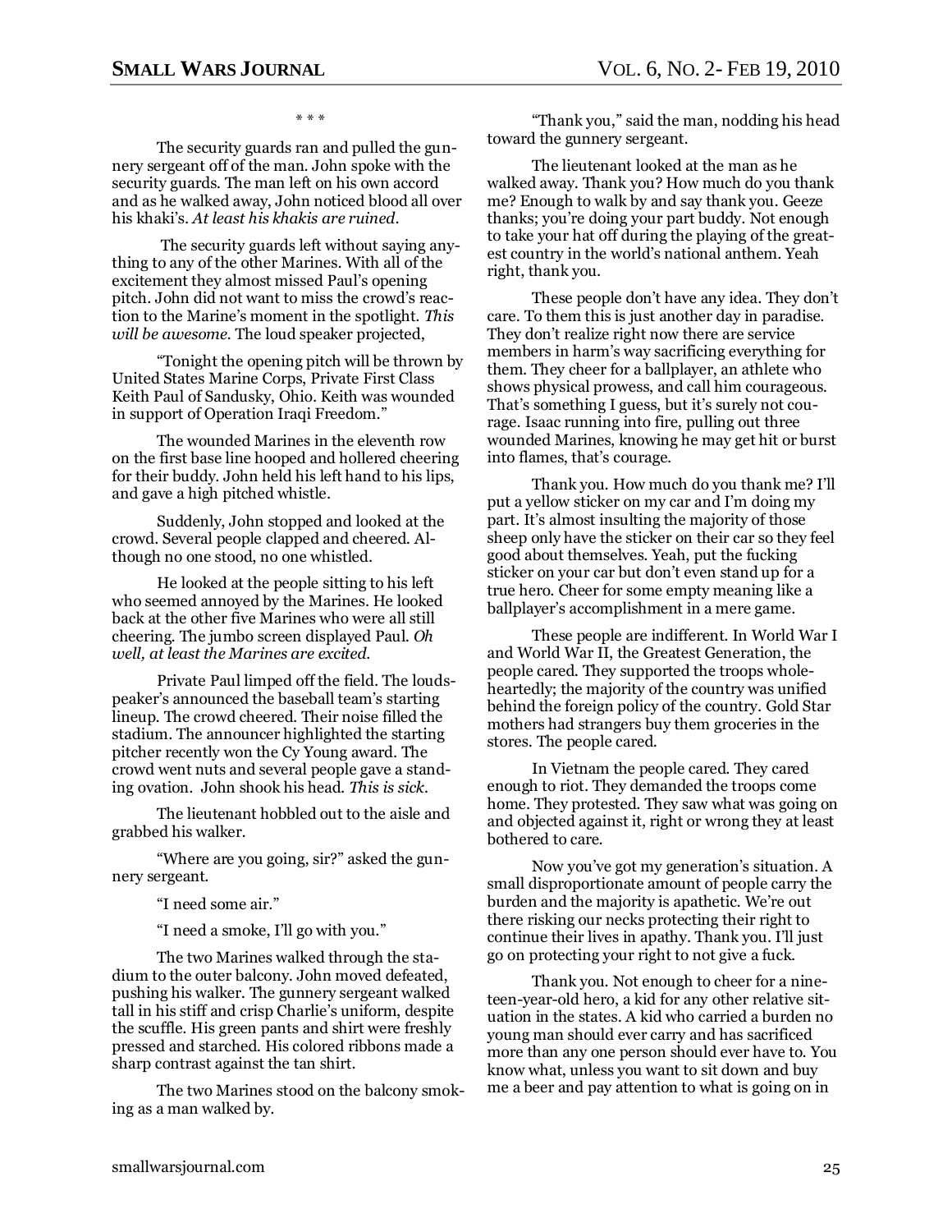\* \* \*

The security guards ran and pulled the gunnery sergeant off of the man. John spoke with the security guards. The man left on his own accord and as he walked away, John noticed blood all over his khaki's. *At least his khakis are ruined.*

The security guards left without saying anything to any of the other Marines. With all of the excitement they almost missed Paul's opening pitch. John did not want to miss the crowd's reaction to the Marine's moment in the spotlight. *This will be awesome.* The loud speaker projected,

"Tonight the opening pitch will be thrown by United States Marine Corps, Private First Class Keith Paul of Sandusky, Ohio. Keith was wounded in support of Operation Iraqi Freedom."

The wounded Marines in the eleventh row on the first base line hooped and hollered cheering for their buddy. John held his left hand to his lips, and gave a high pitched whistle.

Suddenly, John stopped and looked at the crowd. Several people clapped and cheered. Although no one stood, no one whistled.

He looked at the people sitting to his left who seemed annoyed by the Marines. He looked back at the other five Marines who were all still cheering. The jumbo screen displayed Paul. *Oh well, at least the Marines are excited.*

Private Paul limped off the field. The loudspeaker's announced the baseball team's starting lineup. The crowd cheered. Their noise filled the stadium. The announcer highlighted the starting pitcher recently won the Cy Young award. The crowd went nuts and several people gave a standing ovation. John shook his head. *This is sick.*

The lieutenant hobbled out to the aisle and grabbed his walker.

"Where are you going, sir?" asked the gunnery sergeant.

"I need some air."

"I need a smoke, I'll go with you."

The two Marines walked through the stadium to the outer balcony. John moved defeated, pushing his walker. The gunnery sergeant walked tall in his stiff and crisp Charlie's uniform, despite the scuffle. His green pants and shirt were freshly pressed and starched. His colored ribbons made a sharp contrast against the tan shirt.

The two Marines stood on the balcony smoking as a man walked by.

"Thank you," said the man, nodding his head toward the gunnery sergeant.

The lieutenant looked at the man as he walked away. Thank you? How much do you thank me? Enough to walk by and say thank you. Geeze thanks; you're doing your part buddy. Not enough to take your hat off during the playing of the greatest country in the world's national anthem. Yeah right, thank you.

These people don't have any idea. They don't care. To them this is just another day in paradise. They don't realize right now there are service members in harm's way sacrificing everything for them. They cheer for a ballplayer, an athlete who shows physical prowess, and call him courageous. That's something I guess, but it's surely not courage. Isaac running into fire, pulling out three wounded Marines, knowing he may get hit or burst into flames, that's courage.

Thank you. How much do you thank me? I'll put a yellow sticker on my car and I'm doing my part. It's almost insulting the majority of those sheep only have the sticker on their car so they feel good about themselves. Yeah, put the fucking sticker on your car but don't even stand up for a true hero. Cheer for some empty meaning like a ballplayer's accomplishment in a mere game.

These people are indifferent. In World War I and World War II, the Greatest Generation, the people cared. They supported the troops wholeheartedly; the majority of the country was unified behind the foreign policy of the country. Gold Star mothers had strangers buy them groceries in the stores. The people cared.

In Vietnam the people cared. They cared enough to riot. They demanded the troops come home. They protested. They saw what was going on and objected against it, right or wrong they at least bothered to care.

Now you've got my generation's situation. A small disproportionate amount of people carry the burden and the majority is apathetic. We're out there risking our necks protecting their right to continue their lives in apathy. Thank you. I'll just go on protecting your right to not give a fuck.

Thank you. Not enough to cheer for a nineteen-year-old hero, a kid for any other relative situation in the states. A kid who carried a burden no young man should ever carry and has sacrificed more than any one person should ever have to. You know what, unless you want to sit down and buy me a beer and pay attention to what is going on in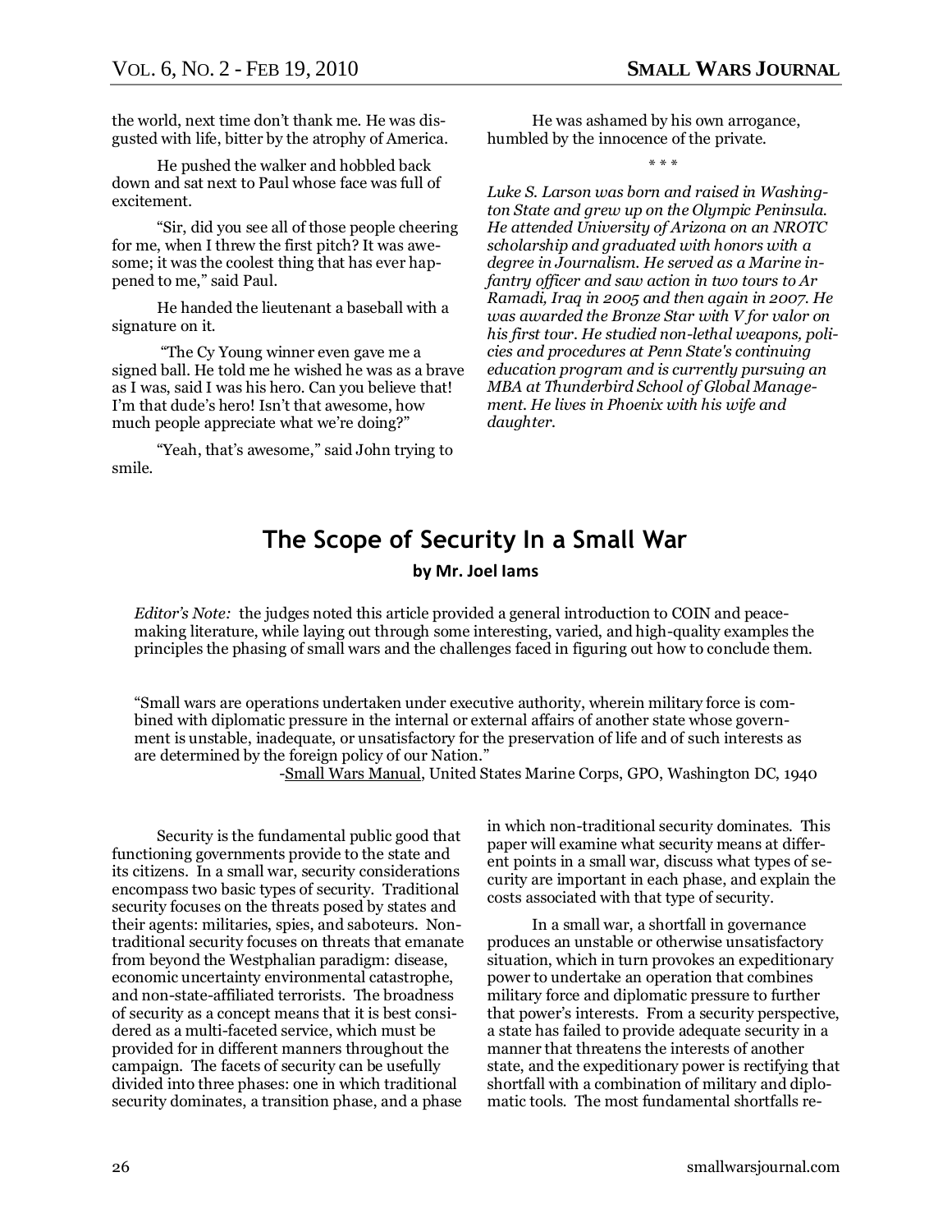the world, next time don't thank me. He was disgusted with life, bitter by the atrophy of America.

He pushed the walker and hobbled back down and sat next to Paul whose face was full of excitement.

"Sir, did you see all of those people cheering for me, when I threw the first pitch? It was awesome; it was the coolest thing that has ever happened to me," said Paul.

He handed the lieutenant a baseball with a signature on it.

"The Cy Young winner even gave me a signed ball. He told me he wished he was as a brave as I was, said I was his hero. Can you believe that! I'm that dude's hero! Isn't that awesome, how much people appreciate what we're doing?"

"Yeah, that's awesome," said John trying to smile.

He was ashamed by his own arrogance, humbled by the innocence of the private.

\* \* \*

*Luke S. Larson was born and raised in Washington State and grew up on the Olympic Peninsula. He attended University of Arizona on an NROTC scholarship and graduated with honors with a degree in Journalism. He served as a Marine infantry officer and saw action in two tours to Ar Ramadi, Iraq in 2005 and then again in 2007. He was awarded the Bronze Star with V for valor on his first tour. He studied non-lethal weapons, policies and procedures at Penn State's continuing education program and is currently pursuing an MBA at Thunderbird School of Global Management. He lives in Phoenix with his wife and daughter.*

# The Scope of Security In a Small War

**by Mr. Joel Iams**

*Editor's Note:* the judges noted this article provided a general introduction to COIN and peacemaking literature, while laying out through some interesting, varied, and high-quality examples the principles the phasing of small wars and the challenges faced in figuring out how to conclude them.

"Small wars are operations undertaken under executive authority, wherein military force is combined with diplomatic pressure in the internal or external affairs of another state whose government is unstable, inadequate, or unsatisfactory for the preservation of life and of such interests as are determined by the foreign policy of our Nation."

-Small Wars Manual, United States Marine Corps, GPO, Washington DC, 1940

Security is the fundamental public good that functioning governments provide to the state and its citizens. In a small war, security considerations encompass two basic types of security. Traditional security focuses on the threats posed by states and their agents: militaries, spies, and saboteurs. Non-traditional security focuses on threats that emanate from beyond the Westphalian paradigm: disease, economic uncertainty environmental catastrophe, and non-state-affiliated terrorists. The broadness of security as a concept means that it is best considered as a multi-faceted service, which must be provided for in different manners throughout the campaign. The facets of security can be usefully divided into three phases: one in which traditional security dominates, a transition phase, and a phase in which non-traditional security dominates. This paper will examine what security means at different points in a small war, discuss what types of security are important in each phase, and explain the costs associated with that type of security.

In a small war, a shortfall in governance produces an unstable or otherwise unsatisfactory situation, which in turn provokes an expeditionary power to undertake an operation that combines military force and diplomatic pressure to further that power's interests. From a security perspective, a state has failed to provide adequate security in a manner that threatens the interests of another state, and the expeditionary power is rectifying that shortfall with a combination of military and diplomatic tools. The most fundamental shortfalls re-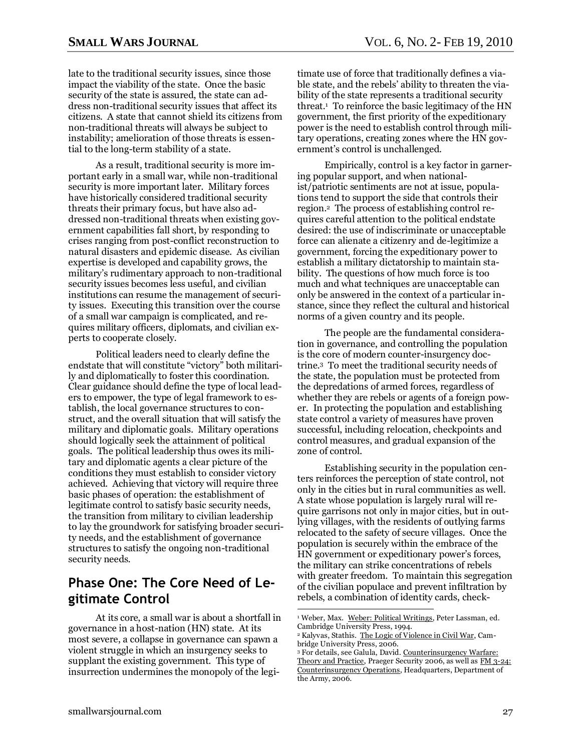late to the traditional security issues, since those impact the viability of the state. Once the basic security of the state is assured, the state can address non-traditional security issues that affect its citizens. A state that cannot shield its citizens from non-traditional threats will always be subject to instability; amelioration of those threats is essential to the long-term stability of a state.

As a result, traditional security is more important early in a small war, while non-traditional security is more important later. Military forces have historically considered traditional security threats their primary focus, but have also addressed non-traditional threats when existing government capabilities fall short, by responding to crises ranging from post-conflict reconstruction to natural disasters and epidemic disease. As civilian expertise is developed and capability grows, the military's rudimentary approach to non-traditional security issues becomes less useful, and civilian institutions can resume the management of security issues. Executing this transition over the course of a small war campaign is complicated, and requires military officers, diplomats, and civilian experts to cooperate closely.

Political leaders need to clearly define the endstate that will constitute "victory" both militarily and diplomatically to foster this coordination. Clear guidance should define the type of local leaders to empower, the type of legal framework to establish, the local governance structures to construct, and the overall situation that will satisfy the military and diplomatic goals. Military operations should logically seek the attainment of political goals. The political leadership thus owes its military and diplomatic agents a clear picture of the conditions they must establish to consider victory achieved. Achieving that victory will require three basic phases of operation: the establishment of legitimate control to satisfy basic security needs, the transition from military to civilian leadership to lay the groundwork for satisfying broader security needs, and the establishment of governance structures to satisfy the ongoing non-traditional security needs.

## Phase One: The Core Need of Legitimate Control

At its core, a small war is about a shortfall in governance in a host-nation (HN) state. At its most severe, a collapse in governance can spawn a violent struggle in which an insurgency seeks to supplant the existing government. This type of insurrection undermines the monopoly of the legitimate use of force that traditionally defines a viable state, and the rebels' ability to threaten the viability of the state represents a traditional security threat.[1] To reinforce the basic legitimacy of the HN government, the first priority of the expeditionary power is the need to establish control through military operations, creating zones where the HN government's control is unchallenged.

Empirically, control is a key factor in garnering popular support, and when nationalist/patriotic sentiments are not at issue, populations tend to support the side that controls their region.[2] The process of establishing control requires careful attention to the political endstate desired: the use of indiscriminate or unacceptable force can alienate a citizenry and de-legitimize a government, forcing the expeditionary power to establish a military dictatorship to maintain stability. The questions of how much force is too much and what techniques are unacceptable can only be answered in the context of a particular instance, since they reflect the cultural and historical norms of a given country and its people.

The people are the fundamental consideration in governance, and controlling the population is the core of modern counter-insurgency doctrine.[3] To meet the traditional security needs of the state, the population must be protected from the depredations of armed forces, regardless of whether they are rebels or agents of a foreign power. In protecting the population and establishing state control a variety of measures have proven successful, including relocation, checkpoints and control measures, and gradual expansion of the zone of control.

Establishing security in the population centers reinforces the perception of state control, not only in the cities but in rural communities as well. A state whose population is largely rural will require garrisons not only in major cities, but in outlying villages, with the residents of outlying farms relocated to the safety of secure villages. Once the population is securely within the embrace of the HN government or expeditionary power's forces, the military can strike concentrations of rebels with greater freedom. To maintain this segregation of the civilian populace and prevent infiltration by rebels, a combination of identity cards, check-

---

[1] Weber, Max. Weber: Political Writings, Peter Lassman, ed. Cambridge University Press, 1994.

[2] Kalyvas, Stathis. The Logic of Violence in Civil War, Cambridge University Press, 2006.

[3] For details, see Galula, David. Counterinsurgency Warfare: Theory and Practice, Praeger Security 2006, as well as FM 3-24: Counterinsurgency Operations, Headquarters, Department of the Army, 2006.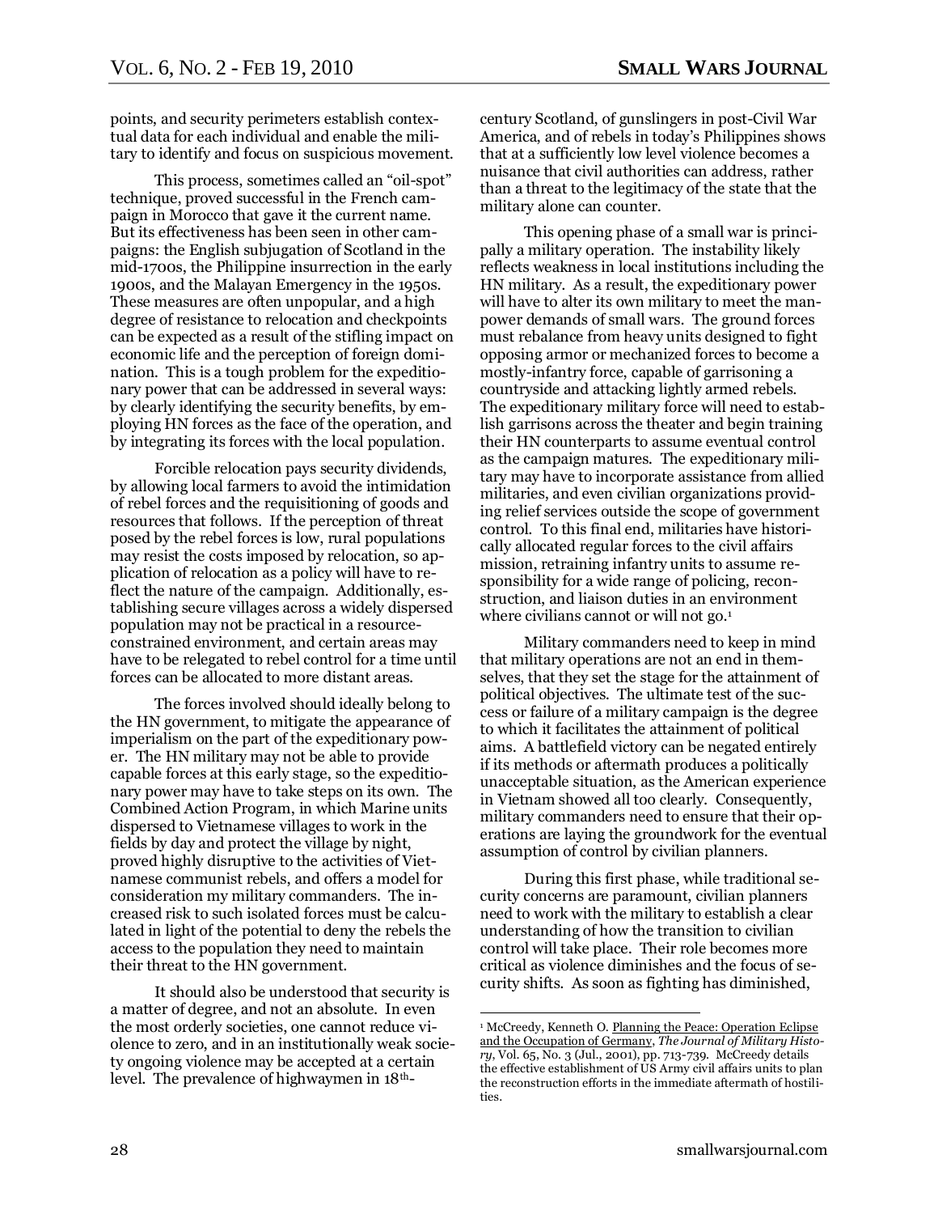points, and security perimeters establish contextual data for each individual and enable the military to identify and focus on suspicious movement.

This process, sometimes called an "oil-spot" technique, proved successful in the French campaign in Morocco that gave it the current name. But its effectiveness has been seen in other campaigns: the English subjugation of Scotland in the mid-1700s, the Philippine insurrection in the early 1900s, and the Malayan Emergency in the 1950s. These measures are often unpopular, and a high degree of resistance to relocation and checkpoints can be expected as a result of the stifling impact on economic life and the perception of foreign domination. This is a tough problem for the expeditionary power that can be addressed in several ways: by clearly identifying the security benefits, by employing HN forces as the face of the operation, and by integrating its forces with the local population.

Forcible relocation pays security dividends, by allowing local farmers to avoid the intimidation of rebel forces and the requisitioning of goods and resources that follows. If the perception of threat posed by the rebel forces is low, rural populations may resist the costs imposed by relocation, so application of relocation as a policy will have to reflect the nature of the campaign. Additionally, establishing secure villages across a widely dispersed population may not be practical in a resource-constrained environment, and certain areas may have to be relegated to rebel control for a time until forces can be allocated to more distant areas.

The forces involved should ideally belong to the HN government, to mitigate the appearance of imperialism on the part of the expeditionary power. The HN military may not be able to provide capable forces at this early stage, so the expeditionary power may have to take steps on its own. The Combined Action Program, in which Marine units dispersed to Vietnamese villages to work in the fields by day and protect the village by night, proved highly disruptive to the activities of Vietnamese communist rebels, and offers a model for consideration my military commanders. The increased risk to such isolated forces must be calculated in light of the potential to deny the rebels the access to the population they need to maintain their threat to the HN government.

It should also be understood that security is a matter of degree, and not an absolute. In even the most orderly societies, one cannot reduce violence to zero, and in an institutionally weak society ongoing violence may be accepted at a certain level. The prevalence of highwaymen in 18th-century Scotland, of gunslingers in post-Civil War America, and of rebels in today's Philippines shows that at a sufficiently low level violence becomes a nuisance that civil authorities can address, rather than a threat to the legitimacy of the state that the military alone can counter.

This opening phase of a small war is principally a military operation. The instability likely reflects weakness in local institutions including the HN military. As a result, the expeditionary power will have to alter its own military to meet the manpower demands of small wars. The ground forces must rebalance from heavy units designed to fight opposing armor or mechanized forces to become a mostly-infantry force, capable of garrisoning a countryside and attacking lightly armed rebels. The expeditionary military force will need to establish garrisons across the theater and begin training their HN counterparts to assume eventual control as the campaign matures. The expeditionary military may have to incorporate assistance from allied militaries, and even civilian organizations providing relief services outside the scope of government control. To this final end, militaries have historically allocated regular forces to the civil affairs mission, retraining infantry units to assume responsibility for a wide range of policing, reconstruction, and liaison duties in an environment where civilians cannot or will not go.[1]

Military commanders need to keep in mind that military operations are not an end in themselves, that they set the stage for the attainment of political objectives. The ultimate test of the success or failure of a military campaign is the degree to which it facilitates the attainment of political aims. A battlefield victory can be negated entirely if its methods or aftermath produces a politically unacceptable situation, as the American experience in Vietnam showed all too clearly. Consequently, military commanders need to ensure that their operations are laying the groundwork for the eventual assumption of control by civilian planners.

During this first phase, while traditional security concerns are paramount, civilian planners need to work with the military to establish a clear understanding of how the transition to civilian control will take place. Their role becomes more critical as violence diminishes and the focus of security shifts. As soon as fighting has diminished,

---

[1] McCreedy, Kenneth O. Planning the Peace: Operation Eclipse and the Occupation of Germany, *The Journal of Military History*, Vol. 65, No. 3 (Jul., 2001), pp. 713-739. McCreedy details the effective establishment of US Army civil affairs units to plan the reconstruction efforts in the immediate aftermath of hostilities.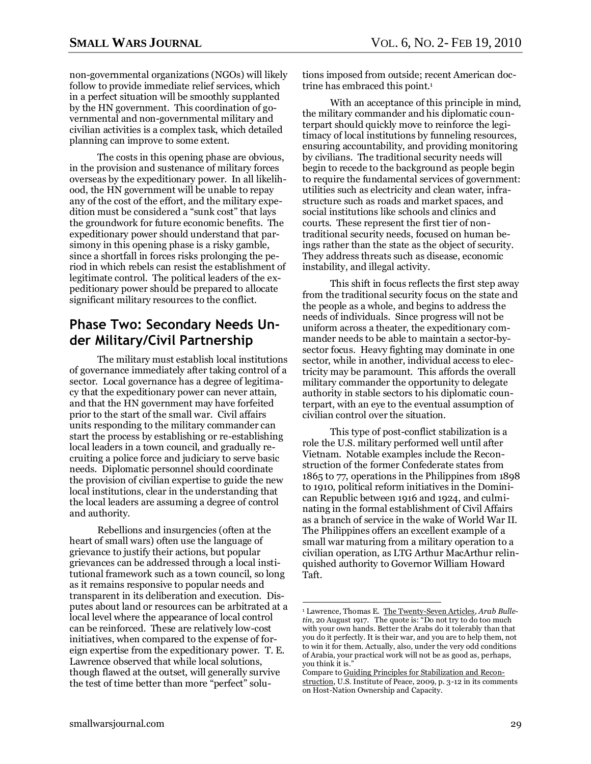non-governmental organizations (NGOs) will likely follow to provide immediate relief services, which in a perfect situation will be smoothly supplanted by the HN government. This coordination of governmental and non-governmental military and civilian activities is a complex task, which detailed planning can improve to some extent.

The costs in this opening phase are obvious, in the provision and sustenance of military forces overseas by the expeditionary power. In all likelihood, the HN government will be unable to repay any of the cost of the effort, and the military expedition must be considered a "sunk cost" that lays the groundwork for future economic benefits. The expeditionary power should understand that parsimony in this opening phase is a risky gamble, since a shortfall in forces risks prolonging the period in which rebels can resist the establishment of legitimate control. The political leaders of the expeditionary power should be prepared to allocate significant military resources to the conflict.

## Phase Two: Secondary Needs Under Military/Civil Partnership

The military must establish local institutions of governance immediately after taking control of a sector. Local governance has a degree of legitimacy that the expeditionary power can never attain, and that the HN government may have forfeited prior to the start of the small war. Civil affairs units responding to the military commander can start the process by establishing or re-establishing local leaders in a town council, and gradually recruiting a police force and judiciary to serve basic needs. Diplomatic personnel should coordinate the provision of civilian expertise to guide the new local institutions, clear in the understanding that the local leaders are assuming a degree of control and authority.

Rebellions and insurgencies (often at the heart of small wars) often use the language of grievance to justify their actions, but popular grievances can be addressed through a local institutional framework such as a town council, so long as it remains responsive to popular needs and transparent in its deliberation and execution. Disputes about land or resources can be arbitrated at a local level where the appearance of local control can be reinforced. These are relatively low-cost initiatives, when compared to the expense of foreign expertise from the expeditionary power. T. E. Lawrence observed that while local solutions, though flawed at the outset, will generally survive the test of time better than more "perfect" solutions imposed from outside; recent American doctrine has embraced this point.[1]

With an acceptance of this principle in mind, the military commander and his diplomatic counterpart should quickly move to reinforce the legitimacy of local institutions by funneling resources, ensuring accountability, and providing monitoring by civilians. The traditional security needs will begin to recede to the background as people begin to require the fundamental services of government: utilities such as electricity and clean water, infrastructure such as roads and market spaces, and social institutions like schools and clinics and courts. These represent the first tier of non-traditional security needs, focused on human beings rather than the state as the object of security. They address threats such as disease, economic instability, and illegal activity.

This shift in focus reflects the first step away from the traditional security focus on the state and the people as a whole, and begins to address the needs of individuals. Since progress will not be uniform across a theater, the expeditionary commander needs to be able to maintain a sector-by-sector focus. Heavy fighting may dominate in one sector, while in another, individual access to electricity may be paramount. This affords the overall military commander the opportunity to delegate authority in stable sectors to his diplomatic counterpart, with an eye to the eventual assumption of civilian control over the situation.

This type of post-conflict stabilization is a role the U.S. military performed well until after Vietnam. Notable examples include the Reconstruction of the former Confederate states from 1865 to 77, operations in the Philippines from 1898 to 1910, political reform initiatives in the Dominican Republic between 1916 and 1924, and culminating in the formal establishment of Civil Affairs as a branch of service in the wake of World War II. The Philippines offers an excellent example of a small war maturing from a military operation to a civilian operation, as LTG Arthur MacArthur relinquished authority to Governor William Howard Taft.

---

[1] Lawrence, Thomas E. The Twenty-Seven Articles, *Arab Bulletin*, 20 August 1917. The quote is: "Do not try to do too much with your own hands. Better the Arabs do it tolerably than that you do it perfectly. It is their war, and you are to help them, not to win it for them. Actually, also, under the very odd conditions of Arabia, your practical work will not be as good as, perhaps, you think it is."
Compare to Guiding Principles for Stabilization and Reconstruction, U.S. Institute of Peace, 2009, p. 3-12 in its comments on Host-Nation Ownership and Capacity.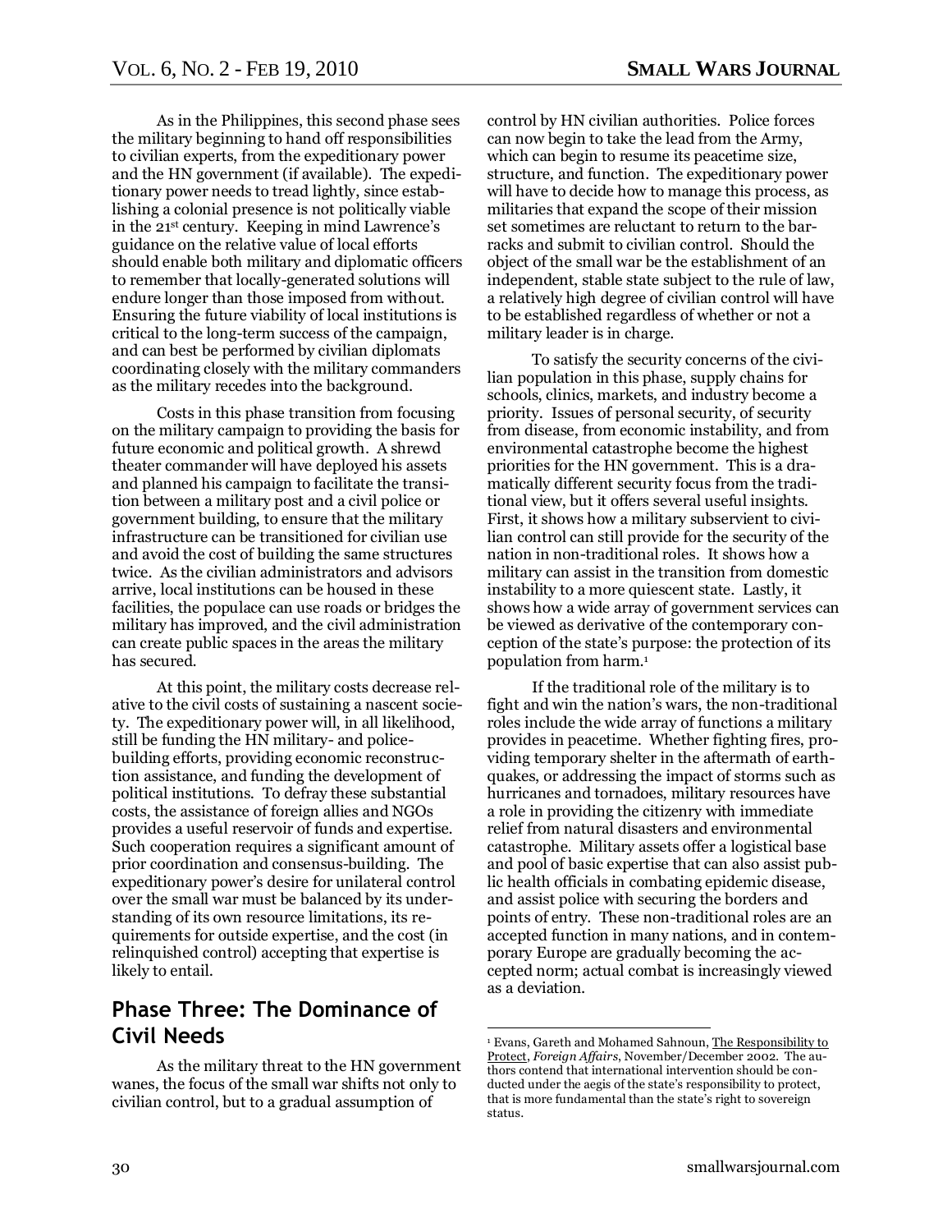As in the Philippines, this second phase sees the military beginning to hand off responsibilities to civilian experts, from the expeditionary power and the HN government (if available). The expeditionary power needs to tread lightly, since establishing a colonial presence is not politically viable in the 21st century. Keeping in mind Lawrence's guidance on the relative value of local efforts should enable both military and diplomatic officers to remember that locally-generated solutions will endure longer than those imposed from without. Ensuring the future viability of local institutions is critical to the long-term success of the campaign, and can best be performed by civilian diplomats coordinating closely with the military commanders as the military recedes into the background.

Costs in this phase transition from focusing on the military campaign to providing the basis for future economic and political growth. A shrewd theater commander will have deployed his assets and planned his campaign to facilitate the transition between a military post and a civil police or government building, to ensure that the military infrastructure can be transitioned for civilian use and avoid the cost of building the same structures twice. As the civilian administrators and advisors arrive, local institutions can be housed in these facilities, the populace can use roads or bridges the military has improved, and the civil administration can create public spaces in the areas the military has secured.

At this point, the military costs decrease relative to the civil costs of sustaining a nascent society. The expeditionary power will, in all likelihood, still be funding the HN military- and police-building efforts, providing economic reconstruction assistance, and funding the development of political institutions. To defray these substantial costs, the assistance of foreign allies and NGOs provides a useful reservoir of funds and expertise. Such cooperation requires a significant amount of prior coordination and consensus-building. The expeditionary power's desire for unilateral control over the small war must be balanced by its understanding of its own resource limitations, its requirements for outside expertise, and the cost (in relinquished control) accepting that expertise is likely to entail.

## Phase Three: The Dominance of Civil Needs

As the military threat to the HN government wanes, the focus of the small war shifts not only to civilian control, but to a gradual assumption of control by HN civilian authorities. Police forces can now begin to take the lead from the Army, which can begin to resume its peacetime size, structure, and function. The expeditionary power will have to decide how to manage this process, as militaries that expand the scope of their mission set sometimes are reluctant to return to the barracks and submit to civilian control. Should the object of the small war be the establishment of an independent, stable state subject to the rule of law, a relatively high degree of civilian control will have to be established regardless of whether or not a military leader is in charge.

To satisfy the security concerns of the civilian population in this phase, supply chains for schools, clinics, markets, and industry become a priority. Issues of personal security, of security from disease, from economic instability, and from environmental catastrophe become the highest priorities for the HN government. This is a dramatically different security focus from the traditional view, but it offers several useful insights. First, it shows how a military subservient to civilian control can still provide for the security of the nation in non-traditional roles. It shows how a military can assist in the transition from domestic instability to a more quiescent state. Lastly, it shows how a wide array of government services can be viewed as derivative of the contemporary conception of the state's purpose: the protection of its population from harm.[1]

If the traditional role of the military is to fight and win the nation's wars, the non-traditional roles include the wide array of functions a military provides in peacetime. Whether fighting fires, providing temporary shelter in the aftermath of earthquakes, or addressing the impact of storms such as hurricanes and tornadoes, military resources have a role in providing the citizenry with immediate relief from natural disasters and environmental catastrophe. Military assets offer a logistical base and pool of basic expertise that can also assist public health officials in combating epidemic disease, and assist police with securing the borders and points of entry. These non-traditional roles are an accepted function in many nations, and in contemporary Europe are gradually becoming the accepted norm; actual combat is increasingly viewed as a deviation.

---

[1] Evans, Gareth and Mohamed Sahnoun, The Responsibility to Protect, *Foreign Affairs*, November/December 2002. The authors contend that international intervention should be conducted under the aegis of the state's responsibility to protect, that is more fundamental than the state's right to sovereign status.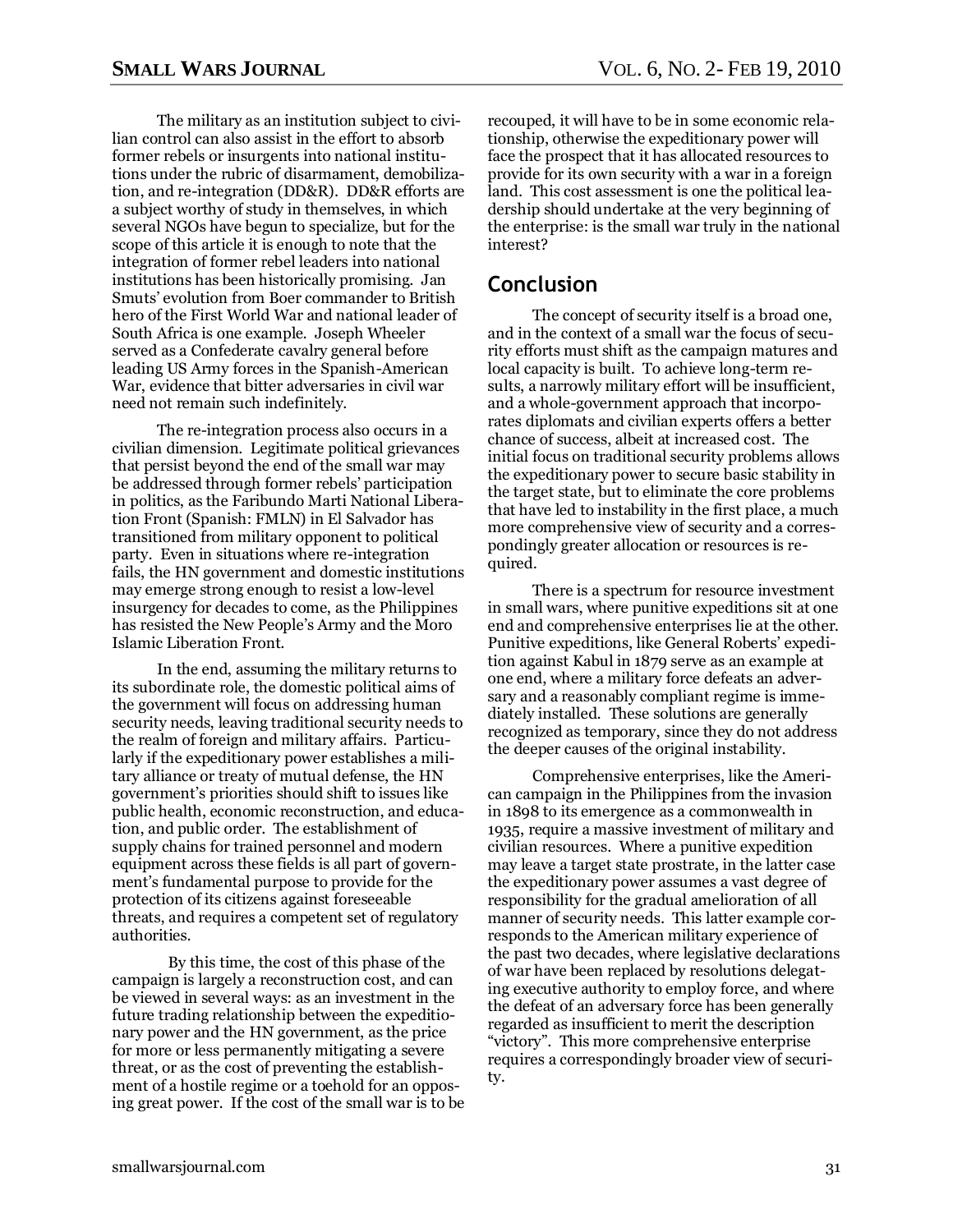The military as an institution subject to civilian control can also assist in the effort to absorb former rebels or insurgents into national institutions under the rubric of disarmament, demobilization, and re-integration (DD&R). DD&R efforts are a subject worthy of study in themselves, in which several NGOs have begun to specialize, but for the scope of this article it is enough to note that the integration of former rebel leaders into national institutions has been historically promising. Jan Smuts' evolution from Boer commander to British hero of the First World War and national leader of South Africa is one example. Joseph Wheeler served as a Confederate cavalry general before leading US Army forces in the Spanish-American War, evidence that bitter adversaries in civil war need not remain such indefinitely.

The re-integration process also occurs in a civilian dimension. Legitimate political grievances that persist beyond the end of the small war may be addressed through former rebels' participation in politics, as the Faribundo Marti National Liberation Front (Spanish: FMLN) in El Salvador has transitioned from military opponent to political party. Even in situations where re-integration fails, the HN government and domestic institutions may emerge strong enough to resist a low-level insurgency for decades to come, as the Philippines has resisted the New People's Army and the Moro Islamic Liberation Front.

In the end, assuming the military returns to its subordinate role, the domestic political aims of the government will focus on addressing human security needs, leaving traditional security needs to the realm of foreign and military affairs. Particularly if the expeditionary power establishes a military alliance or treaty of mutual defense, the HN government's priorities should shift to issues like public health, economic reconstruction, and education, and public order. The establishment of supply chains for trained personnel and modern equipment across these fields is all part of government's fundamental purpose to provide for the protection of its citizens against foreseeable threats, and requires a competent set of regulatory authorities.

By this time, the cost of this phase of the campaign is largely a reconstruction cost, and can be viewed in several ways: as an investment in the future trading relationship between the expeditionary power and the HN government, as the price for more or less permanently mitigating a severe threat, or as the cost of preventing the establishment of a hostile regime or a toehold for an opposing great power. If the cost of the small war is to be recouped, it will have to be in some economic relationship, otherwise the expeditionary power will face the prospect that it has allocated resources to provide for its own security with a war in a foreign land. This cost assessment is one the political leadership should undertake at the very beginning of the enterprise: is the small war truly in the national interest?

## Conclusion

The concept of security itself is a broad one, and in the context of a small war the focus of security efforts must shift as the campaign matures and local capacity is built. To achieve long-term results, a narrowly military effort will be insufficient, and a whole-government approach that incorporates diplomats and civilian experts offers a better chance of success, albeit at increased cost. The initial focus on traditional security problems allows the expeditionary power to secure basic stability in the target state, but to eliminate the core problems that have led to instability in the first place, a much more comprehensive view of security and a correspondingly greater allocation or resources is required.

There is a spectrum for resource investment in small wars, where punitive expeditions sit at one end and comprehensive enterprises lie at the other. Punitive expeditions, like General Roberts' expedition against Kabul in 1879 serve as an example at one end, where a military force defeats an adversary and a reasonably compliant regime is immediately installed. These solutions are generally recognized as temporary, since they do not address the deeper causes of the original instability.

Comprehensive enterprises, like the American campaign in the Philippines from the invasion in 1898 to its emergence as a commonwealth in 1935, require a massive investment of military and civilian resources. Where a punitive expedition may leave a target state prostrate, in the latter case the expeditionary power assumes a vast degree of responsibility for the gradual amelioration of all manner of security needs. This latter example corresponds to the American military experience of the past two decades, where legislative declarations of war have been replaced by resolutions delegating executive authority to employ force, and where the defeat of an adversary force has been generally regarded as insufficient to merit the description "victory". This more comprehensive enterprise requires a correspondingly broader view of security.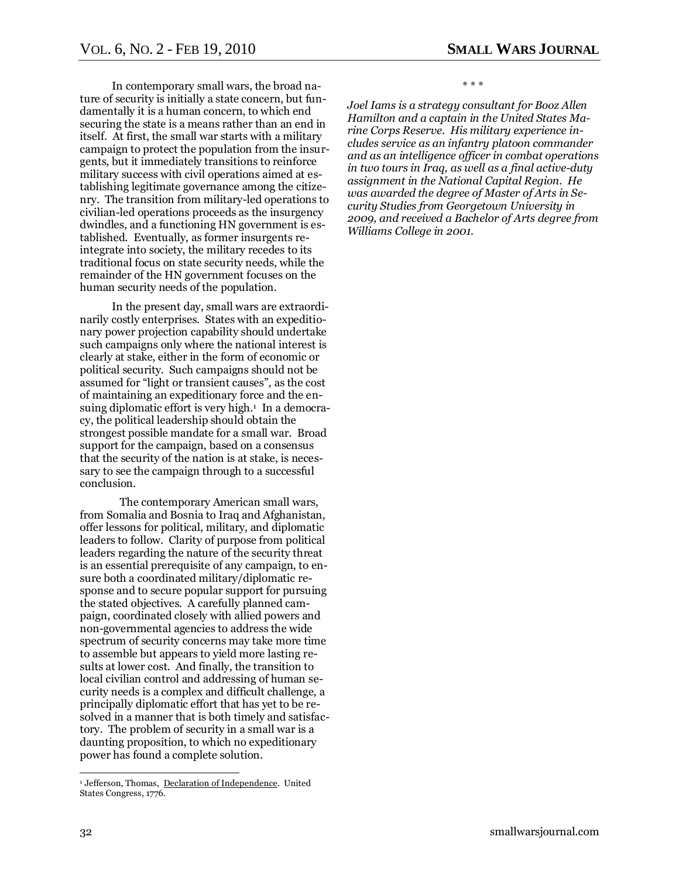In contemporary small wars, the broad nature of security is initially a state concern, but fundamentally it is a human concern, to which end securing the state is a means rather than an end in itself. At first, the small war starts with a military campaign to protect the population from the insurgents, but it immediately transitions to reinforce military success with civil operations aimed at establishing legitimate governance among the citizenry. The transition from military-led operations to civilian-led operations proceeds as the insurgency dwindles, and a functioning HN government is established. Eventually, as former insurgents reintegrate into society, the military recedes to its traditional focus on state security needs, while the remainder of the HN government focuses on the human security needs of the population.

In the present day, small wars are extraordinarily costly enterprises. States with an expeditionary power projection capability should undertake such campaigns only where the national interest is clearly at stake, either in the form of economic or political security. Such campaigns should not be assumed for "light or transient causes", as the cost of maintaining an expeditionary force and the ensuing diplomatic effort is very high.[1] In a democracy, the political leadership should obtain the strongest possible mandate for a small war. Broad support for the campaign, based on a consensus that the security of the nation is at stake, is necessary to see the campaign through to a successful conclusion.

The contemporary American small wars, from Somalia and Bosnia to Iraq and Afghanistan, offer lessons for political, military, and diplomatic leaders to follow. Clarity of purpose from political leaders regarding the nature of the security threat is an essential prerequisite of any campaign, to ensure both a coordinated military/diplomatic response and to secure popular support for pursuing the stated objectives. A carefully planned campaign, coordinated closely with allied powers and non-governmental agencies to address the wide spectrum of security concerns may take more time to assemble but appears to yield more lasting results at lower cost. And finally, the transition to local civilian control and addressing of human security needs is a complex and difficult challenge, a principally diplomatic effort that has yet to be resolved in a manner that is both timely and satisfactory. The problem of security in a small war is a daunting proposition, to which no expeditionary power has found a complete solution.

\* \* \*

*Joel Iams is a strategy consultant for Booz Allen Hamilton and a captain in the United States Marine Corps Reserve. His military experience includes service as an infantry platoon commander and as an intelligence officer in combat operations in two tours in Iraq, as well as a final active-duty assignment in the National Capital Region. He was awarded the degree of Master of Arts in Security Studies from Georgetown University in 2009, and received a Bachelor of Arts degree from Williams College in 2001.*

---

[1] Jefferson, Thomas, Declaration of Independence. United States Congress, 1776.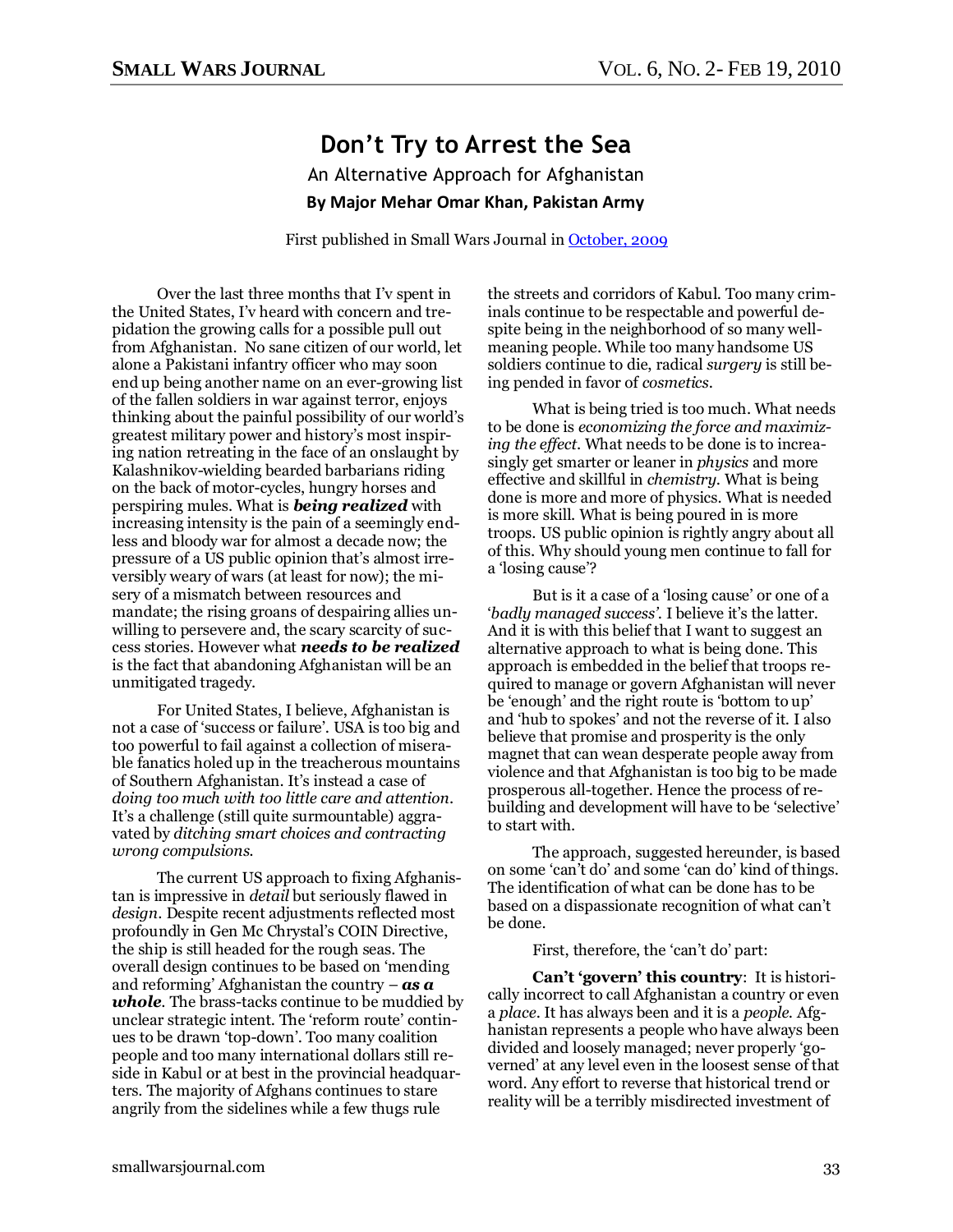# Don't Try to Arrest the Sea

An Alternative Approach for Afghanistan

**By Major Mehar Omar Khan, Pakistan Army**

First published in Small Wars Journal in October, 2009

Over the last three months that I'v spent in the United States, I'v heard with concern and trepidation the growing calls for a possible pull out from Afghanistan. No sane citizen of our world, let alone a Pakistani infantry officer who may soon end up being another name on an ever-growing list of the fallen soldiers in war against terror, enjoys thinking about the painful possibility of our world's greatest military power and history's most inspiring nation retreating in the face of an onslaught by Kalashnikov-wielding bearded barbarians riding on the back of motor-cycles, hungry horses and perspiring mules. What is ***being realized*** with increasing intensity is the pain of a seemingly endless and bloody war for almost a decade now; the pressure of a US public opinion that's almost irreversibly weary of wars (at least for now); the misery of a mismatch between resources and mandate; the rising groans of despairing allies unwilling to persevere and, the scary scarcity of success stories. However what ***needs to be realized*** is the fact that abandoning Afghanistan will be an unmitigated tragedy.

For United States, I believe, Afghanistan is not a case of 'success or failure'. USA is too big and too powerful to fail against a collection of miserable fanatics holed up in the treacherous mountains of Southern Afghanistan. It's instead a case of *doing too much with too little care and attention*. It's a challenge (still quite surmountable) aggravated by *ditching smart choices and contracting wrong compulsions.*

The current US approach to fixing Afghanistan is impressive in *detail* but seriously flawed in *design*. Despite recent adjustments reflected most profoundly in Gen Mc Chrystal's COIN Directive, the ship is still headed for the rough seas. The overall design continues to be based on 'mending and reforming' Afghanistan the country – ***as a whole***. The brass-tacks continue to be muddied by unclear strategic intent. The 'reform route' continues to be drawn 'top-down'. Too many coalition people and too many international dollars still reside in Kabul or at best in the provincial headquarters. The majority of Afghans continues to stare angrily from the sidelines while a few thugs rule the streets and corridors of Kabul. Too many criminals continue to be respectable and powerful despite being in the neighborhood of so many well-meaning people. While too many handsome US soldiers continue to die, radical *surgery* is still being pended in favor of *cosmetics*.

What is being tried is too much. What needs to be done is *economizing the force and maximizing the effect*. What needs to be done is to increasingly get smarter or leaner in *physics* and more effective and skillful in *chemistry*. What is being done is more and more of physics. What is needed is more skill. What is being poured in is more troops. US public opinion is rightly angry about all of this. Why should young men continue to fall for a 'losing cause'?

But is it a case of a 'losing cause' or one of a '*badly managed success'*. I believe it's the latter. And it is with this belief that I want to suggest an alternative approach to what is being done. This approach is embedded in the belief that troops required to manage or govern Afghanistan will never be 'enough' and the right route is 'bottom to up' and 'hub to spokes' and not the reverse of it. I also believe that promise and prosperity is the only magnet that can wean desperate people away from violence and that Afghanistan is too big to be made prosperous all-together. Hence the process of rebuilding and development will have to be 'selective' to start with.

The approach, suggested hereunder, is based on some 'can't do' and some 'can do' kind of things. The identification of what can be done has to be based on a dispassionate recognition of what can't be done.

First, therefore, the 'can't do' part:

**Can't 'govern' this country**: It is historically incorrect to call Afghanistan a country or even a *place*. It has always been and it is a *people*. Afghanistan represents a people who have always been divided and loosely managed; never properly 'governed' at any level even in the loosest sense of that word. Any effort to reverse that historical trend or reality will be a terribly misdirected investment of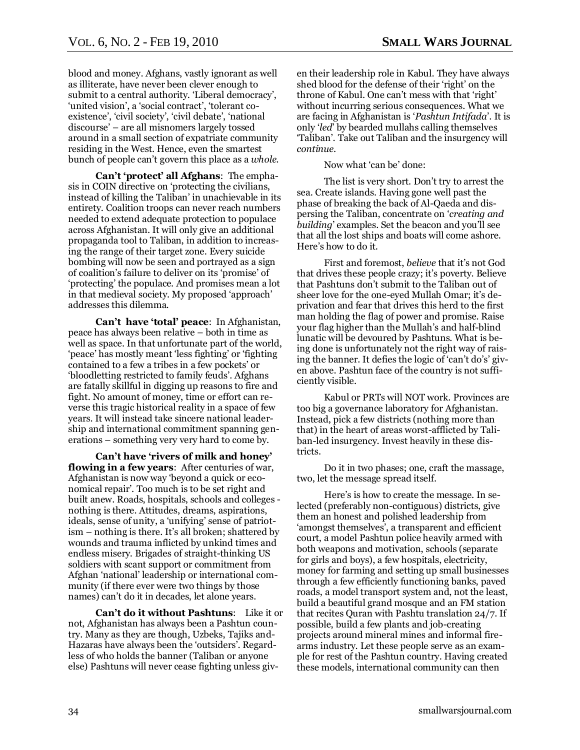blood and money. Afghans, vastly ignorant as well as illiterate, have never been clever enough to submit to a central authority. 'Liberal democracy', 'united vision', a 'social contract', 'tolerant co-existence', 'civil society', 'civil debate', 'national discourse' – are all misnomers largely tossed around in a small section of expatriate community residing in the West. Hence, even the smartest bunch of people can't govern this place as a *whole*.

**Can't 'protect' all Afghans**: The emphasis in COIN directive on 'protecting the civilians, instead of killing the Taliban' in unachievable in its entirety. Coalition troops can never reach numbers needed to extend adequate protection to populace across Afghanistan. It will only give an additional propaganda tool to Taliban, in addition to increasing the range of their target zone. Every suicide bombing will now be seen and portrayed as a sign of coalition's failure to deliver on its 'promise' of 'protecting' the populace. And promises mean a lot in that medieval society. My proposed 'approach' addresses this dilemma.

**Can't have 'total' peace**: In Afghanistan, peace has always been relative – both in time as well as space. In that unfortunate part of the world, 'peace' has mostly meant 'less fighting' or 'fighting contained to a few a tribes in a few pockets' or 'bloodletting restricted to family feuds'. Afghans are fatally skillful in digging up reasons to fire and fight. No amount of money, time or effort can reverse this tragic historical reality in a space of few years. It will instead take sincere national leadership and international commitment spanning generations – something very very hard to come by.

**Can't have 'rivers of milk and honey' flowing in a few years**: After centuries of war, Afghanistan is now way 'beyond a quick or economical repair'. Too much is to be set right and built anew. Roads, hospitals, schools and colleges - nothing is there. Attitudes, dreams, aspirations, ideals, sense of unity, a 'unifying' sense of patriotism – nothing is there. It's all broken; shattered by wounds and trauma inflicted by unkind times and endless misery. Brigades of straight-thinking US soldiers with scant support or commitment from Afghan 'national' leadership or international community (if there ever were two things by those names) can't do it in decades, let alone years.

**Can't do it without Pashtuns**: Like it or not, Afghanistan has always been a Pashtun country. Many as they are though, Uzbeks, Tajiks and Hazaras have always been the 'outsiders'. Regardless of who holds the banner (Taliban or anyone else) Pashtuns will never cease fighting unless given their leadership role in Kabul. They have always shed blood for the defense of their 'right' on the throne of Kabul. One can't mess with that 'right' without incurring serious consequences. What we are facing in Afghanistan is '*Pashtun Intifada*'. It is only '*led*' by bearded mullahs calling themselves 'Taliban'. Take out Taliban and the insurgency will *continue*.

Now what 'can be' done:

The list is very short. Don't try to arrest the sea. Create islands. Having gone well past the phase of breaking the back of Al-Qaeda and dispersing the Taliban, concentrate on '*creating and building*' examples. Set the beacon and you'll see that all the lost ships and boats will come ashore. Here's how to do it.

First and foremost, *believe* that it's not God that drives these people crazy; it's poverty. Believe that Pashtuns don't submit to the Taliban out of sheer love for the one-eyed Mullah Omar; it's deprivation and fear that drives this herd to the first man holding the flag of power and promise. Raise your flag higher than the Mullah's and half-blind lunatic will be devoured by Pashtuns. What is being done is unfortunately not the right way of raising the banner. It defies the logic of 'can't do's' given above. Pashtun face of the country is not sufficiently visible.

Kabul or PRTs will NOT work. Provinces are too big a governance laboratory for Afghanistan. Instead, pick a few districts (nothing more than that) in the heart of areas worst-afflicted by Taliban-led insurgency. Invest heavily in these districts.

Do it in two phases; one, craft the massage, two, let the massage spread itself.

Here's how to create the message. In selected (preferably non-contiguous) districts, give them an honest and polished leadership from 'amongst themselves', a transparent and efficient court, a model Pashtun police heavily armed with both weapons and motivation, schools (separate for girls and boys), a few hospitals, electricity, money for farming and setting up small businesses through a few efficiently functioning banks, paved roads, a model transport system and, not the least, build a beautiful grand mosque and an FM station that recites Quran with Pashtu translation 24/7. If possible, build a few plants and job-creating projects around mineral mines and informal firearms industry. Let these people serve as an example for rest of the Pashtun country. Having created these models, international community can then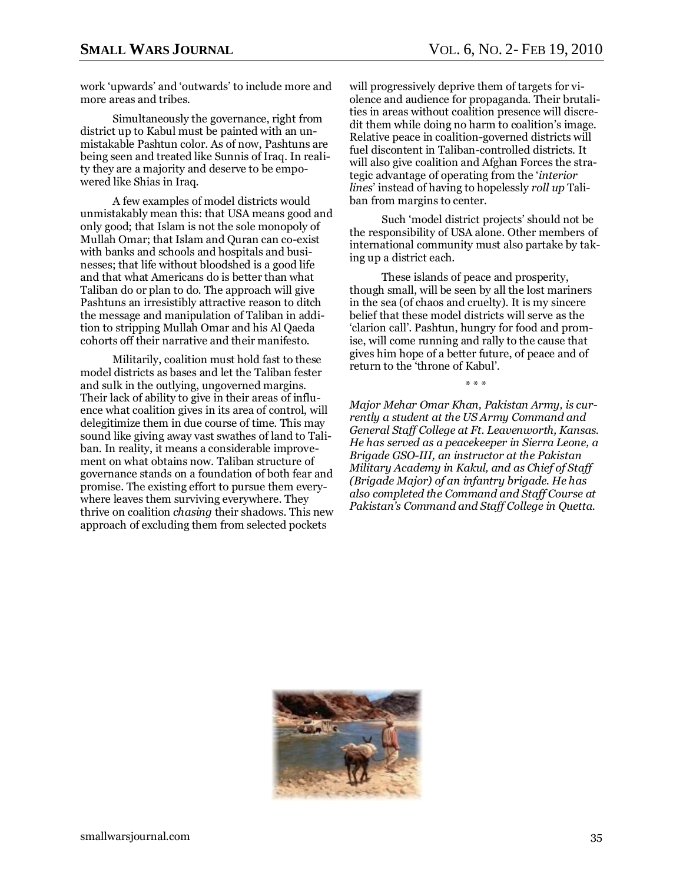work 'upwards' and 'outwards' to include more and more areas and tribes.

Simultaneously the governance, right from district up to Kabul must be painted with an unmistakable Pashtun color. As of now, Pashtuns are being seen and treated like Sunnis of Iraq. In reality they are a majority and deserve to be empowered like Shias in Iraq.

A few examples of model districts would unmistakably mean this: that USA means good and only good; that Islam is not the sole monopoly of Mullah Omar; that Islam and Quran can co-exist with banks and schools and hospitals and businesses; that life without bloodshed is a good life and that what Americans do is better than what Taliban do or plan to do. The approach will give Pashtuns an irresistibly attractive reason to ditch the message and manipulation of Taliban in addition to stripping Mullah Omar and his Al Qaeda cohorts off their narrative and their manifesto.

Militarily, coalition must hold fast to these model districts as bases and let the Taliban fester and sulk in the outlying, ungoverned margins. Their lack of ability to give in their areas of influence what coalition gives in its area of control, will delegitimize them in due course of time. This may sound like giving away vast swathes of land to Taliban. In reality, it means a considerable improvement on what obtains now. Taliban structure of governance stands on a foundation of both fear and promise. The existing effort to pursue them everywhere leaves them surviving everywhere. They thrive on coalition *chasing* their shadows. This new approach of excluding them from selected pockets will progressively deprive them of targets for violence and audience for propaganda. Their brutalities in areas without coalition presence will discredit them while doing no harm to coalition's image. Relative peace in coalition-governed districts will fuel discontent in Taliban-controlled districts. It will also give coalition and Afghan Forces the strategic advantage of operating from the '*interior lines*' instead of having to hopelessly *roll up* Taliban from margins to center.

Such 'model district projects' should not be the responsibility of USA alone. Other members of international community must also partake by taking up a district each.

These islands of peace and prosperity, though small, will be seen by all the lost mariners in the sea (of chaos and cruelty). It is my sincere belief that these model districts will serve as the 'clarion call'. Pashtun, hungry for food and promise, will come running and rally to the cause that gives him hope of a better future, of peace and of return to the 'throne of Kabul'.

\* \* \*

*Major Mehar Omar Khan, Pakistan Army, is currently a student at the US Army Command and General Staff College at Ft. Leavenworth, Kansas. He has served as a peacekeeper in Sierra Leone, a Brigade GSO-III, an instructor at the Pakistan Military Academy in Kakul, and as Chief of Staff (Brigade Major) of an infantry brigade. He has also completed the Command and Staff Course at Pakistan's Command and Staff College in Quetta.*